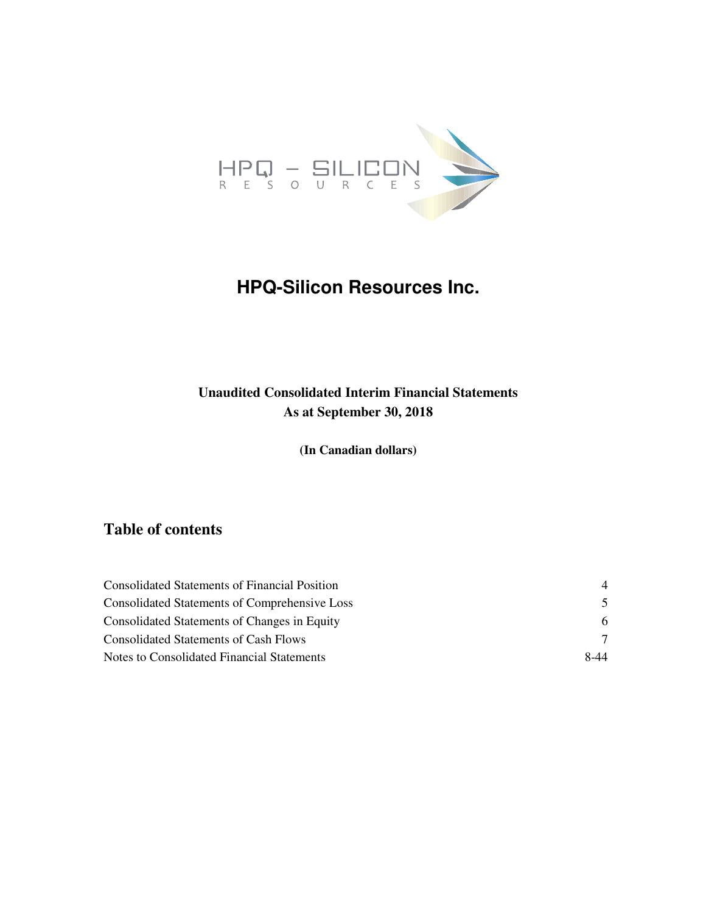# HPQ-Silicon Resources Inc.

**Unaudited Consolidated Interim Financial Statements**
**As at September 30, 2018**

**(In Canadian dollars)**

## Table of contents

| | |
|---|---|
| Consolidated Statements of Financial Position | 4 |
| Consolidated Statements of Comprehensive Loss | 5 |
| Consolidated Statements of Changes in Equity | 6 |
| Consolidated Statements of Cash Flows | 7 |
| Notes to Consolidated Financial Statements | 8-44 |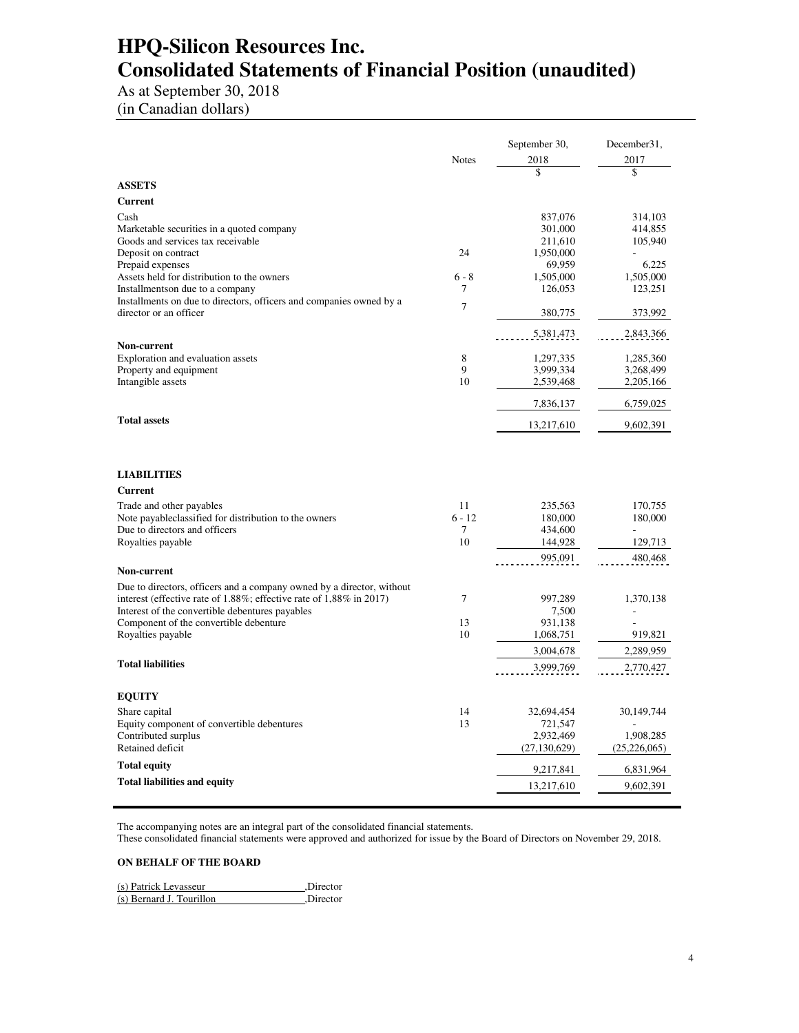# HPQ-Silicon Resources Inc.
# Consolidated Statements of Financial Position (unaudited)

As at September 30, 2018
(in Canadian dollars)

| | Notes | September 30, 2018 | December31, 2017 |
|---|---|---|---|
| | | $ | $ |
| **ASSETS** | | | |
| **Current** | | | |
| Cash | | 837,076 | 314,103 |
| Marketable securities in a quoted company | | 301,000 | 414,855 |
| Goods and services tax receivable | | 211,610 | 105,940 |
| Deposit on contract | 24 | 1,950,000 | - |
| Prepaid expenses | | 69,959 | 6,225 |
| Assets held for distribution to the owners | 6 - 8 | 1,505,000 | 1,505,000 |
| Installmentson due to a company | 7 | 126,053 | 123,251 |
| Installments on due to directors, officers and companies owned by a director or an officer | 7 | 380,775 | 373,992 |
| | | 5,381,473 | 2,843,366 |
| **Non-current** | | | |
| Exploration and evaluation assets | 8 | 1,297,335 | 1,285,360 |
| Property and equipment | 9 | 3,999,334 | 3,268,499 |
| Intangible assets | 10 | 2,539,468 | 2,205,166 |
| | | 7,836,137 | 6,759,025 |
| **Total assets** | | 13,217,610 | 9,602,391 |
| **LIABILITIES** | | | |
| **Current** | | | |
| Trade and other payables | 11 | 235,563 | 170,755 |
| Note payableclassified for distribution to the owners | 6 - 12 | 180,000 | 180,000 |
| Due to directors and officers | 7 | 434,600 | - |
| Royalties payable | 10 | 144,928 | 129,713 |
| | | 995,091 | 480,468 |
| **Non-current** | | | |
| Due to directors, officers and a company owned by a director, without interest (effective rate of 1.88%; effective rate of 1,88% in 2017) | 7 | 997,289 | 1,370,138 |
| Interest of the convertible debentures payables | | 7,500 | - |
| Component of the convertible debenture | 13 | 931,138 | - |
| Royalties payable | 10 | 1,068,751 | 919,821 |
| | | 3,004,678 | 2,289,959 |
| **Total liabilities** | | 3,999,769 | 2,770,427 |
| **EQUITY** | | | |
| Share capital | 14 | 32,694,454 | 30,149,744 |
| Equity component of convertible debentures | 13 | 721,547 | - |
| Contributed surplus | | 2,932,469 | 1,908,285 |
| Retained deficit | | (27,130,629) | (25,226,065) |
| **Total equity** | | 9,217,841 | 6,831,964 |
| **Total liabilities and equity** | | 13,217,610 | 9,602,391 |

The accompanying notes are an integral part of the consolidated financial statements.
These consolidated financial statements were approved and authorized for issue by the Board of Directors on November 29, 2018.

**ON BEHALF OF THE BOARD**

(s) Patrick Levasseur ,Director
(s) Bernard J. Tourillon ,Director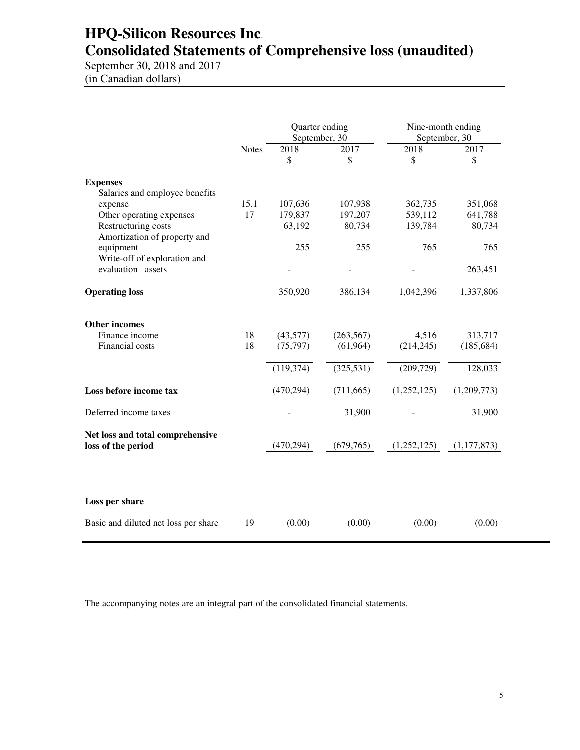# HPQ-Silicon Resources Inc.
# Consolidated Statements of Comprehensive loss (unaudited)

September 30, 2018 and 2017
(in Canadian dollars)

| | | Quarter ending September, 30 | | Nine-month ending September, 30 | |
|---|---|---|---|---|---|
| | Notes | 2018 | 2017 | 2018 | 2017 |
| | | $ | $ | $ | $ |
| **Expenses** | | | | | |
| Salaries and employee benefits expense | 15.1 | 107,636 | 107,938 | 362,735 | 351,068 |
| Other operating expenses | 17 | 179,837 | 197,207 | 539,112 | 641,788 |
| Restructuring costs | | 63,192 | 80,734 | 139,784 | 80,734 |
| Amortization of property and equipment | | 255 | 255 | 765 | 765 |
| Write-off of exploration and evaluation assets | | - | - | - | 263,451 |
| **Operating loss** | | 350,920 | 386,134 | 1,042,396 | 1,337,806 |
| **Other incomes** | | | | | |
| Finance income | 18 | (43,577) | (263,567) | 4,516 | 313,717 |
| Financial costs | 18 | (75,797) | (61,964) | (214,245) | (185,684) |
| | | (119,374) | (325,531) | (209,729) | 128,033 |
| **Loss before income tax** | | (470,294) | (711,665) | (1,252,125) | (1,209,773) |
| Deferred income taxes | | - | 31,900 | - | 31,900 |
| **Net loss and total comprehensive loss of the period** | | (470,294) | (679,765) | (1,252,125) | (1,177,873) |
| **Loss per share** | | | | | |
| Basic and diluted net loss per share | 19 | (0.00) | (0.00) | (0.00) | (0.00) |

The accompanying notes are an integral part of the consolidated financial statements.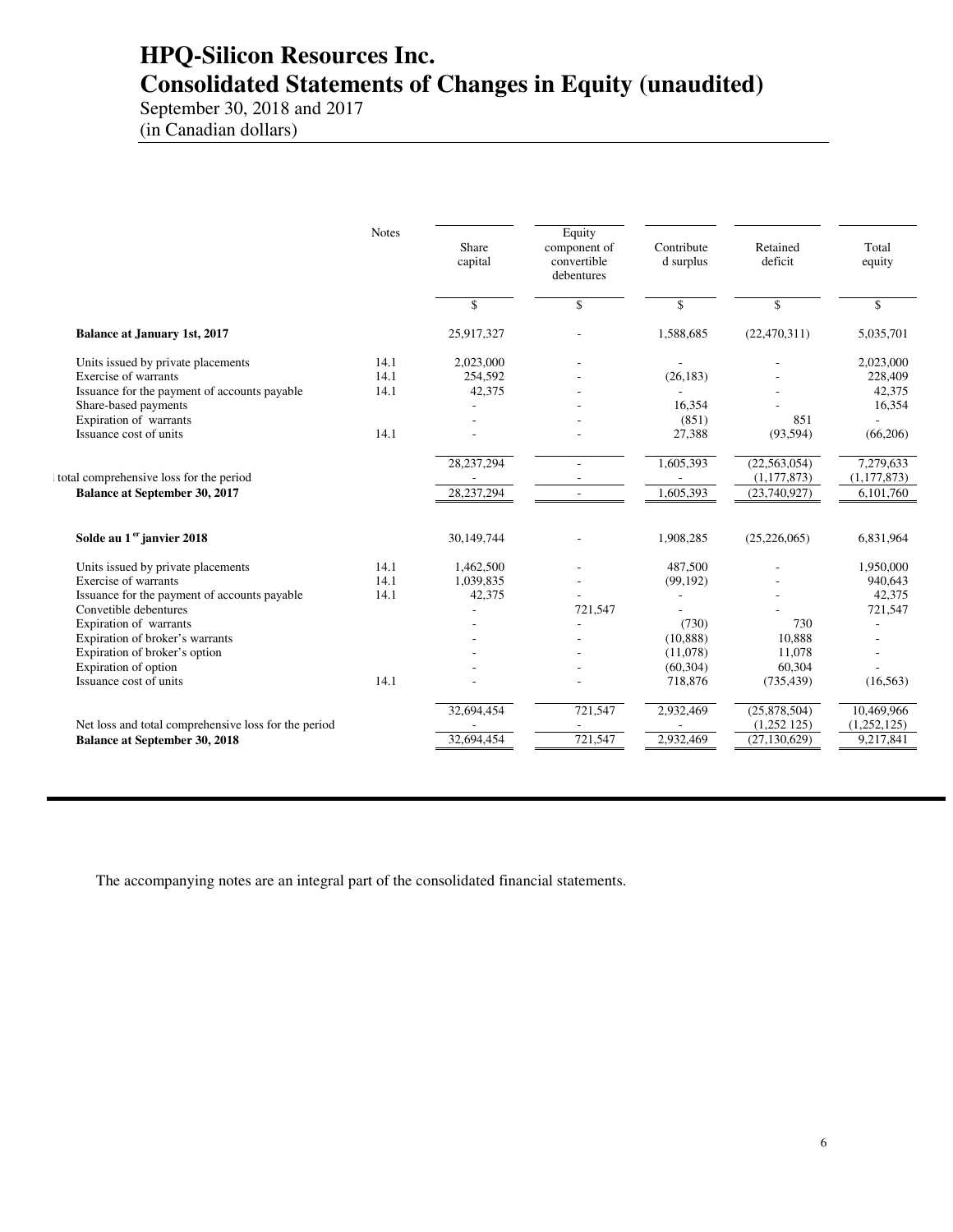# HPQ-Silicon Resources Inc.
# Consolidated Statements of Changes in Equity (unaudited)

September 30, 2018 and 2017
(in Canadian dollars)

| | Notes | Share capital | Equity component of convertible debentures | Contribute d surplus | Retained deficit | Total equity |
|---|---|---|---|---|---|---|
| | | $ | $ | $ | $ | $ |
| **Balance at January 1st, 2017** | | 25,917,327 | - | 1,588,685 | (22,470,311) | 5,035,701 |
| Units issued by private placements | 14.1 | 2,023,000 | - | - | - | 2,023,000 |
| Exercise of warrants | 14.1 | 254,592 | - | (26,183) | - | 228,409 |
| Issuance for the payment of accounts payable | 14.1 | 42,375 | - | - | - | 42,375 |
| Share-based payments | | - | - | 16,354 | - | 16,354 |
| Expiration of warrants | | - | - | (851) | 851 | - |
| Issuance cost of units | 14.1 | - | - | 27,388 | (93,594) | (66,206) |
| | | 28,237,294 | - | 1,605,393 | (22,563,054) | 7,279,633 |
| total comprehensive loss for the period | | - | - | - | (1,177,873) | (1,177,873) |
| **Balance at September 30, 2017** | | 28,237,294 | - | 1,605,393 | (23,740,927) | 6,101,760 |
| **Solde au 1er janvier 2018** | | 30,149,744 | - | 1,908,285 | (25,226,065) | 6,831,964 |
| Units issued by private placements | 14.1 | 1,462,500 | - | 487,500 | - | 1,950,000 |
| Exercise of warrants | 14.1 | 1,039,835 | - | (99,192) | - | 940,643 |
| Issuance for the payment of accounts payable | 14.1 | 42,375 | - | - | - | 42,375 |
| Convetible debentures | | - | 721,547 | - | - | 721,547 |
| Expiration of warrants | | - | - | (730) | 730 | - |
| Expiration of broker's warrants | | - | - | (10,888) | 10,888 | - |
| Expiration of broker's option | | - | - | (11,078) | 11,078 | - |
| Expiration of option | | - | - | (60,304) | 60,304 | - |
| Issuance cost of units | 14.1 | - | - | 718,876 | (735,439) | (16,563) |
| | | 32,694,454 | 721,547 | 2,932,469 | (25,878,504) | 10,469,966 |
| Net loss and total comprehensive loss for the period | | - | - | - | (1,252 125) | (1,252,125) |
| **Balance at September 30, 2018** | | 32,694,454 | 721,547 | 2,932,469 | (27,130,629) | 9,217,841 |

The accompanying notes are an integral part of the consolidated financial statements.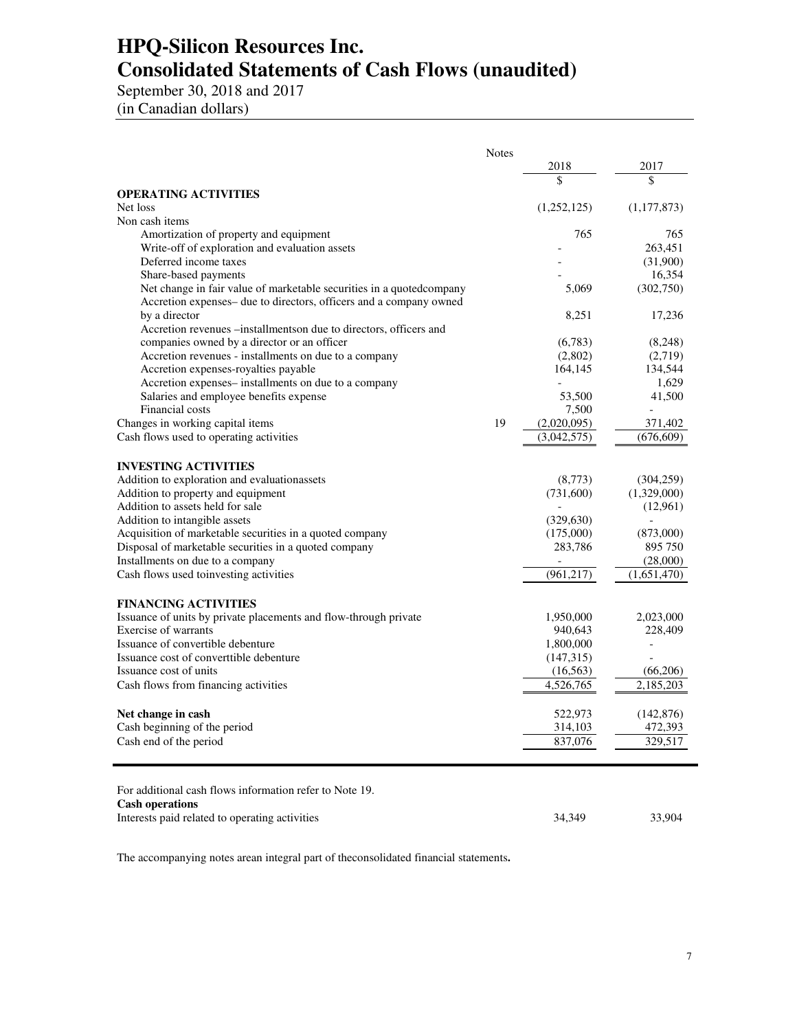# HPQ-Silicon Resources Inc.
# Consolidated Statements of Cash Flows (unaudited)

September 30, 2018 and 2017
(in Canadian dollars)

| | Notes | 2018 | 2017 |
|---|---|---|---|
| | | $ | $ |
| **OPERATING ACTIVITIES** | | | |
| Net loss | | (1,252,125) | (1,177,873) |
| Non cash items | | | |
| Amortization of property and equipment | | 765 | 765 |
| Write-off of exploration and evaluation assets | | - | 263,451 |
| Deferred income taxes | | - | (31,900) |
| Share-based payments | | - | 16,354 |
| Net change in fair value of marketable securities in a quotedcompany | | 5,069 | (302,750) |
| Accretion expenses– due to directors, officers and a company owned by a director | | 8,251 | 17,236 |
| Accretion revenues –installmentson due to directors, officers and companies owned by a director or an officer | | (6,783) | (8,248) |
| Accretion revenues - installments on due to a company | | (2,802) | (2,719) |
| Accretion expenses-royalties payable | | 164,145 | 134,544 |
| Accretion expenses– installments on due to a company | | - | 1,629 |
| Salaries and employee benefits expense | | 53,500 | 41,500 |
| Financial costs | | 7,500 | - |
| Changes in working capital items | 19 | (2,020,095) | 371,402 |
| Cash flows used to operating activities | | (3,042,575) | (676,609) |
| **INVESTING ACTIVITIES** | | | |
| Addition to exploration and evaluationassets | | (8,773) | (304,259) |
| Addition to property and equipment | | (731,600) | (1,329,000) |
| Addition to assets held for sale | | - | (12,961) |
| Addition to intangible assets | | (329,630) | - |
| Acquisition of marketable securities in a quoted company | | (175,000) | (873,000) |
| Disposal of marketable securities in a quoted company | | 283,786 | 895 750 |
| Installments on due to a company | | - | (28,000) |
| Cash flows used toinvesting activities | | (961,217) | (1,651,470) |
| **FINANCING ACTIVITIES** | | | |
| Issuance of units by private placements and flow-through private | | 1,950,000 | 2,023,000 |
| Exercise of warrants | | 940,643 | 228,409 |
| Issuance of convertible debenture | | 1,800,000 | - |
| Issuance cost of converttible debenture | | (147,315) | - |
| Issuance cost of units | | (16,563) | (66,206) |
| Cash flows from financing activities | | 4,526,765 | 2,185,203 |
| **Net change in cash** | | 522,973 | (142,876) |
| Cash beginning of the period | | 314,103 | 472,393 |
| Cash end of the period | | 837,076 | 329,517 |

For additional cash flows information refer to Note 19.

| | | 2018 | 2017 |
|---|---|---|---|
| **Cash operations** | | | |
| Interests paid related to operating activities | | 34,349 | 33,904 |

The accompanying notes arean integral part of theconsolidated financial statements.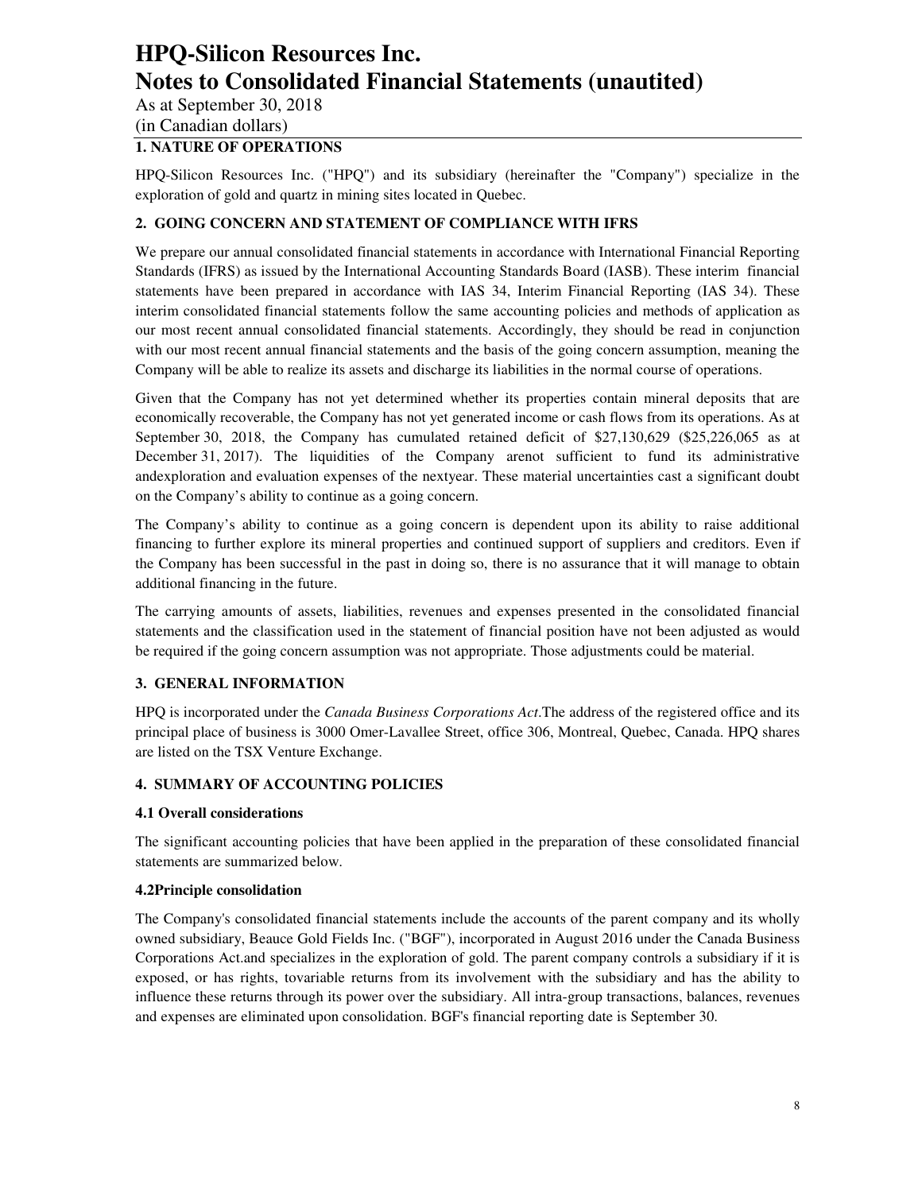# HPQ-Silicon Resources Inc.
# Notes to Consolidated Financial Statements (unautited)

As at September 30, 2018
(in Canadian dollars)

## 1. NATURE OF OPERATIONS

HPQ-Silicon Resources Inc. ("HPQ") and its subsidiary (hereinafter the "Company") specialize in the exploration of gold and quartz in mining sites located in Quebec.

## 2. GOING CONCERN AND STATEMENT OF COMPLIANCE WITH IFRS

We prepare our annual consolidated financial statements in accordance with International Financial Reporting Standards (IFRS) as issued by the International Accounting Standards Board (IASB). These interim financial statements have been prepared in accordance with IAS 34, Interim Financial Reporting (IAS 34). These interim consolidated financial statements follow the same accounting policies and methods of application as our most recent annual consolidated financial statements. Accordingly, they should be read in conjunction with our most recent annual financial statements and the basis of the going concern assumption, meaning the Company will be able to realize its assets and discharge its liabilities in the normal course of operations.

Given that the Company has not yet determined whether its properties contain mineral deposits that are economically recoverable, the Company has not yet generated income or cash flows from its operations. As at September 30, 2018, the Company has cumulated retained deficit of $27,130,629 ($25,226,065 as at December 31, 2017). The liquidities of the Company arenot sufficient to fund its administrative andexploration and evaluation expenses of the nextyear. These material uncertainties cast a significant doubt on the Company's ability to continue as a going concern.

The Company's ability to continue as a going concern is dependent upon its ability to raise additional financing to further explore its mineral properties and continued support of suppliers and creditors. Even if the Company has been successful in the past in doing so, there is no assurance that it will manage to obtain additional financing in the future.

The carrying amounts of assets, liabilities, revenues and expenses presented in the consolidated financial statements and the classification used in the statement of financial position have not been adjusted as would be required if the going concern assumption was not appropriate. Those adjustments could be material.

## 3. GENERAL INFORMATION

HPQ is incorporated under the *Canada Business Corporations Act*.The address of the registered office and its principal place of business is 3000 Omer-Lavallee Street, office 306, Montreal, Quebec, Canada. HPQ shares are listed on the TSX Venture Exchange.

## 4. SUMMARY OF ACCOUNTING POLICIES

### 4.1 Overall considerations

The significant accounting policies that have been applied in the preparation of these consolidated financial statements are summarized below.

### 4.2Principle consolidation

The Company's consolidated financial statements include the accounts of the parent company and its wholly owned subsidiary, Beauce Gold Fields Inc. ("BGF"), incorporated in August 2016 under the Canada Business Corporations Act.and specializes in the exploration of gold. The parent company controls a subsidiary if it is exposed, or has rights, tovariable returns from its involvement with the subsidiary and has the ability to influence these returns through its power over the subsidiary. All intra-group transactions, balances, revenues and expenses are eliminated upon consolidation. BGF's financial reporting date is September 30.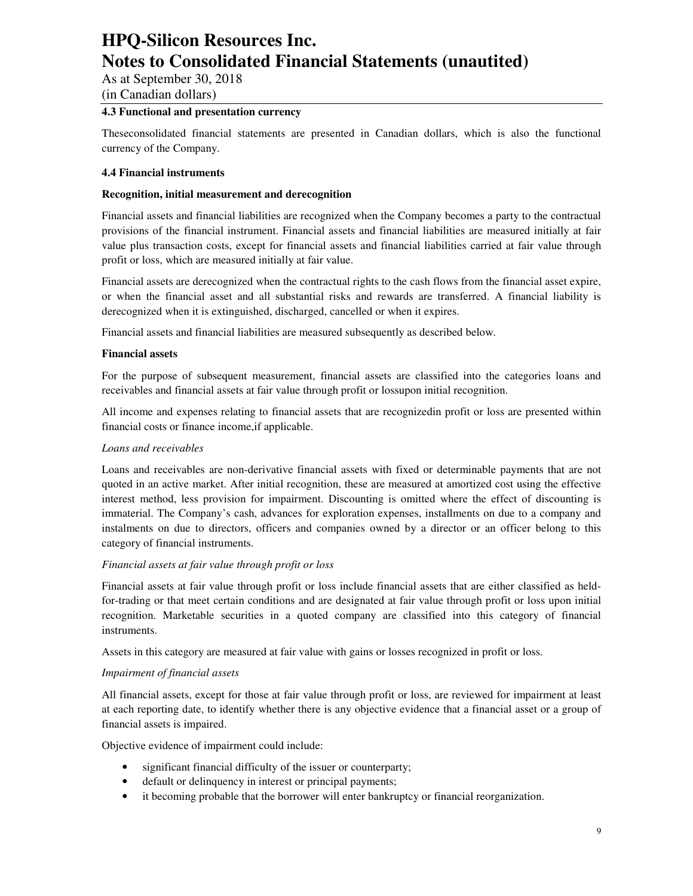### 4.3 Functional and presentation currency

Theseconsolidated financial statements are presented in Canadian dollars, which is also the functional currency of the Company.

### 4.4 Financial instruments

**Recognition, initial measurement and derecognition**

Financial assets and financial liabilities are recognized when the Company becomes a party to the contractual provisions of the financial instrument. Financial assets and financial liabilities are measured initially at fair value plus transaction costs, except for financial assets and financial liabilities carried at fair value through profit or loss, which are measured initially at fair value.

Financial assets are derecognized when the contractual rights to the cash flows from the financial asset expire, or when the financial asset and all substantial risks and rewards are transferred. A financial liability is derecognized when it is extinguished, discharged, cancelled or when it expires.

Financial assets and financial liabilities are measured subsequently as described below.

**Financial assets**

For the purpose of subsequent measurement, financial assets are classified into the categories loans and receivables and financial assets at fair value through profit or lossupon initial recognition.

All income and expenses relating to financial assets that are recognizedin profit or loss are presented within financial costs or finance income,if applicable.

*Loans and receivables*

Loans and receivables are non-derivative financial assets with fixed or determinable payments that are not quoted in an active market. After initial recognition, these are measured at amortized cost using the effective interest method, less provision for impairment. Discounting is omitted where the effect of discounting is immaterial. The Company's cash, advances for exploration expenses, installments on due to a company and instalments on due to directors, officers and companies owned by a director or an officer belong to this category of financial instruments.

*Financial assets at fair value through profit or loss*

Financial assets at fair value through profit or loss include financial assets that are either classified as held-for-trading or that meet certain conditions and are designated at fair value through profit or loss upon initial recognition. Marketable securities in a quoted company are classified into this category of financial instruments.

Assets in this category are measured at fair value with gains or losses recognized in profit or loss.

*Impairment of financial assets*

All financial assets, except for those at fair value through profit or loss, are reviewed for impairment at least at each reporting date, to identify whether there is any objective evidence that a financial asset or a group of financial assets is impaired.

Objective evidence of impairment could include:

- significant financial difficulty of the issuer or counterparty;
- default or delinquency in interest or principal payments;
- it becoming probable that the borrower will enter bankruptcy or financial reorganization.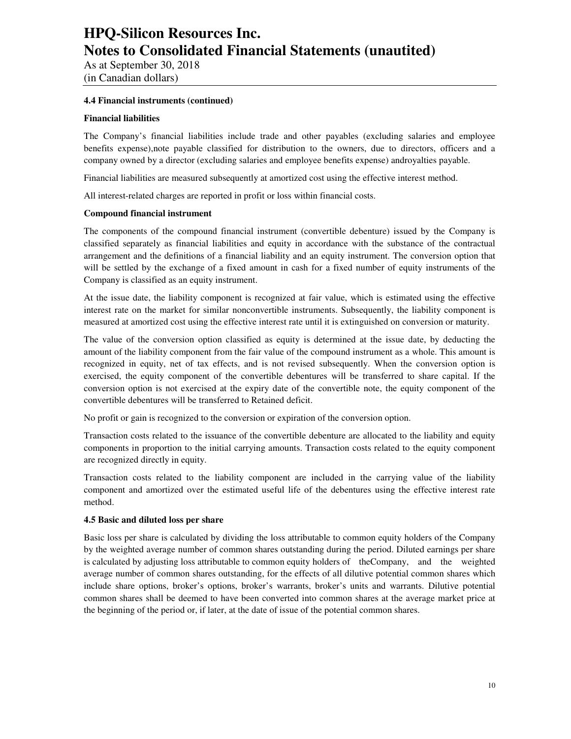**4.4 Financial instruments (continued)**

**Financial liabilities**

The Company's financial liabilities include trade and other payables (excluding salaries and employee benefits expense),note payable classified for distribution to the owners, due to directors, officers and a company owned by a director (excluding salaries and employee benefits expense) androyalties payable.

Financial liabilities are measured subsequently at amortized cost using the effective interest method.

All interest-related charges are reported in profit or loss within financial costs.

**Compound financial instrument**

The components of the compound financial instrument (convertible debenture) issued by the Company is classified separately as financial liabilities and equity in accordance with the substance of the contractual arrangement and the definitions of a financial liability and an equity instrument. The conversion option that will be settled by the exchange of a fixed amount in cash for a fixed number of equity instruments of the Company is classified as an equity instrument.

At the issue date, the liability component is recognized at fair value, which is estimated using the effective interest rate on the market for similar nonconvertible instruments. Subsequently, the liability component is measured at amortized cost using the effective interest rate until it is extinguished on conversion or maturity.

The value of the conversion option classified as equity is determined at the issue date, by deducting the amount of the liability component from the fair value of the compound instrument as a whole. This amount is recognized in equity, net of tax effects, and is not revised subsequently. When the conversion option is exercised, the equity component of the convertible debentures will be transferred to share capital. If the conversion option is not exercised at the expiry date of the convertible note, the equity component of the convertible debentures will be transferred to Retained deficit.

No profit or gain is recognized to the conversion or expiration of the conversion option.

Transaction costs related to the issuance of the convertible debenture are allocated to the liability and equity components in proportion to the initial carrying amounts. Transaction costs related to the equity component are recognized directly in equity.

Transaction costs related to the liability component are included in the carrying value of the liability component and amortized over the estimated useful life of the debentures using the effective interest rate method.

**4.5 Basic and diluted loss per share**

Basic loss per share is calculated by dividing the loss attributable to common equity holders of the Company by the weighted average number of common shares outstanding during the period. Diluted earnings per share is calculated by adjusting loss attributable to common equity holders of theCompany, and the weighted average number of common shares outstanding, for the effects of all dilutive potential common shares which include share options, broker's options, broker's warrants, broker's units and warrants. Dilutive potential common shares shall be deemed to have been converted into common shares at the average market price at the beginning of the period or, if later, at the date of issue of the potential common shares.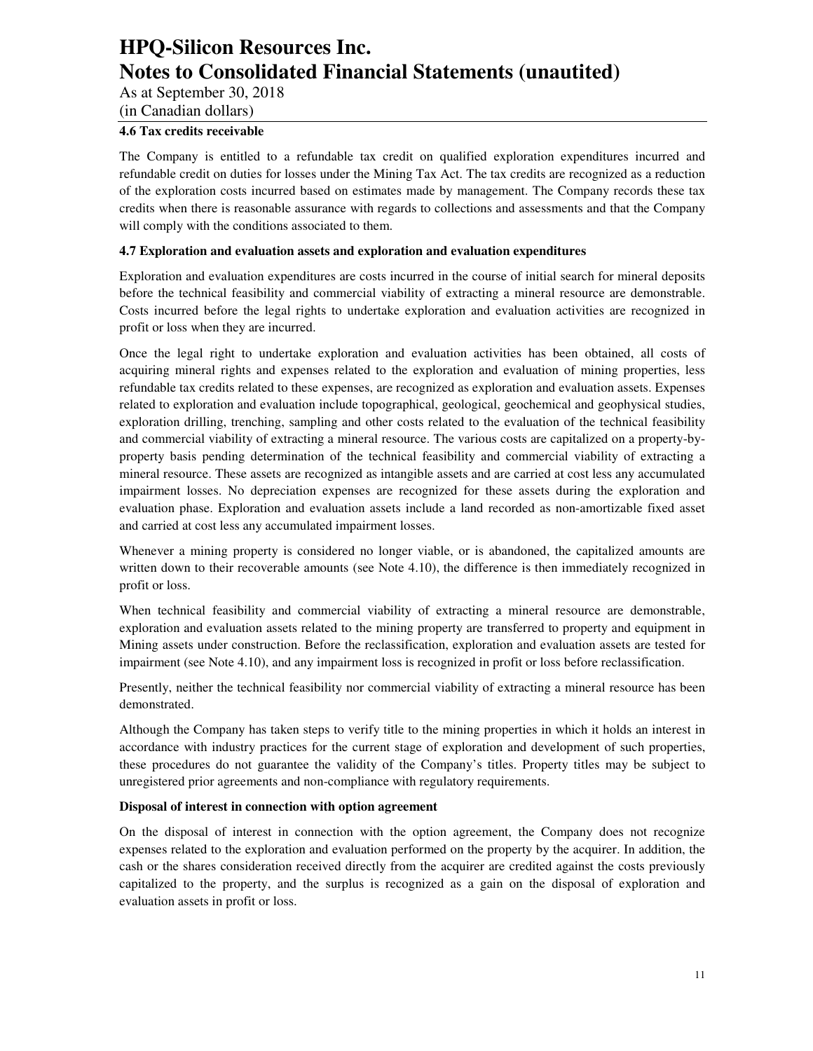#### 4.6 Tax credits receivable

The Company is entitled to a refundable tax credit on qualified exploration expenditures incurred and refundable credit on duties for losses under the Mining Tax Act. The tax credits are recognized as a reduction of the exploration costs incurred based on estimates made by management. The Company records these tax credits when there is reasonable assurance with regards to collections and assessments and that the Company will comply with the conditions associated to them.

#### 4.7 Exploration and evaluation assets and exploration and evaluation expenditures

Exploration and evaluation expenditures are costs incurred in the course of initial search for mineral deposits before the technical feasibility and commercial viability of extracting a mineral resource are demonstrable. Costs incurred before the legal rights to undertake exploration and evaluation activities are recognized in profit or loss when they are incurred.

Once the legal right to undertake exploration and evaluation activities has been obtained, all costs of acquiring mineral rights and expenses related to the exploration and evaluation of mining properties, less refundable tax credits related to these expenses, are recognized as exploration and evaluation assets. Expenses related to exploration and evaluation include topographical, geological, geochemical and geophysical studies, exploration drilling, trenching, sampling and other costs related to the evaluation of the technical feasibility and commercial viability of extracting a mineral resource. The various costs are capitalized on a property-by-property basis pending determination of the technical feasibility and commercial viability of extracting a mineral resource. These assets are recognized as intangible assets and are carried at cost less any accumulated impairment losses. No depreciation expenses are recognized for these assets during the exploration and evaluation phase. Exploration and evaluation assets include a land recorded as non-amortizable fixed asset and carried at cost less any accumulated impairment losses.

Whenever a mining property is considered no longer viable, or is abandoned, the capitalized amounts are written down to their recoverable amounts (see Note 4.10), the difference is then immediately recognized in profit or loss.

When technical feasibility and commercial viability of extracting a mineral resource are demonstrable, exploration and evaluation assets related to the mining property are transferred to property and equipment in Mining assets under construction. Before the reclassification, exploration and evaluation assets are tested for impairment (see Note 4.10), and any impairment loss is recognized in profit or loss before reclassification.

Presently, neither the technical feasibility nor commercial viability of extracting a mineral resource has been demonstrated.

Although the Company has taken steps to verify title to the mining properties in which it holds an interest in accordance with industry practices for the current stage of exploration and development of such properties, these procedures do not guarantee the validity of the Company's titles. Property titles may be subject to unregistered prior agreements and non-compliance with regulatory requirements.

**Disposal of interest in connection with option agreement**

On the disposal of interest in connection with the option agreement, the Company does not recognize expenses related to the exploration and evaluation performed on the property by the acquirer. In addition, the cash or the shares consideration received directly from the acquirer are credited against the costs previously capitalized to the property, and the surplus is recognized as a gain on the disposal of exploration and evaluation assets in profit or loss.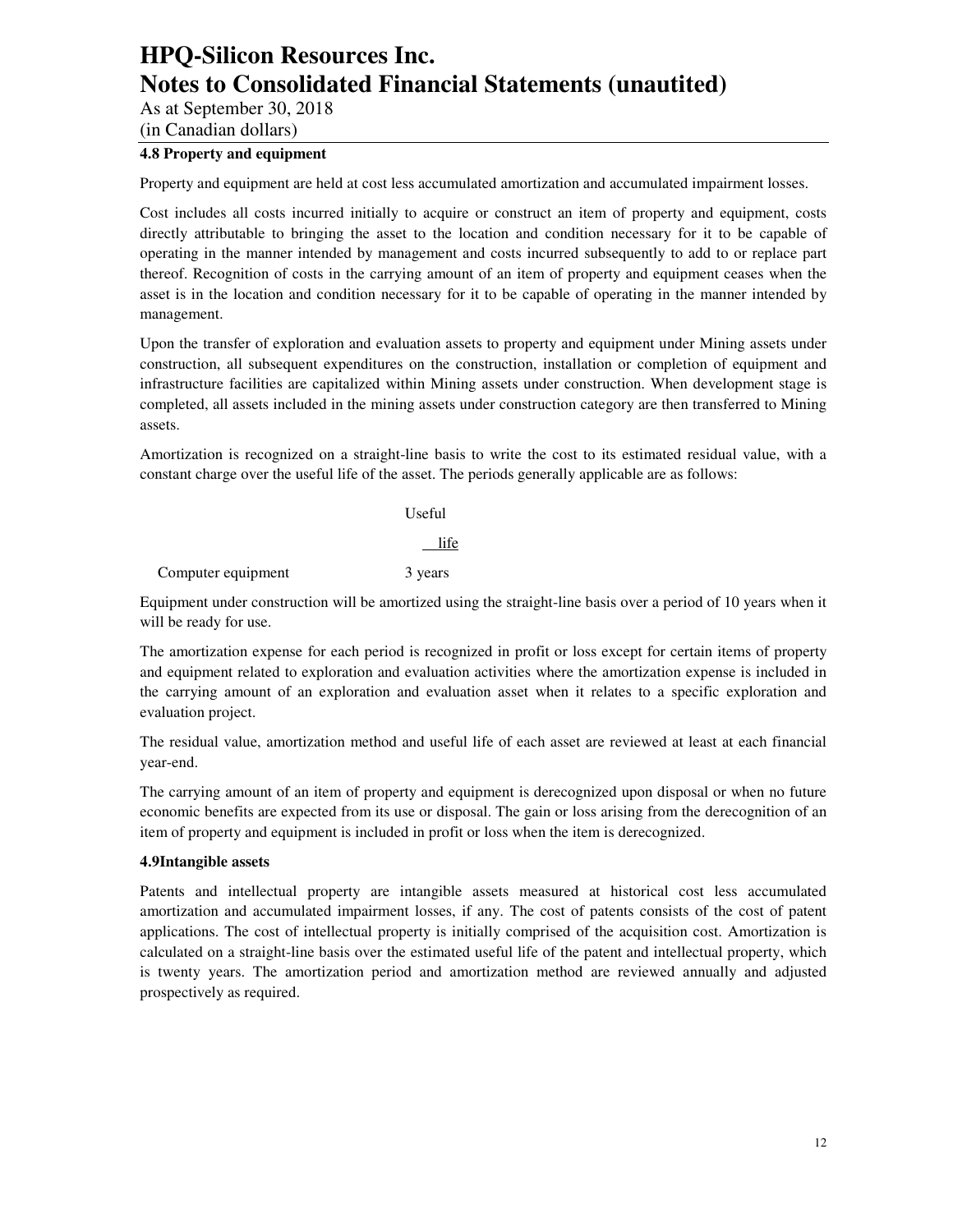### 4.8 Property and equipment

Property and equipment are held at cost less accumulated amortization and accumulated impairment losses.

Cost includes all costs incurred initially to acquire or construct an item of property and equipment, costs directly attributable to bringing the asset to the location and condition necessary for it to be capable of operating in the manner intended by management and costs incurred subsequently to add to or replace part thereof. Recognition of costs in the carrying amount of an item of property and equipment ceases when the asset is in the location and condition necessary for it to be capable of operating in the manner intended by management.

Upon the transfer of exploration and evaluation assets to property and equipment under Mining assets under construction, all subsequent expenditures on the construction, installation or completion of equipment and infrastructure facilities are capitalized within Mining assets under construction. When development stage is completed, all assets included in the mining assets under construction category are then transferred to Mining assets.

Amortization is recognized on a straight-line basis to write the cost to its estimated residual value, with a constant charge over the useful life of the asset. The periods generally applicable are as follows:

| | Useful life |
|---|---|
| Computer equipment | 3 years |

Equipment under construction will be amortized using the straight-line basis over a period of 10 years when it will be ready for use.

The amortization expense for each period is recognized in profit or loss except for certain items of property and equipment related to exploration and evaluation activities where the amortization expense is included in the carrying amount of an exploration and evaluation asset when it relates to a specific exploration and evaluation project.

The residual value, amortization method and useful life of each asset are reviewed at least at each financial year-end.

The carrying amount of an item of property and equipment is derecognized upon disposal or when no future economic benefits are expected from its use or disposal. The gain or loss arising from the derecognition of an item of property and equipment is included in profit or loss when the item is derecognized.

### 4.9Intangible assets

Patents and intellectual property are intangible assets measured at historical cost less accumulated amortization and accumulated impairment losses, if any. The cost of patents consists of the cost of patent applications. The cost of intellectual property is initially comprised of the acquisition cost. Amortization is calculated on a straight-line basis over the estimated useful life of the patent and intellectual property, which is twenty years. The amortization period and amortization method are reviewed annually and adjusted prospectively as required.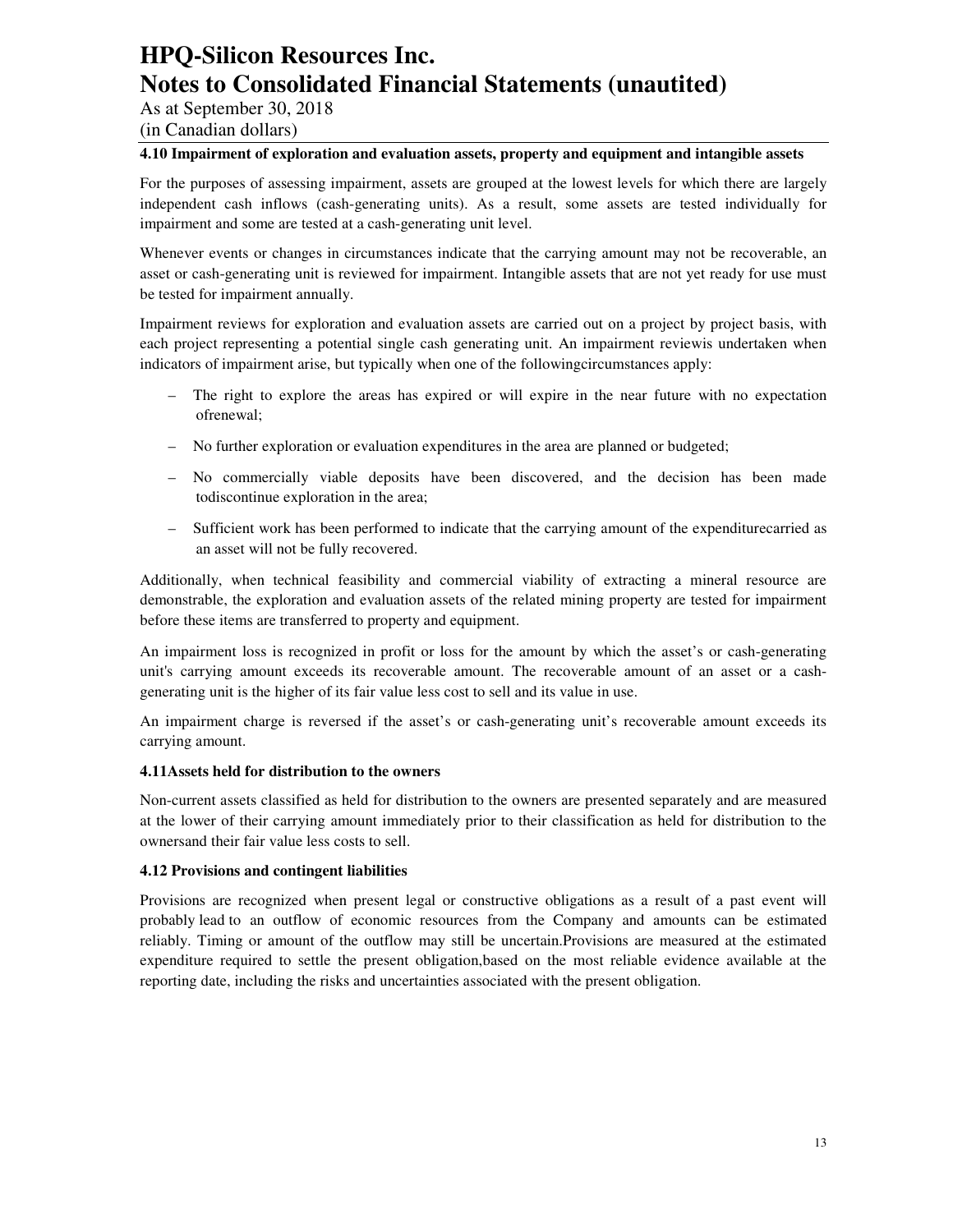### 4.10 Impairment of exploration and evaluation assets, property and equipment and intangible assets

For the purposes of assessing impairment, assets are grouped at the lowest levels for which there are largely independent cash inflows (cash-generating units). As a result, some assets are tested individually for impairment and some are tested at a cash-generating unit level.

Whenever events or changes in circumstances indicate that the carrying amount may not be recoverable, an asset or cash-generating unit is reviewed for impairment. Intangible assets that are not yet ready for use must be tested for impairment annually.

Impairment reviews for exploration and evaluation assets are carried out on a project by project basis, with each project representing a potential single cash generating unit. An impairment reviewis undertaken when indicators of impairment arise, but typically when one of the followingcircumstances apply:

- The right to explore the areas has expired or will expire in the near future with no expectation ofrenewal;
- No further exploration or evaluation expenditures in the area are planned or budgeted;
- No commercially viable deposits have been discovered, and the decision has been made todiscontinue exploration in the area;
- Sufficient work has been performed to indicate that the carrying amount of the expenditurecarried as an asset will not be fully recovered.

Additionally, when technical feasibility and commercial viability of extracting a mineral resource are demonstrable, the exploration and evaluation assets of the related mining property are tested for impairment before these items are transferred to property and equipment.

An impairment loss is recognized in profit or loss for the amount by which the asset's or cash-generating unit's carrying amount exceeds its recoverable amount. The recoverable amount of an asset or a cash-generating unit is the higher of its fair value less cost to sell and its value in use.

An impairment charge is reversed if the asset's or cash-generating unit's recoverable amount exceeds its carrying amount.

### 4.11Assets held for distribution to the owners

Non-current assets classified as held for distribution to the owners are presented separately and are measured at the lower of their carrying amount immediately prior to their classification as held for distribution to the ownersand their fair value less costs to sell.

### 4.12 Provisions and contingent liabilities

Provisions are recognized when present legal or constructive obligations as a result of a past event will probably lead to an outflow of economic resources from the Company and amounts can be estimated reliably. Timing or amount of the outflow may still be uncertain.Provisions are measured at the estimated expenditure required to settle the present obligation,based on the most reliable evidence available at the reporting date, including the risks and uncertainties associated with the present obligation.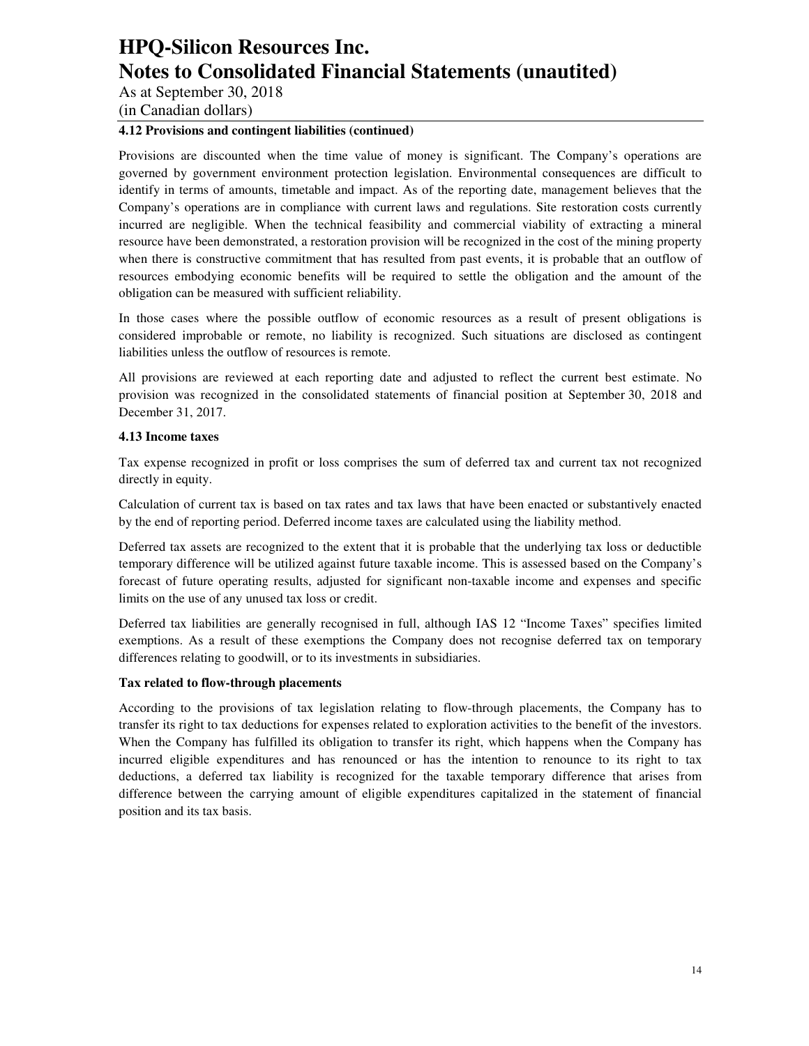#### 4.12 Provisions and contingent liabilities (continued)

Provisions are discounted when the time value of money is significant. The Company's operations are governed by government environment protection legislation. Environmental consequences are difficult to identify in terms of amounts, timetable and impact. As of the reporting date, management believes that the Company's operations are in compliance with current laws and regulations. Site restoration costs currently incurred are negligible. When the technical feasibility and commercial viability of extracting a mineral resource have been demonstrated, a restoration provision will be recognized in the cost of the mining property when there is constructive commitment that has resulted from past events, it is probable that an outflow of resources embodying economic benefits will be required to settle the obligation and the amount of the obligation can be measured with sufficient reliability.

In those cases where the possible outflow of economic resources as a result of present obligations is considered improbable or remote, no liability is recognized. Such situations are disclosed as contingent liabilities unless the outflow of resources is remote.

All provisions are reviewed at each reporting date and adjusted to reflect the current best estimate. No provision was recognized in the consolidated statements of financial position at September 30, 2018 and December 31, 2017.

#### 4.13 Income taxes

Tax expense recognized in profit or loss comprises the sum of deferred tax and current tax not recognized directly in equity.

Calculation of current tax is based on tax rates and tax laws that have been enacted or substantively enacted by the end of reporting period. Deferred income taxes are calculated using the liability method.

Deferred tax assets are recognized to the extent that it is probable that the underlying tax loss or deductible temporary difference will be utilized against future taxable income. This is assessed based on the Company's forecast of future operating results, adjusted for significant non-taxable income and expenses and specific limits on the use of any unused tax loss or credit.

Deferred tax liabilities are generally recognised in full, although IAS 12 "Income Taxes" specifies limited exemptions. As a result of these exemptions the Company does not recognise deferred tax on temporary differences relating to goodwill, or to its investments in subsidiaries.

**Tax related to flow-through placements**

According to the provisions of tax legislation relating to flow-through placements, the Company has to transfer its right to tax deductions for expenses related to exploration activities to the benefit of the investors. When the Company has fulfilled its obligation to transfer its right, which happens when the Company has incurred eligible expenditures and has renounced or has the intention to renounce to its right to tax deductions, a deferred tax liability is recognized for the taxable temporary difference that arises from difference between the carrying amount of eligible expenditures capitalized in the statement of financial position and its tax basis.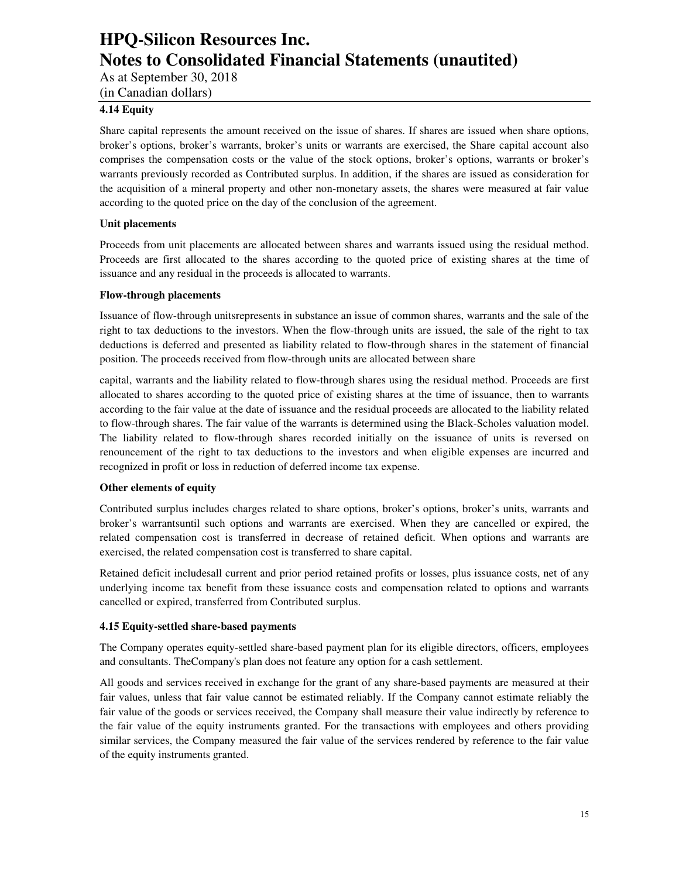### 4.14 Equity

Share capital represents the amount received on the issue of shares. If shares are issued when share options, broker's options, broker's warrants, broker's units or warrants are exercised, the Share capital account also comprises the compensation costs or the value of the stock options, broker's options, warrants or broker's warrants previously recorded as Contributed surplus. In addition, if the shares are issued as consideration for the acquisition of a mineral property and other non-monetary assets, the shares were measured at fair value according to the quoted price on the day of the conclusion of the agreement.

**Unit placements**

Proceeds from unit placements are allocated between shares and warrants issued using the residual method. Proceeds are first allocated to the shares according to the quoted price of existing shares at the time of issuance and any residual in the proceeds is allocated to warrants.

**Flow-through placements**

Issuance of flow-through unitsrepresents in substance an issue of common shares, warrants and the sale of the right to tax deductions to the investors. When the flow-through units are issued, the sale of the right to tax deductions is deferred and presented as liability related to flow-through shares in the statement of financial position. The proceeds received from flow-through units are allocated between share capital, warrants and the liability related to flow-through shares using the residual method. Proceeds are first allocated to shares according to the quoted price of existing shares at the time of issuance, then to warrants according to the fair value at the date of issuance and the residual proceeds are allocated to the liability related to flow-through shares. The fair value of the warrants is determined using the Black-Scholes valuation model. The liability related to flow-through shares recorded initially on the issuance of units is reversed on renouncement of the right to tax deductions to the investors and when eligible expenses are incurred and recognized in profit or loss in reduction of deferred income tax expense.

**Other elements of equity**

Contributed surplus includes charges related to share options, broker's options, broker's units, warrants and broker's warrantsuntil such options and warrants are exercised. When they are cancelled or expired, the related compensation cost is transferred in decrease of retained deficit. When options and warrants are exercised, the related compensation cost is transferred to share capital.

Retained deficit includesall current and prior period retained profits or losses, plus issuance costs, net of any underlying income tax benefit from these issuance costs and compensation related to options and warrants cancelled or expired, transferred from Contributed surplus.

### 4.15 Equity-settled share-based payments

The Company operates equity-settled share-based payment plan for its eligible directors, officers, employees and consultants. TheCompany's plan does not feature any option for a cash settlement.

All goods and services received in exchange for the grant of any share-based payments are measured at their fair values, unless that fair value cannot be estimated reliably. If the Company cannot estimate reliably the fair value of the goods or services received, the Company shall measure their value indirectly by reference to the fair value of the equity instruments granted. For the transactions with employees and others providing similar services, the Company measured the fair value of the services rendered by reference to the fair value of the equity instruments granted.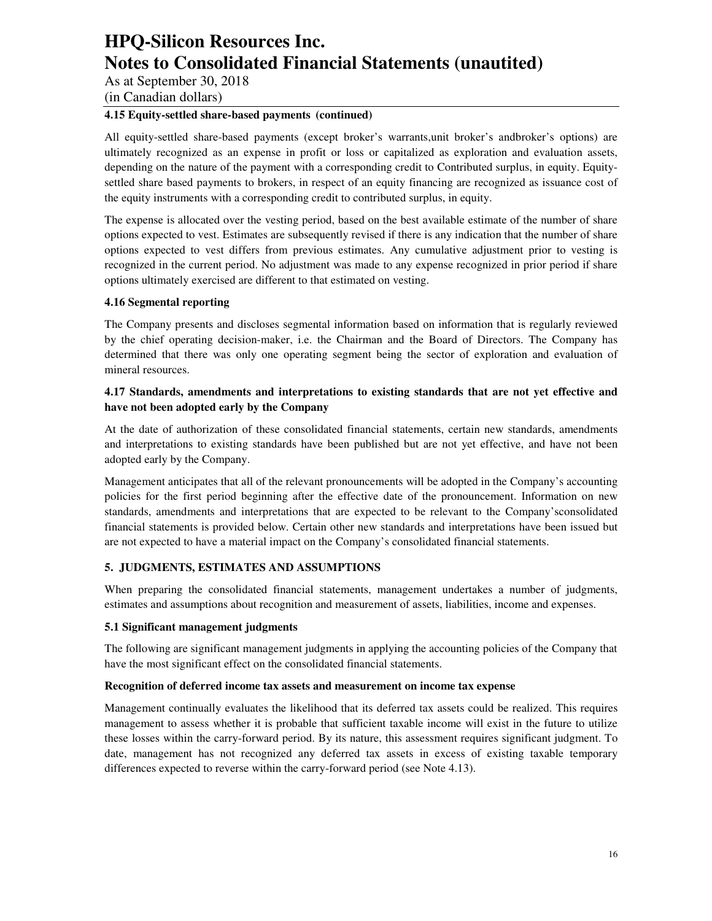#### 4.15 Equity-settled share-based payments (continued)

All equity-settled share-based payments (except broker's warrants,unit broker's andbroker's options) are ultimately recognized as an expense in profit or loss or capitalized as exploration and evaluation assets, depending on the nature of the payment with a corresponding credit to Contributed surplus, in equity. Equity-settled share based payments to brokers, in respect of an equity financing are recognized as issuance cost of the equity instruments with a corresponding credit to contributed surplus, in equity.

The expense is allocated over the vesting period, based on the best available estimate of the number of share options expected to vest. Estimates are subsequently revised if there is any indication that the number of share options expected to vest differs from previous estimates. Any cumulative adjustment prior to vesting is recognized in the current period. No adjustment was made to any expense recognized in prior period if share options ultimately exercised are different to that estimated on vesting.

#### 4.16 Segmental reporting

The Company presents and discloses segmental information based on information that is regularly reviewed by the chief operating decision-maker, i.e. the Chairman and the Board of Directors. The Company has determined that there was only one operating segment being the sector of exploration and evaluation of mineral resources.

#### 4.17 Standards, amendments and interpretations to existing standards that are not yet effective and have not been adopted early by the Company

At the date of authorization of these consolidated financial statements, certain new standards, amendments and interpretations to existing standards have been published but are not yet effective, and have not been adopted early by the Company.

Management anticipates that all of the relevant pronouncements will be adopted in the Company's accounting policies for the first period beginning after the effective date of the pronouncement. Information on new standards, amendments and interpretations that are expected to be relevant to the Company'sconsolidated financial statements is provided below. Certain other new standards and interpretations have been issued but are not expected to have a material impact on the Company's consolidated financial statements.

## 5. JUDGMENTS, ESTIMATES AND ASSUMPTIONS

When preparing the consolidated financial statements, management undertakes a number of judgments, estimates and assumptions about recognition and measurement of assets, liabilities, income and expenses.

#### 5.1 Significant management judgments

The following are significant management judgments in applying the accounting policies of the Company that have the most significant effect on the consolidated financial statements.

**Recognition of deferred income tax assets and measurement on income tax expense**

Management continually evaluates the likelihood that its deferred tax assets could be realized. This requires management to assess whether it is probable that sufficient taxable income will exist in the future to utilize these losses within the carry-forward period. By its nature, this assessment requires significant judgment. To date, management has not recognized any deferred tax assets in excess of existing taxable temporary differences expected to reverse within the carry-forward period (see Note 4.13).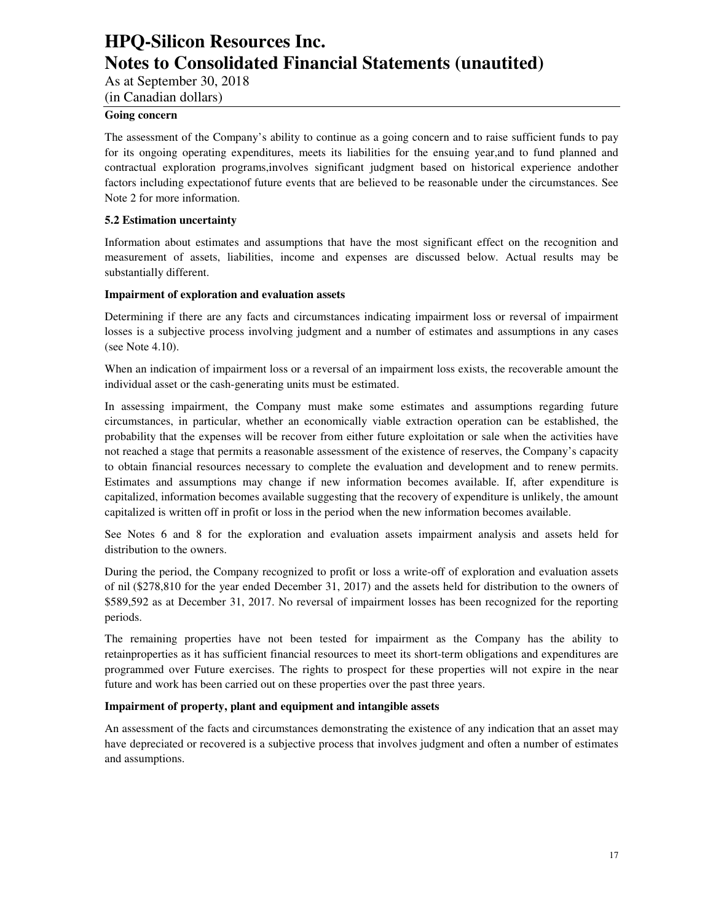**Going concern**

The assessment of the Company's ability to continue as a going concern and to raise sufficient funds to pay for its ongoing operating expenditures, meets its liabilities for the ensuing year,and to fund planned and contractual exploration programs,involves significant judgment based on historical experience andother factors including expectationof future events that are believed to be reasonable under the circumstances. See Note 2 for more information.

**5.2 Estimation uncertainty**

Information about estimates and assumptions that have the most significant effect on the recognition and measurement of assets, liabilities, income and expenses are discussed below. Actual results may be substantially different.

**Impairment of exploration and evaluation assets**

Determining if there are any facts and circumstances indicating impairment loss or reversal of impairment losses is a subjective process involving judgment and a number of estimates and assumptions in any cases (see Note 4.10).

When an indication of impairment loss or a reversal of an impairment loss exists, the recoverable amount the individual asset or the cash-generating units must be estimated.

In assessing impairment, the Company must make some estimates and assumptions regarding future circumstances, in particular, whether an economically viable extraction operation can be established, the probability that the expenses will be recover from either future exploitation or sale when the activities have not reached a stage that permits a reasonable assessment of the existence of reserves, the Company's capacity to obtain financial resources necessary to complete the evaluation and development and to renew permits. Estimates and assumptions may change if new information becomes available. If, after expenditure is capitalized, information becomes available suggesting that the recovery of expenditure is unlikely, the amount capitalized is written off in profit or loss in the period when the new information becomes available.

See Notes 6 and 8 for the exploration and evaluation assets impairment analysis and assets held for distribution to the owners.

During the period, the Company recognized to profit or loss a write-off of exploration and evaluation assets of nil ($278,810 for the year ended December 31, 2017) and the assets held for distribution to the owners of $589,592 as at December 31, 2017. No reversal of impairment losses has been recognized for the reporting periods.

The remaining properties have not been tested for impairment as the Company has the ability to retainproperties as it has sufficient financial resources to meet its short-term obligations and expenditures are programmed over Future exercises. The rights to prospect for these properties will not expire in the near future and work has been carried out on these properties over the past three years.

**Impairment of property, plant and equipment and intangible assets**

An assessment of the facts and circumstances demonstrating the existence of any indication that an asset may have depreciated or recovered is a subjective process that involves judgment and often a number of estimates and assumptions.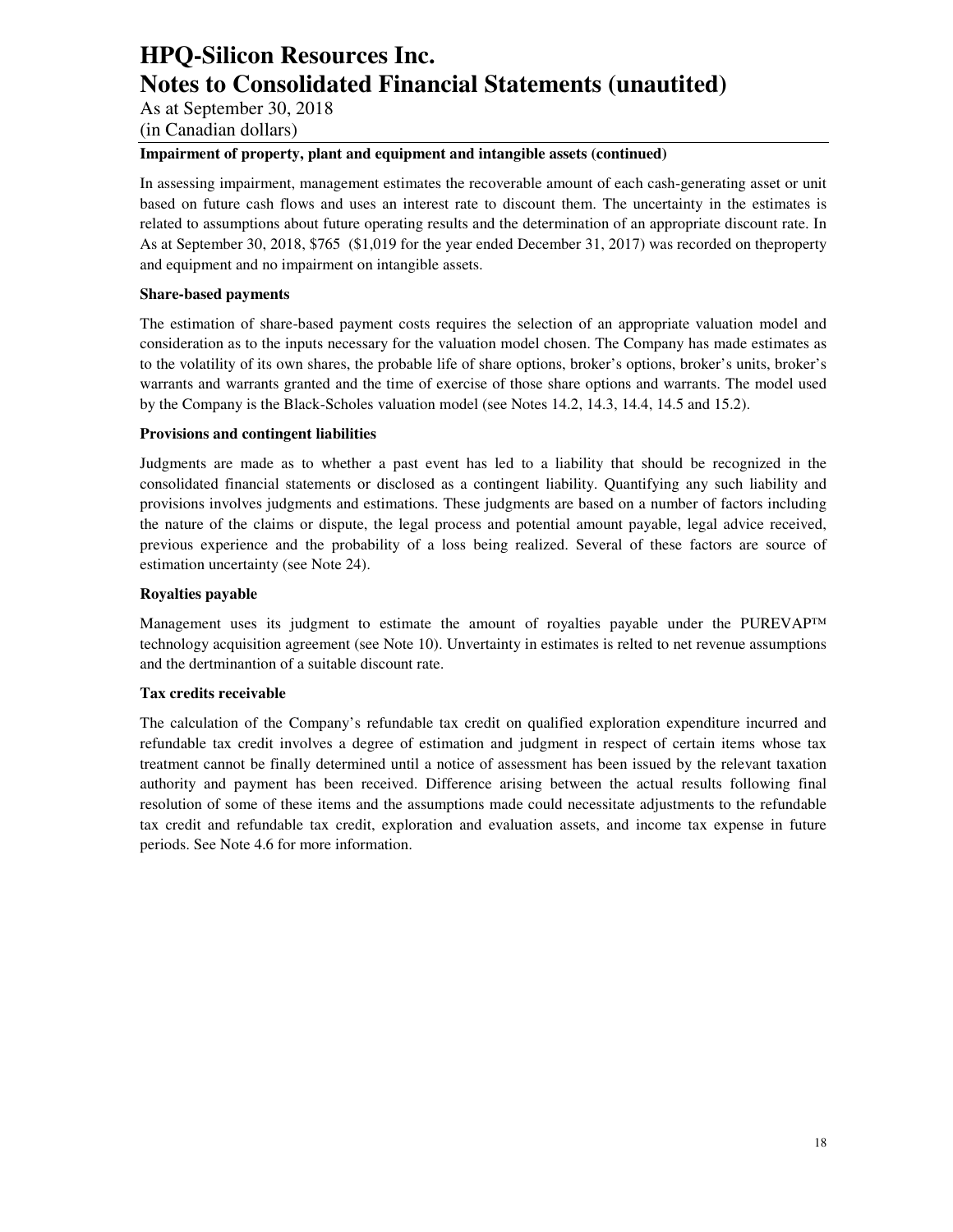**Impairment of property, plant and equipment and intangible assets (continued)**

In assessing impairment, management estimates the recoverable amount of each cash-generating asset or unit based on future cash flows and uses an interest rate to discount them. The uncertainty in the estimates is related to assumptions about future operating results and the determination of an appropriate discount rate. In As at September 30, 2018, $765 ($1,019 for the year ended December 31, 2017) was recorded on theproperty and equipment and no impairment on intangible assets.

**Share-based payments**

The estimation of share-based payment costs requires the selection of an appropriate valuation model and consideration as to the inputs necessary for the valuation model chosen. The Company has made estimates as to the volatility of its own shares, the probable life of share options, broker's options, broker's units, broker's warrants and warrants granted and the time of exercise of those share options and warrants. The model used by the Company is the Black-Scholes valuation model (see Notes 14.2, 14.3, 14.4, 14.5 and 15.2).

**Provisions and contingent liabilities**

Judgments are made as to whether a past event has led to a liability that should be recognized in the consolidated financial statements or disclosed as a contingent liability. Quantifying any such liability and provisions involves judgments and estimations. These judgments are based on a number of factors including the nature of the claims or dispute, the legal process and potential amount payable, legal advice received, previous experience and the probability of a loss being realized. Several of these factors are source of estimation uncertainty (see Note 24).

**Royalties payable**

Management uses its judgment to estimate the amount of royalties payable under the PUREVAP™ technology acquisition agreement (see Note 10). Unvertainty in estimates is relted to net revenue assumptions and the dertminantion of a suitable discount rate.

**Tax credits receivable**

The calculation of the Company's refundable tax credit on qualified exploration expenditure incurred and refundable tax credit involves a degree of estimation and judgment in respect of certain items whose tax treatment cannot be finally determined until a notice of assessment has been issued by the relevant taxation authority and payment has been received. Difference arising between the actual results following final resolution of some of these items and the assumptions made could necessitate adjustments to the refundable tax credit and refundable tax credit, exploration and evaluation assets, and income tax expense in future periods. See Note 4.6 for more information.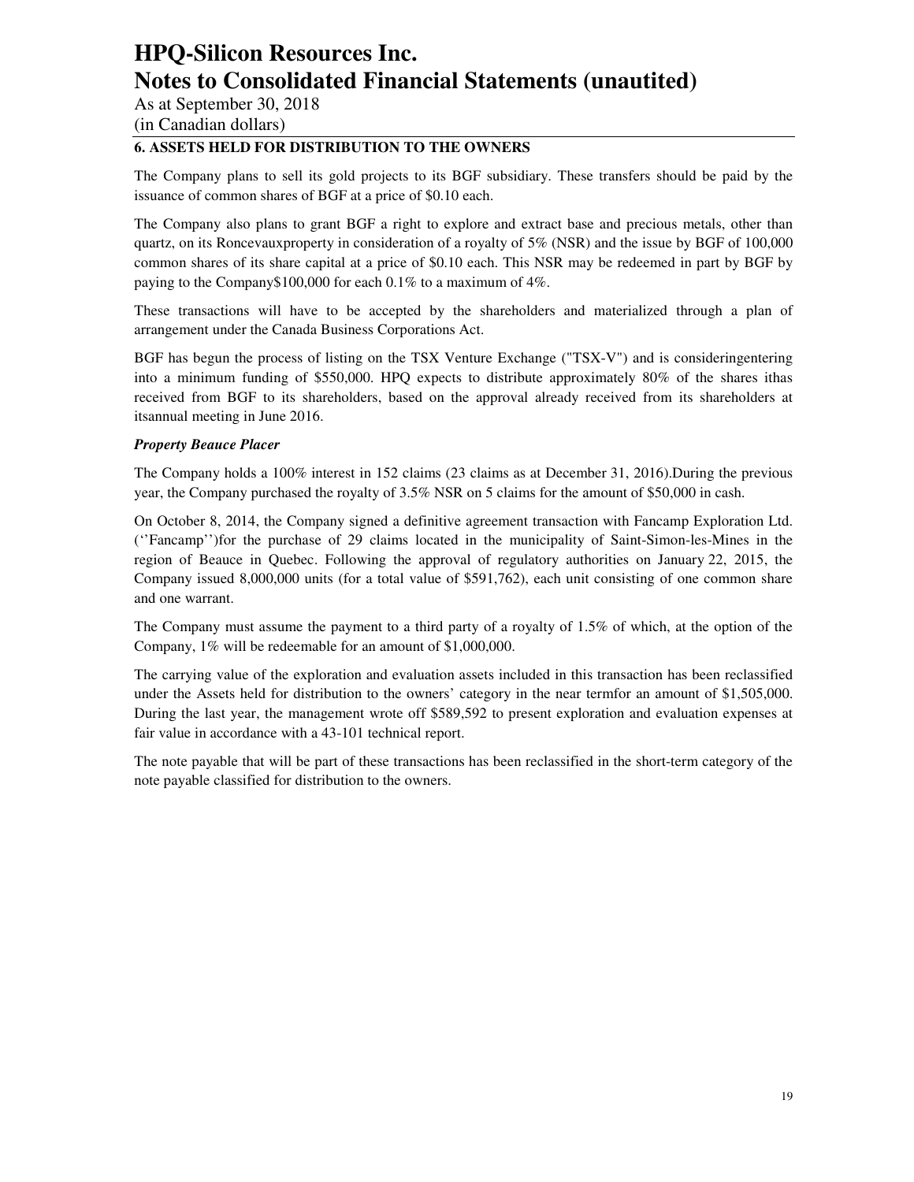## 6. ASSETS HELD FOR DISTRIBUTION TO THE OWNERS

The Company plans to sell its gold projects to its BGF subsidiary. These transfers should be paid by the issuance of common shares of BGF at a price of $0.10 each.

The Company also plans to grant BGF a right to explore and extract base and precious metals, other than quartz, on its Roncevauxproperty in consideration of a royalty of 5% (NSR) and the issue by BGF of 100,000 common shares of its share capital at a price of $0.10 each. This NSR may be redeemed in part by BGF by paying to the Company$100,000 for each 0.1% to a maximum of 4%.

These transactions will have to be accepted by the shareholders and materialized through a plan of arrangement under the Canada Business Corporations Act.

BGF has begun the process of listing on the TSX Venture Exchange ("TSX-V") and is consideringentering into a minimum funding of $550,000. HPQ expects to distribute approximately 80% of the shares ithas received from BGF to its shareholders, based on the approval already received from its shareholders at itsannual meeting in June 2016.

***Property Beauce Placer***

The Company holds a 100% interest in 152 claims (23 claims as at December 31, 2016).During the previous year, the Company purchased the royalty of 3.5% NSR on 5 claims for the amount of $50,000 in cash.

On October 8, 2014, the Company signed a definitive agreement transaction with Fancamp Exploration Ltd. (''Fancamp'')for the purchase of 29 claims located in the municipality of Saint-Simon-les-Mines in the region of Beauce in Quebec. Following the approval of regulatory authorities on January 22, 2015, the Company issued 8,000,000 units (for a total value of $591,762), each unit consisting of one common share and one warrant.

The Company must assume the payment to a third party of a royalty of 1.5% of which, at the option of the Company, 1% will be redeemable for an amount of $1,000,000.

The carrying value of the exploration and evaluation assets included in this transaction has been reclassified under the Assets held for distribution to the owners' category in the near termfor an amount of $1,505,000. During the last year, the management wrote off $589,592 to present exploration and evaluation expenses at fair value in accordance with a 43-101 technical report.

The note payable that will be part of these transactions has been reclassified in the short-term category of the note payable classified for distribution to the owners.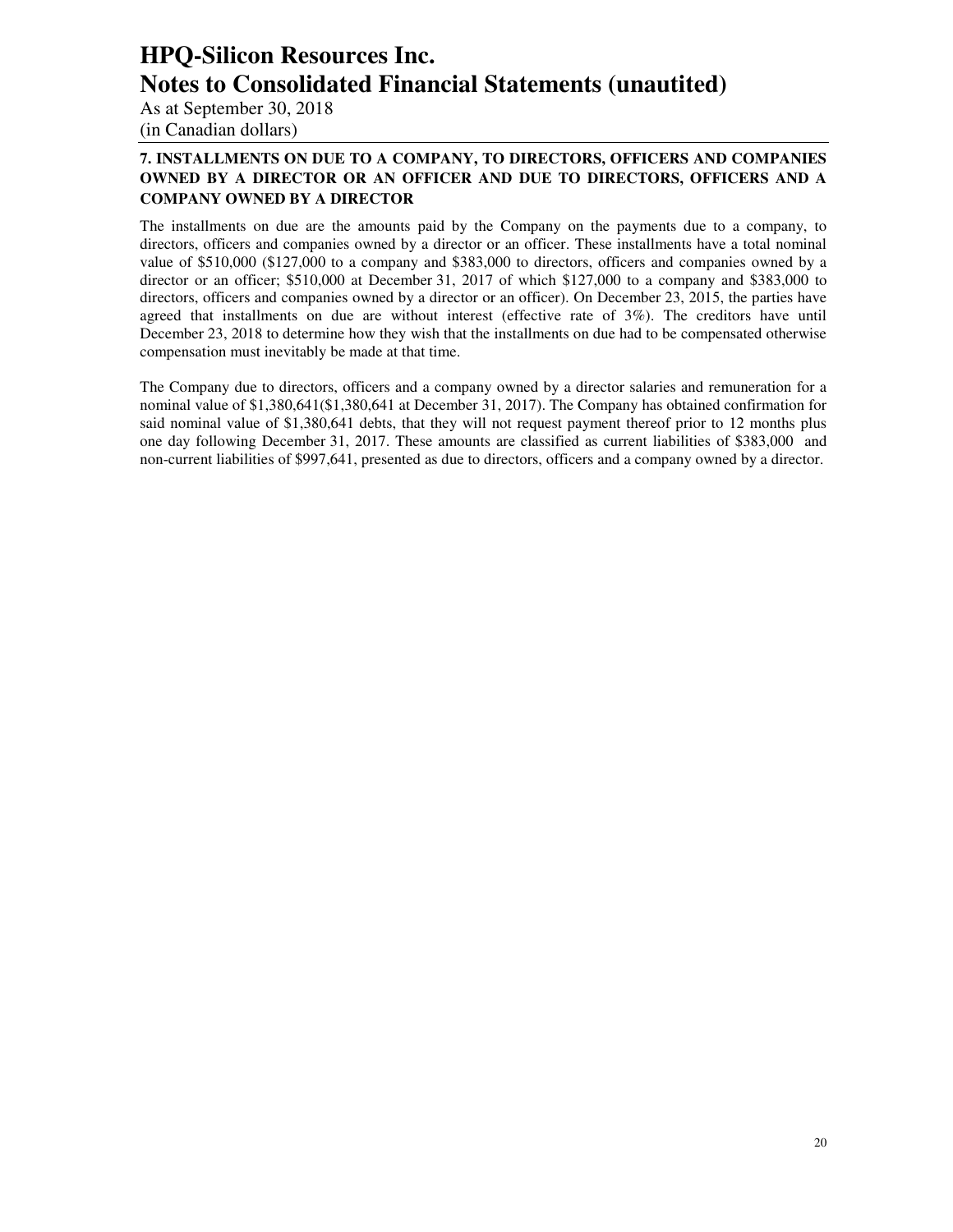## 7. INSTALLMENTS ON DUE TO A COMPANY, TO DIRECTORS, OFFICERS AND COMPANIES OWNED BY A DIRECTOR OR AN OFFICER AND DUE TO DIRECTORS, OFFICERS AND A COMPANY OWNED BY A DIRECTOR

The installments on due are the amounts paid by the Company on the payments due to a company, to directors, officers and companies owned by a director or an officer. These installments have a total nominal value of $510,000 ($127,000 to a company and $383,000 to directors, officers and companies owned by a director or an officer; $510,000 at December 31, 2017 of which $127,000 to a company and $383,000 to directors, officers and companies owned by a director or an officer). On December 23, 2015, the parties have agreed that installments on due are without interest (effective rate of 3%). The creditors have until December 23, 2018 to determine how they wish that the installments on due had to be compensated otherwise compensation must inevitably be made at that time.

The Company due to directors, officers and a company owned by a director salaries and remuneration for a nominal value of $1,380,641($1,380,641 at December 31, 2017). The Company has obtained confirmation for said nominal value of $1,380,641 debts, that they will not request payment thereof prior to 12 months plus one day following December 31, 2017. These amounts are classified as current liabilities of $383,000 and non-current liabilities of $997,641, presented as due to directors, officers and a company owned by a director.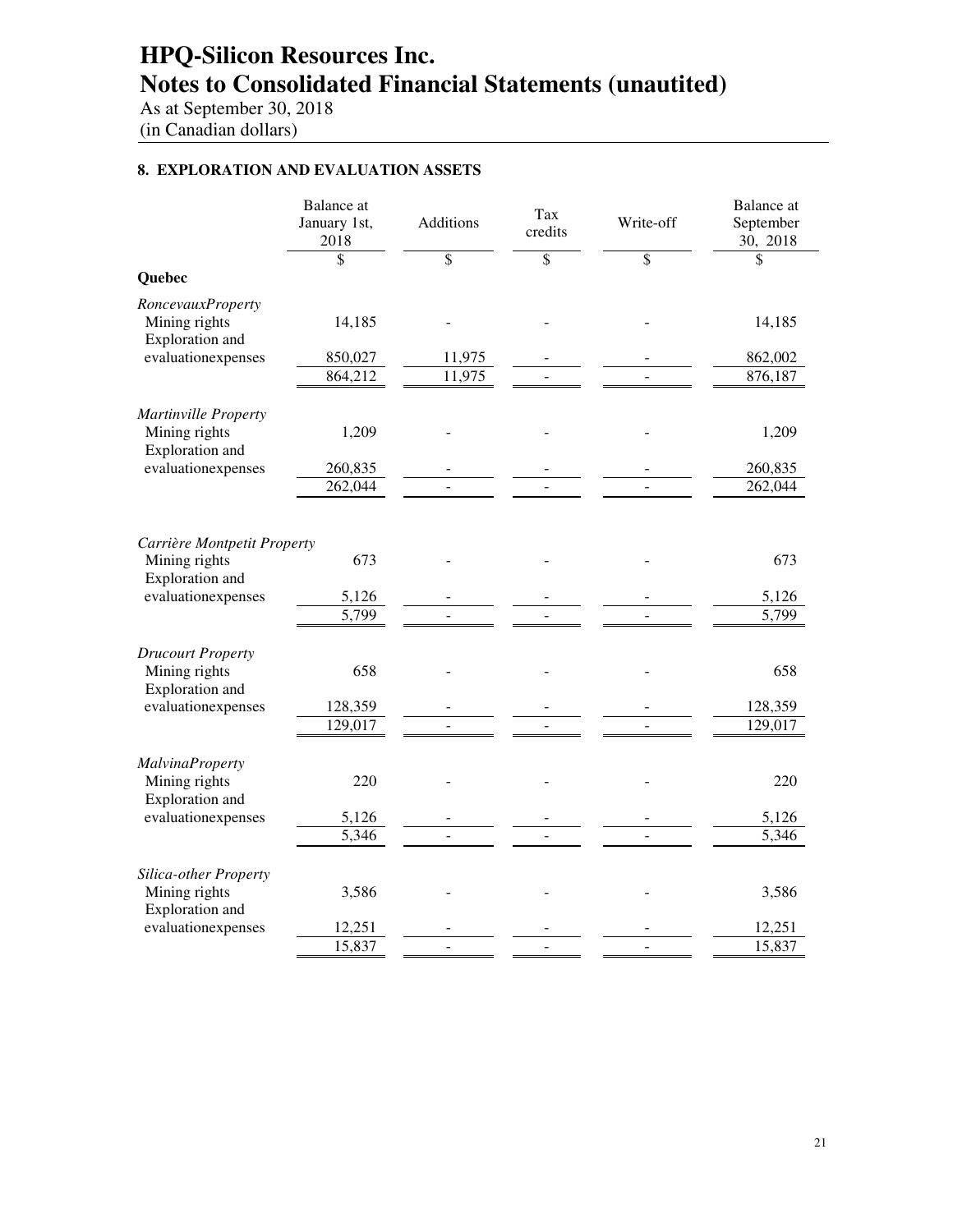# HPQ-Silicon Resources Inc.
# Notes to Consolidated Financial Statements (unautited)

As at September 30, 2018
(in Canadian dollars)

### 8. EXPLORATION AND EVALUATION ASSETS

| | Balance at January 1st, 2018 | Additions | Tax credits | Write-off | Balance at September 30, 2018 |
|---|---|---|---|---|---|
| | $ | $ | $ | $ | $ |
| **Quebec** | | | | | |
| *RoncevauxProperty* | | | | | |
| Mining rights | 14,185 | - | - | - | 14,185 |
| Exploration and evaluationexpenses | 850,027 | 11,975 | - | - | 862,002 |
| | 864,212 | 11,975 | - | - | 876,187 |
| *Martinville Property* | | | | | |
| Mining rights | 1,209 | - | - | - | 1,209 |
| Exploration and evaluationexpenses | 260,835 | - | - | - | 260,835 |
| | 262,044 | - | - | - | 262,044 |
| *Carrière Montpetit Property* | | | | | |
| Mining rights | 673 | - | - | - | 673 |
| Exploration and evaluationexpenses | 5,126 | - | - | - | 5,126 |
| | 5,799 | - | - | - | 5,799 |
| *Drucourt Property* | | | | | |
| Mining rights | 658 | - | - | - | 658 |
| Exploration and evaluationexpenses | 128,359 | - | - | - | 128,359 |
| | 129,017 | - | - | - | 129,017 |
| *MalvinaProperty* | | | | | |
| Mining rights | 220 | - | - | - | 220 |
| Exploration and evaluationexpenses | 5,126 | - | - | - | 5,126 |
| | 5,346 | - | - | - | 5,346 |
| *Silica-other Property* | | | | | |
| Mining rights | 3,586 | - | - | - | 3,586 |
| Exploration and evaluationexpenses | 12,251 | - | - | - | 12,251 |
| | 15,837 | - | - | - | 15,837 |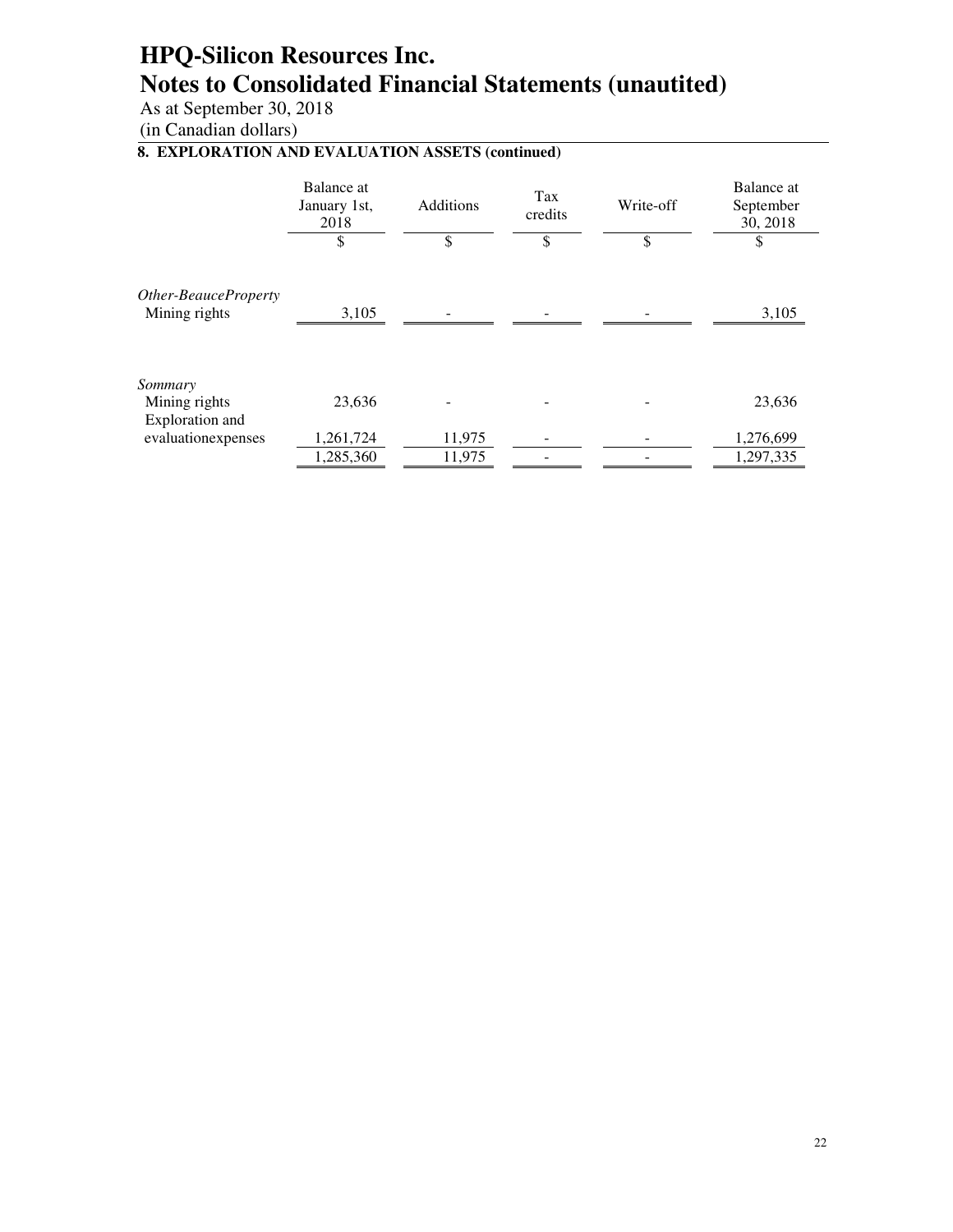# HPQ-Silicon Resources Inc.
# Notes to Consolidated Financial Statements (unautited)

As at September 30, 2018
(in Canadian dollars)

### 8. EXPLORATION AND EVALUATION ASSETS (continued)

| | Balance at January 1st, 2018 | Additions | Tax credits | Write-off | Balance at September 30, 2018 |
|---|---|---|---|---|---|
| | $ | $ | $ | $ | $ |
| *Other-BeauceProperty* | | | | | |
| Mining rights | 3,105 | - | - | - | 3,105 |
| *Sommary* | | | | | |
| Mining rights | 23,636 | - | - | - | 23,636 |
| Exploration and evaluationexpenses | 1,261,724 | 11,975 | - | - | 1,276,699 |
| | 1,285,360 | 11,975 | - | - | 1,297,335 |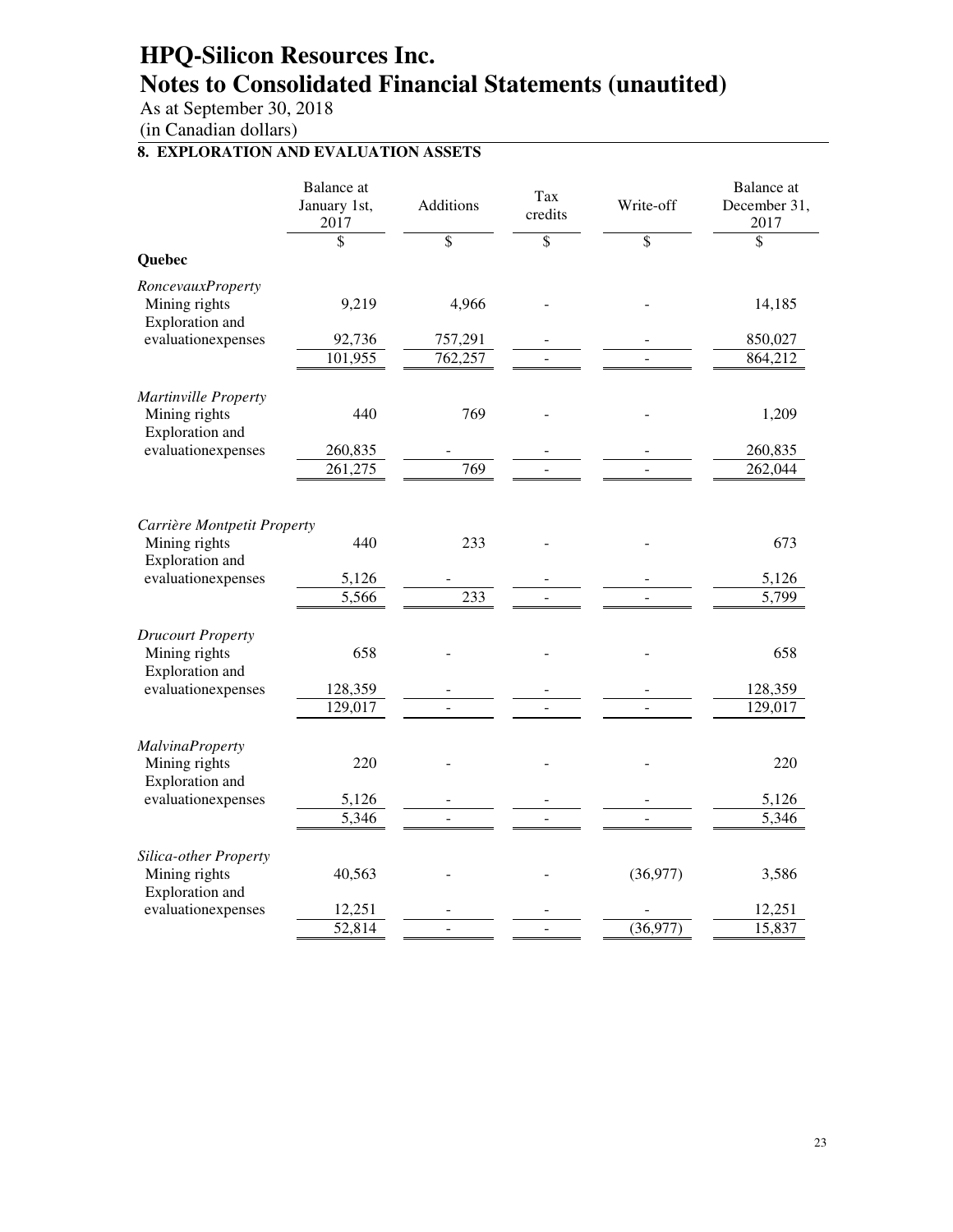# HPQ-Silicon Resources Inc.
# Notes to Consolidated Financial Statements (unautited)

As at September 30, 2018
(in Canadian dollars)

## 8. EXPLORATION AND EVALUATION ASSETS

| | Balance at January 1st, 2017 | Additions | Tax credits | Write-off | Balance at December 31, 2017 |
|---|---|---|---|---|---|
| | $ | $ | $ | $ | $ |
| **Quebec** | | | | | |
| *RoncevauxProperty* | | | | | |
| Mining rights | 9,219 | 4,966 | - | - | 14,185 |
| Exploration and evaluationexpenses | 92,736 | 757,291 | - | - | 850,027 |
| | 101,955 | 762,257 | - | - | 864,212 |
| *Martinville Property* | | | | | |
| Mining rights | 440 | 769 | - | - | 1,209 |
| Exploration and evaluationexpenses | 260,835 | - | - | - | 260,835 |
| | 261,275 | 769 | - | - | 262,044 |
| *Carrière Montpetit Property* | | | | | |
| Mining rights | 440 | 233 | - | - | 673 |
| Exploration and evaluationexpenses | 5,126 | - | - | - | 5,126 |
| | 5,566 | 233 | - | - | 5,799 |
| *Drucourt Property* | | | | | |
| Mining rights | 658 | - | - | - | 658 |
| Exploration and evaluationexpenses | 128,359 | - | - | - | 128,359 |
| | 129,017 | - | - | - | 129,017 |
| *MalvinaProperty* | | | | | |
| Mining rights | 220 | - | - | - | 220 |
| Exploration and evaluationexpenses | 5,126 | - | - | - | 5,126 |
| | 5,346 | - | - | - | 5,346 |
| *Silica-other Property* | | | | | |
| Mining rights | 40,563 | - | - | (36,977) | 3,586 |
| Exploration and evaluationexpenses | 12,251 | - | - | - | 12,251 |
| | 52,814 | - | - | (36,977) | 15,837 |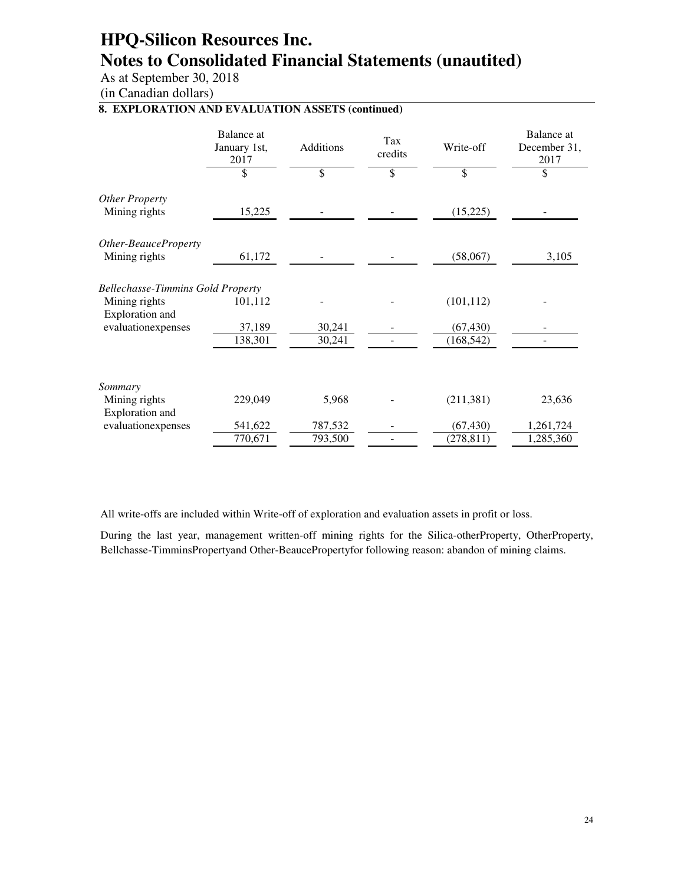# HPQ-Silicon Resources Inc.
# Notes to Consolidated Financial Statements (unautited)

As at September 30, 2018
(in Canadian dollars)

## 8. EXPLORATION AND EVALUATION ASSETS (continued)

| | Balance at January 1st, 2017 | Additions | Tax credits | Write-off | Balance at December 31, 2017 |
|---|---|---|---|---|---|
| | $ | $ | $ | $ | $ |
| *Other Property* | | | | | |
| Mining rights | 15,225 | - | - | (15,225) | - |
| *Other-BeauceProperty* | | | | | |
| Mining rights | 61,172 | - | - | (58,067) | 3,105 |
| *Bellechasse-Timmins Gold Property* | | | | | |
| Mining rights | 101,112 | - | - | (101,112) | - |
| Exploration and evaluationexpenses | 37,189 | 30,241 | - | (67,430) | - |
| | 138,301 | 30,241 | - | (168,542) | - |
| *Sommary* | | | | | |
| Mining rights | 229,049 | 5,968 | - | (211,381) | 23,636 |
| Exploration and evaluationexpenses | 541,622 | 787,532 | - | (67,430) | 1,261,724 |
| | 770,671 | 793,500 | - | (278,811) | 1,285,360 |

All write-offs are included within Write-off of exploration and evaluation assets in profit or loss.

During the last year, management written-off mining rights for the Silica-otherProperty, OtherProperty, Bellchasse-TimminsPropertyand Other-BeauceProperty for following reason: abandon of mining claims.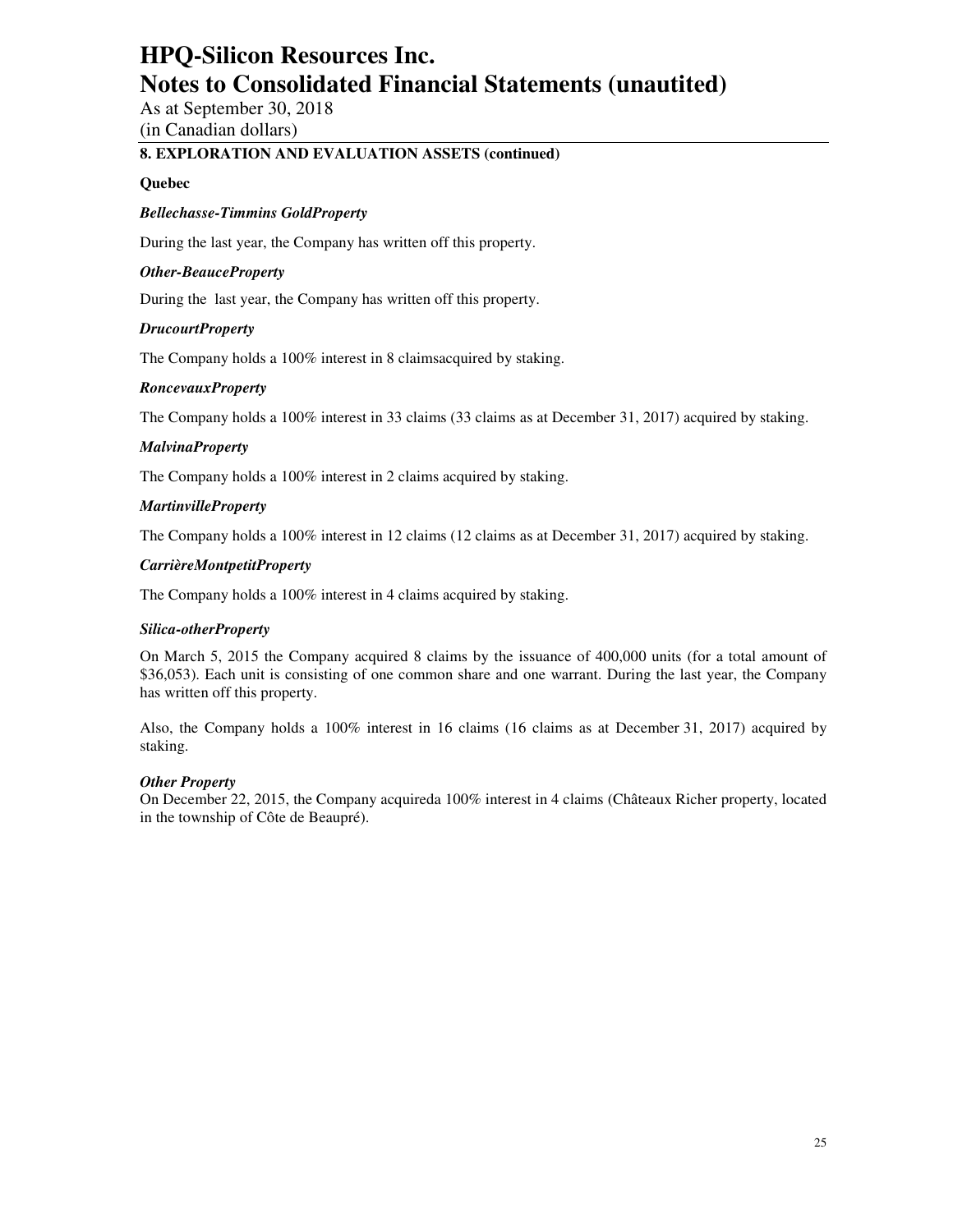## 8. EXPLORATION AND EVALUATION ASSETS (continued)

**Quebec**

***Bellechasse-Timmins GoldProperty***

During the last year, the Company has written off this property.

***Other-BeauceProperty***

During the last year, the Company has written off this property.

***DrucourtProperty***

The Company holds a 100% interest in 8 claimsacquired by staking.

***RoncevauxProperty***

The Company holds a 100% interest in 33 claims (33 claims as at December 31, 2017) acquired by staking.

***MalvinaProperty***

The Company holds a 100% interest in 2 claims acquired by staking.

***MartinvilleProperty***

The Company holds a 100% interest in 12 claims (12 claims as at December 31, 2017) acquired by staking.

***CarrièreMontpetitProperty***

The Company holds a 100% interest in 4 claims acquired by staking.

***Silica-otherProperty***

On March 5, 2015 the Company acquired 8 claims by the issuance of 400,000 units (for a total amount of $36,053). Each unit is consisting of one common share and one warrant. During the last year, the Company has written off this property.

Also, the Company holds a 100% interest in 16 claims (16 claims as at December 31, 2017) acquired by staking.

***Other Property***

On December 22, 2015, the Company acquireda 100% interest in 4 claims (Châteaux Richer property, located in the township of Côte de Beaupré).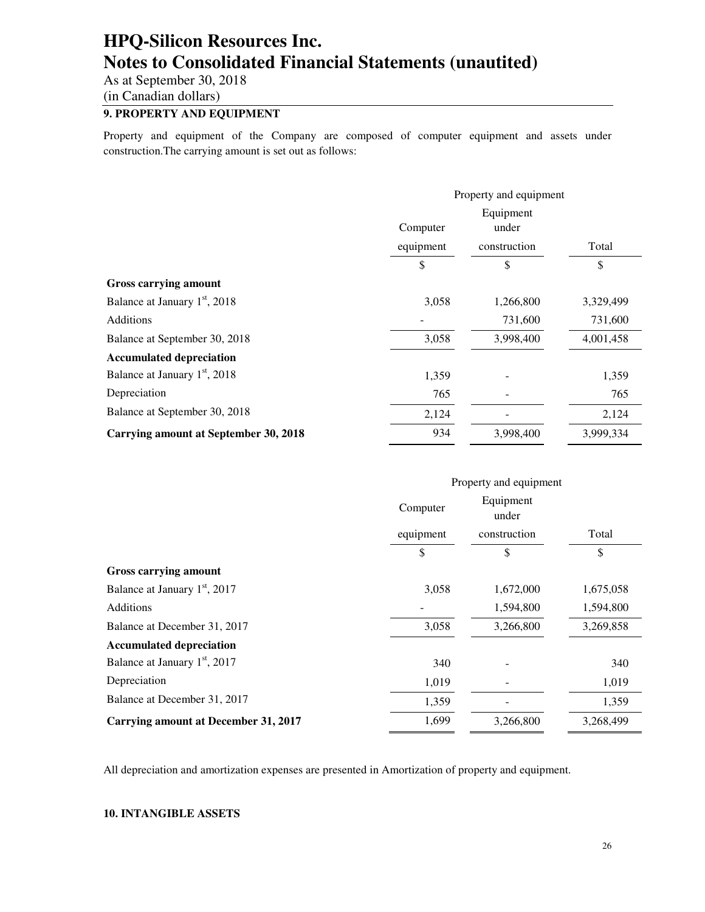# HPQ-Silicon Resources Inc.
# Notes to Consolidated Financial Statements (unautited)

As at September 30, 2018
(in Canadian dollars)

## 9. PROPERTY AND EQUIPMENT

Property and equipment of the Company are composed of computer equipment and assets under construction.The carrying amount is set out as follows:

| | Property and equipment | | |
|---|---|---|---|
| | Computer equipment | Equipment under construction | Total |
| | $ | $ | $ |
| **Gross carrying amount** | | | |
| Balance at January 1st, 2018 | 3,058 | 1,266,800 | 3,329,499 |
| Additions | - | 731,600 | 731,600 |
| Balance at September 30, 2018 | 3,058 | 3,998,400 | 4,001,458 |
| **Accumulated depreciation** | | | |
| Balance at January 1st, 2018 | 1,359 | - | 1,359 |
| Depreciation | 765 | - | 765 |
| Balance at September 30, 2018 | 2,124 | - | 2,124 |
| **Carrying amount at September 30, 2018** | 934 | 3,998,400 | 3,999,334 |

| | Property and equipment | | |
|---|---|---|---|
| | Computer equipment | Equipment under construction | Total |
| | $ | $ | $ |
| **Gross carrying amount** | | | |
| Balance at January 1st, 2017 | 3,058 | 1,672,000 | 1,675,058 |
| Additions | - | 1,594,800 | 1,594,800 |
| Balance at December 31, 2017 | 3,058 | 3,266,800 | 3,269,858 |
| **Accumulated depreciation** | | | |
| Balance at January 1st, 2017 | 340 | - | 340 |
| Depreciation | 1,019 | - | 1,019 |
| Balance at December 31, 2017 | 1,359 | - | 1,359 |
| **Carrying amount at December 31, 2017** | 1,699 | 3,266,800 | 3,268,499 |

All depreciation and amortization expenses are presented in Amortization of property and equipment.

## 10. INTANGIBLE ASSETS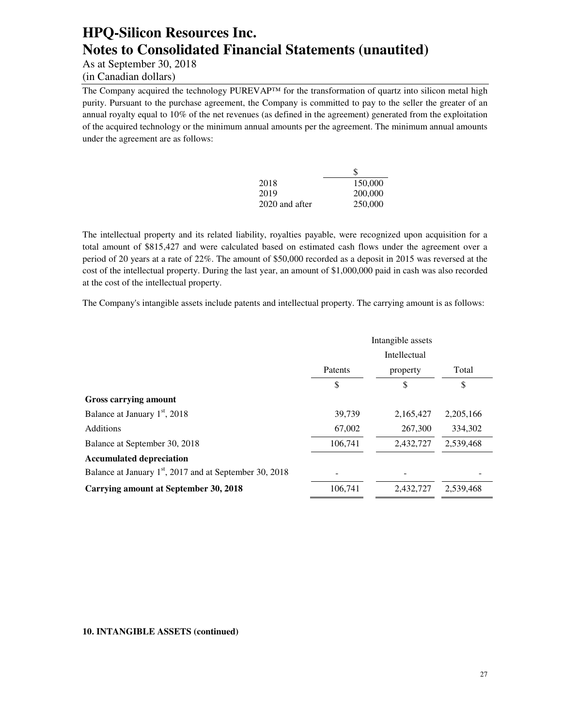The Company acquired the technology PUREVAP™ for the transformation of quartz into silicon metal high purity. Pursuant to the purchase agreement, the Company is committed to pay to the seller the greater of an annual royalty equal to 10% of the net revenues (as defined in the agreement) generated from the exploitation of the acquired technology or the minimum annual amounts per the agreement. The minimum annual amounts under the agreement are as follows:

| | $ |
|---|---|
| 2018 | 150,000 |
| 2019 | 200,000 |
| 2020 and after | 250,000 |

The intellectual property and its related liability, royalties payable, were recognized upon acquisition for a total amount of $815,427 and were calculated based on estimated cash flows under the agreement over a period of 20 years at a rate of 22%. The amount of $50,000 recorded as a deposit in 2015 was reversed at the cost of the intellectual property. During the last year, an amount of $1,000,000 paid in cash was also recorded at the cost of the intellectual property.

The Company's intangible assets include patents and intellectual property. The carrying amount is as follows:

| | Intangible assets | | |
|---|---|---|---|
| | Patents | Intellectual property | Total |
| | $ | $ | $ |
| **Gross carrying amount** | | | |
| Balance at January 1st, 2018 | 39,739 | 2,165,427 | 2,205,166 |
| Additions | 67,002 | 267,300 | 334,302 |
| Balance at September 30, 2018 | 106,741 | 2,432,727 | 2,539,468 |
| **Accumulated depreciation** | | | |
| Balance at January 1st, 2017 and at September 30, 2018 | - | - | - |
| **Carrying amount at September 30, 2018** | 106,741 | 2,432,727 | 2,539,468 |

**10. INTANGIBLE ASSETS (continued)**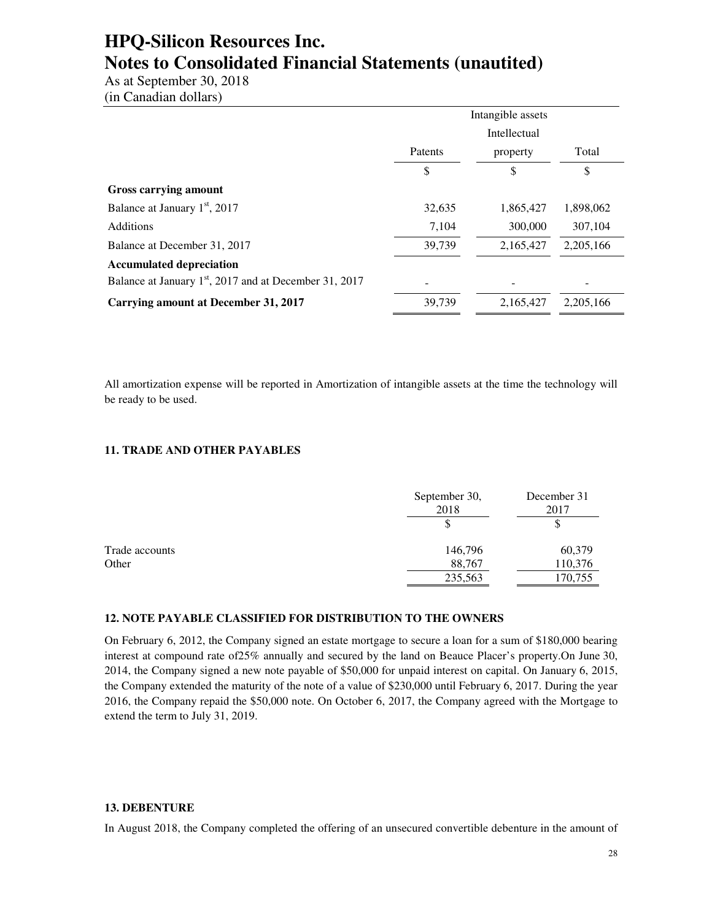|  | Intangible assets |  |  |
| --- | --- | --- | --- |
|  |  | Intellectual |  |
|  | Patents | property | Total |
|  | $ | $ | $ |
| **Gross carrying amount** |  |  |  |
| Balance at January 1st, 2017 | 32,635 | 1,865,427 | 1,898,062 |
| Additions | 7,104 | 300,000 | 307,104 |
| Balance at December 31, 2017 | 39,739 | 2,165,427 | 2,205,166 |
| **Accumulated depreciation** |  |  |  |
| Balance at January 1st, 2017 and at December 31, 2017 | - | - | - |
| **Carrying amount at December 31, 2017** | 39,739 | 2,165,427 | 2,205,166 |

All amortization expense will be reported in Amortization of intangible assets at the time the technology will be ready to be used.

### 11. TRADE AND OTHER PAYABLES

|  | September 30, 2018 | December 31 2017 |
| --- | --- | --- |
|  | $ | $ |
| Trade accounts | 146,796 | 60,379 |
| Other | 88,767 | 110,376 |
|  | 235,563 | 170,755 |

### 12. NOTE PAYABLE CLASSIFIED FOR DISTRIBUTION TO THE OWNERS

On February 6, 2012, the Company signed an estate mortgage to secure a loan for a sum of $180,000 bearing interest at compound rate of25% annually and secured by the land on Beauce Placer's property.On June 30, 2014, the Company signed a new note payable of $50,000 for unpaid interest on capital. On January 6, 2015, the Company extended the maturity of the note of a value of $230,000 until February 6, 2017. During the year 2016, the Company repaid the $50,000 note. On October 6, 2017, the Company agreed with the Mortgage to extend the term to July 31, 2019.

### 13. DEBENTURE

In August 2018, the Company completed the offering of an unsecured convertible debenture in the amount of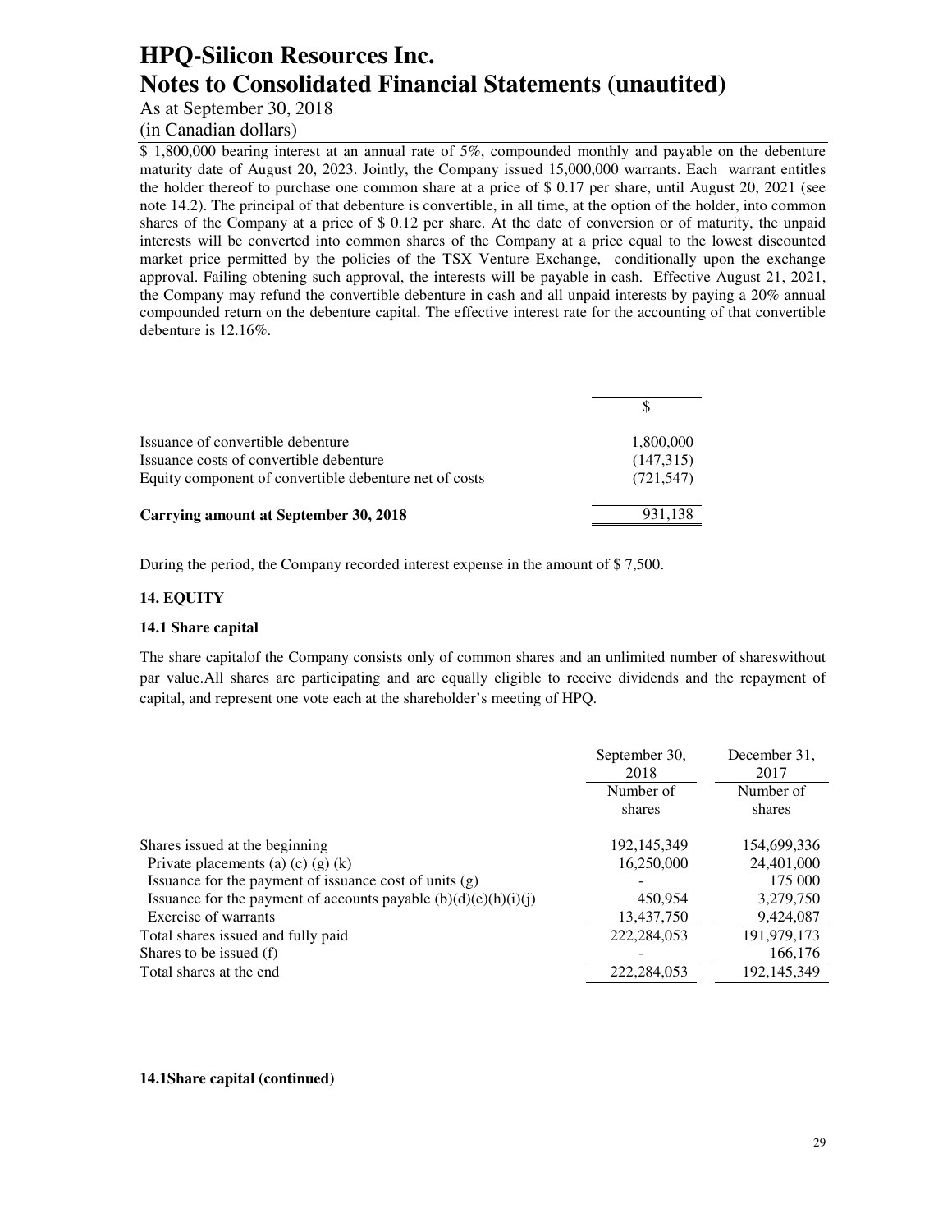$ 1,800,000 bearing interest at an annual rate of 5%, compounded monthly and payable on the debenture maturity date of August 20, 2023. Jointly, the Company issued 15,000,000 warrants. Each warrant entitles the holder thereof to purchase one common share at a price of $ 0.17 per share, until August 20, 2021 (see note 14.2). The principal of that debenture is convertible, in all time, at the option of the holder, into common shares of the Company at a price of $ 0.12 per share. At the date of conversion or of maturity, the unpaid interests will be converted into common shares of the Company at a price equal to the lowest discounted market price permitted by the policies of the TSX Venture Exchange, conditionally upon the exchange approval. Failing obtening such approval, the interests will be payable in cash. Effective August 21, 2021, the Company may refund the convertible debenture in cash and all unpaid interests by paying a 20% annual compounded return on the debenture capital. The effective interest rate for the accounting of that convertible debenture is 12.16%.

| | $ |
|---|---|
| Issuance of convertible debenture | 1,800,000 |
| Issuance costs of convertible debenture | (147,315) |
| Equity component of convertible debenture net of costs | (721,547) |
| **Carrying amount at September 30, 2018** | 931,138 |

During the period, the Company recorded interest expense in the amount of $ 7,500.

### 14. EQUITY

#### 14.1 Share capital

The share capitalof the Company consists only of common shares and an unlimited number of shareswithout par value.All shares are participating and are equally eligible to receive dividends and the repayment of capital, and represent one vote each at the shareholder's meeting of HPQ.

| | September 30, 2018 | December 31, 2017 |
|---|---|---|
| | Number of shares | Number of shares |
| Shares issued at the beginning | 192,145,349 | 154,699,336 |
| Private placements (a) (c) (g) (k) | 16,250,000 | 24,401,000 |
| Issuance for the payment of issuance cost of units (g) | - | 175 000 |
| Issuance for the payment of accounts payable (b)(d)(e)(h)(i)(j) | 450,954 | 3,279,750 |
| Exercise of warrants | 13,437,750 | 9,424,087 |
| Total shares issued and fully paid | 222,284,053 | 191,979,173 |
| Shares to be issued (f) | - | 166,176 |
| Total shares at the end | 222,284,053 | 192,145,349 |

#### 14.1Share capital (continued)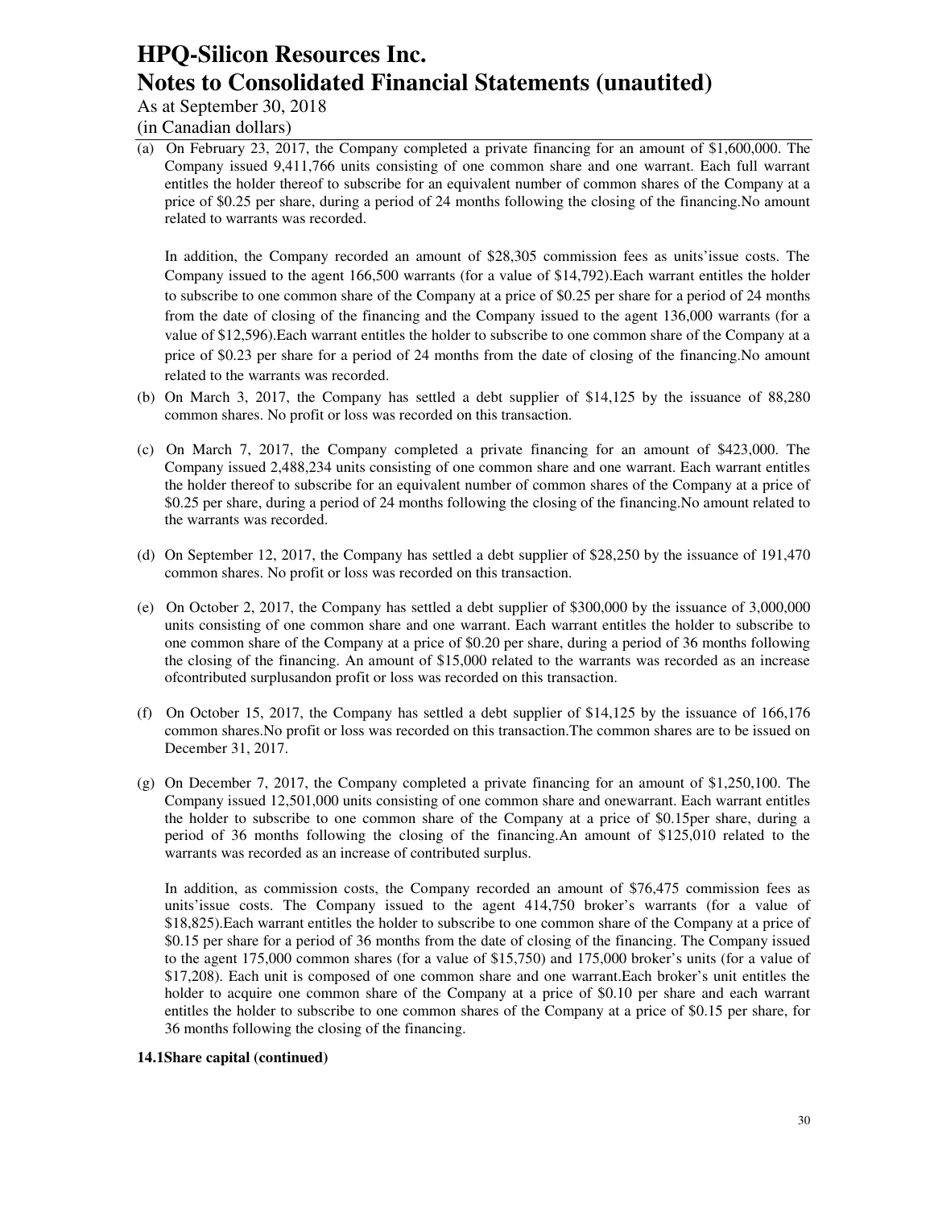(a) On February 23, 2017, the Company completed a private financing for an amount of $1,600,000. The Company issued 9,411,766 units consisting of one common share and one warrant. Each full warrant entitles the holder thereof to subscribe for an equivalent number of common shares of the Company at a price of $0.25 per share, during a period of 24 months following the closing of the financing.No amount related to warrants was recorded.

In addition, the Company recorded an amount of $28,305 commission fees as units'issue costs. The Company issued to the agent 166,500 warrants (for a value of $14,792).Each warrant entitles the holder to subscribe to one common share of the Company at a price of $0.25 per share for a period of 24 months from the date of closing of the financing and the Company issued to the agent 136,000 warrants (for a value of $12,596).Each warrant entitles the holder to subscribe to one common share of the Company at a price of $0.23 per share for a period of 24 months from the date of closing of the financing.No amount related to the warrants was recorded.

(b) On March 3, 2017, the Company has settled a debt supplier of $14,125 by the issuance of 88,280 common shares. No profit or loss was recorded on this transaction.

(c) On March 7, 2017, the Company completed a private financing for an amount of $423,000. The Company issued 2,488,234 units consisting of one common share and one warrant. Each warrant entitles the holder thereof to subscribe for an equivalent number of common shares of the Company at a price of $0.25 per share, during a period of 24 months following the closing of the financing.No amount related to the warrants was recorded.

(d) On September 12, 2017, the Company has settled a debt supplier of $28,250 by the issuance of 191,470 common shares. No profit or loss was recorded on this transaction.

(e) On October 2, 2017, the Company has settled a debt supplier of $300,000 by the issuance of 3,000,000 units consisting of one common share and one warrant. Each warrant entitles the holder to subscribe to one common share of the Company at a price of $0.20 per share, during a period of 36 months following the closing of the financing. An amount of $15,000 related to the warrants was recorded as an increase ofcontributed surplusandon profit or loss was recorded on this transaction.

(f) On October 15, 2017, the Company has settled a debt supplier of $14,125 by the issuance of 166,176 common shares.No profit or loss was recorded on this transaction.The common shares are to be issued on December 31, 2017.

(g) On December 7, 2017, the Company completed a private financing for an amount of $1,250,100. The Company issued 12,501,000 units consisting of one common share and onewarrant. Each warrant entitles the holder to subscribe to one common share of the Company at a price of $0.15per share, during a period of 36 months following the closing of the financing.An amount of $125,010 related to the warrants was recorded as an increase of contributed surplus.

In addition, as commission costs, the Company recorded an amount of $76,475 commission fees as units'issue costs. The Company issued to the agent 414,750 broker's warrants (for a value of $18,825).Each warrant entitles the holder to subscribe to one common share of the Company at a price of $0.15 per share for a period of 36 months from the date of closing of the financing. The Company issued to the agent 175,000 common shares (for a value of $15,750) and 175,000 broker's units (for a value of $17,208). Each unit is composed of one common share and one warrant.Each broker's unit entitles the holder to acquire one common share of the Company at a price of $0.10 per share and each warrant entitles the holder to subscribe to one common shares of the Company at a price of $0.15 per share, for 36 months following the closing of the financing.

**14.1Share capital (continued)**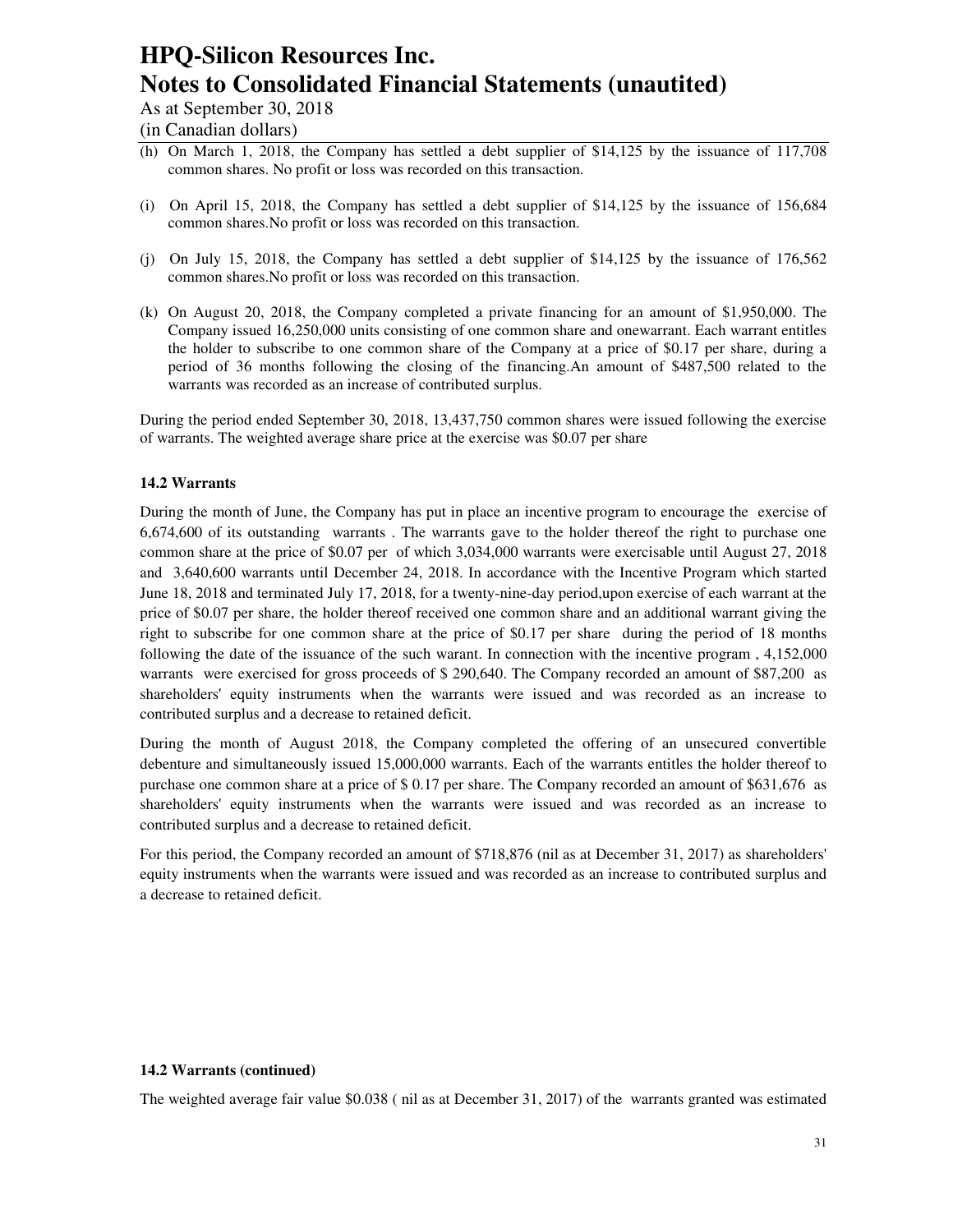(h) On March 1, 2018, the Company has settled a debt supplier of $14,125 by the issuance of 117,708 common shares. No profit or loss was recorded on this transaction.

(i) On April 15, 2018, the Company has settled a debt supplier of $14,125 by the issuance of 156,684 common shares.No profit or loss was recorded on this transaction.

(j) On July 15, 2018, the Company has settled a debt supplier of $14,125 by the issuance of 176,562 common shares.No profit or loss was recorded on this transaction.

(k) On August 20, 2018, the Company completed a private financing for an amount of $1,950,000. The Company issued 16,250,000 units consisting of one common share and onewarrant. Each warrant entitles the holder to subscribe to one common share of the Company at a price of $0.17 per share, during a period of 36 months following the closing of the financing.An amount of $487,500 related to the warrants was recorded as an increase of contributed surplus.

During the period ended September 30, 2018, 13,437,750 common shares were issued following the exercise of warrants. The weighted average share price at the exercise was $0.07 per share

**14.2 Warrants**

During the month of June, the Company has put in place an incentive program to encourage the exercise of 6,674,600 of its outstanding warrants . The warrants gave to the holder thereof the right to purchase one common share at the price of $0.07 per of which 3,034,000 warrants were exercisable until August 27, 2018 and 3,640,600 warrants until December 24, 2018. In accordance with the Incentive Program which started June 18, 2018 and terminated July 17, 2018, for a twenty-nine-day period,upon exercise of each warrant at the price of $0.07 per share, the holder thereof received one common share and an additional warrant giving the right to subscribe for one common share at the price of $0.17 per share during the period of 18 months following the date of the issuance of the such warant. In connection with the incentive program , 4,152,000 warrants were exercised for gross proceeds of $ 290,640. The Company recorded an amount of $87,200 as shareholders' equity instruments when the warrants were issued and was recorded as an increase to contributed surplus and a decrease to retained deficit.

During the month of August 2018, the Company completed the offering of an unsecured convertible debenture and simultaneously issued 15,000,000 warrants. Each of the warrants entitles the holder thereof to purchase one common share at a price of $ 0.17 per share. The Company recorded an amount of $631,676 as shareholders' equity instruments when the warrants were issued and was recorded as an increase to contributed surplus and a decrease to retained deficit.

For this period, the Company recorded an amount of $718,876 (nil as at December 31, 2017) as shareholders' equity instruments when the warrants were issued and was recorded as an increase to contributed surplus and a decrease to retained deficit.

**14.2 Warrants (continued)**

The weighted average fair value $0.038 ( nil as at December 31, 2017) of the warrants granted was estimated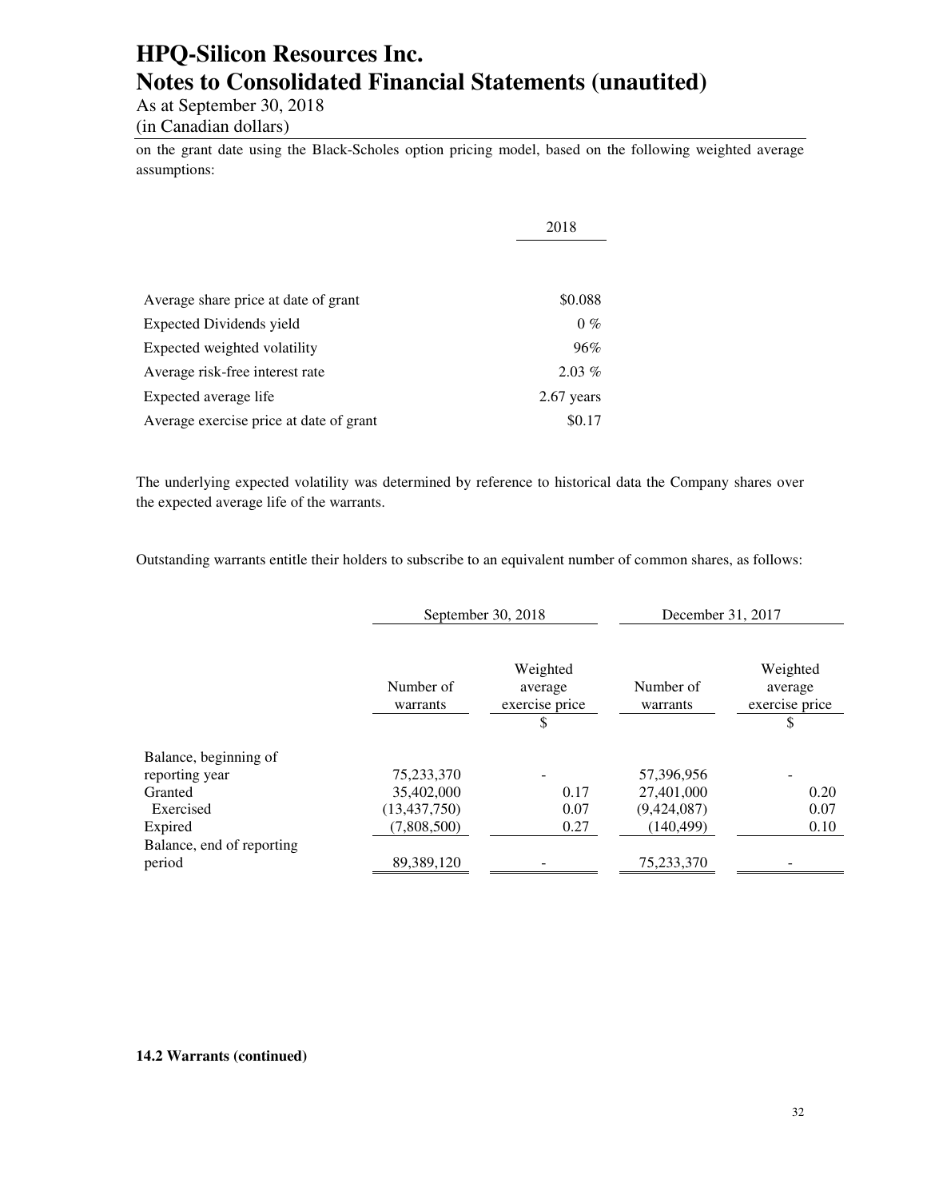on the grant date using the Black-Scholes option pricing model, based on the following weighted average assumptions:

| | 2018 |
|---|---|
| Average share price at date of grant | \$0.088 |
| Expected Dividends yield | 0 % |
| Expected weighted volatility | 96% |
| Average risk-free interest rate | 2.03 % |
| Expected average life | 2.67 years |
| Average exercise price at date of grant | \$0.17 |

The underlying expected volatility was determined by reference to historical data the Company shares over the expected average life of the warrants.

Outstanding warrants entitle their holders to subscribe to an equivalent number of common shares, as follows:

| | September 30, 2018 | | December 31, 2017 | |
|---|---|---|---|---|
| | Number of warrants | Weighted average exercise price \$ | Number of warrants | Weighted average exercise price \$ |
| Balance, beginning of reporting year | 75,233,370 | - | 57,396,956 | - |
| Granted | 35,402,000 | 0.17 | 27,401,000 | 0.20 |
| Exercised | (13,437,750) | 0.07 | (9,424,087) | 0.07 |
| Expired | (7,808,500) | 0.27 | (140,499) | 0.10 |
| Balance, end of reporting period | 89,389,120 | - | 75,233,370 | - |

**14.2 Warrants (continued)**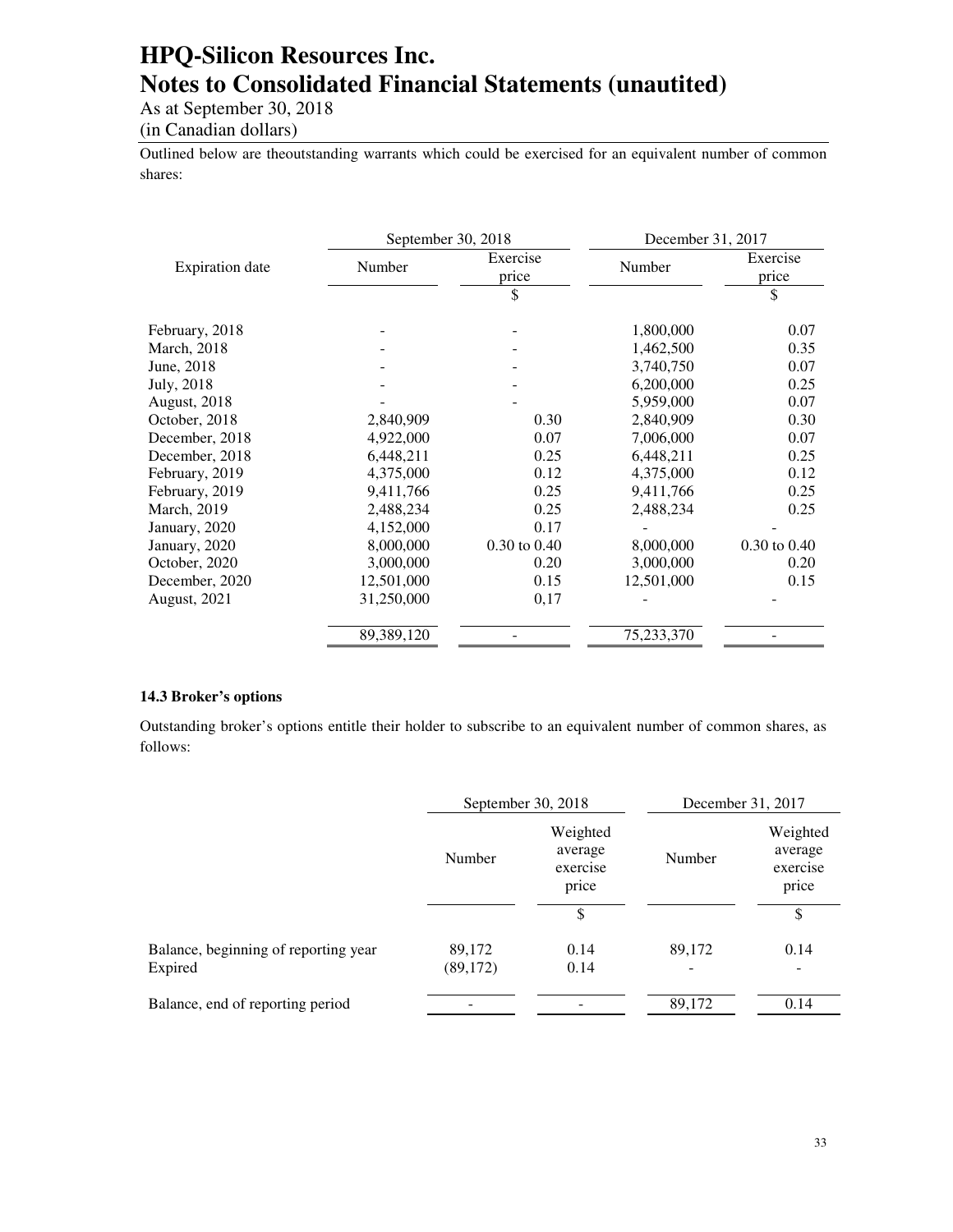# HPQ-Silicon Resources Inc.
# Notes to Consolidated Financial Statements (unautited)

As at September 30, 2018
(in Canadian dollars)

Outlined below are theoutstanding warrants which could be exercised for an equivalent number of common shares:

| Expiration date | September 30, 2018 | | December 31, 2017 | |
|---|---|---|---|---|
| | Number | Exercise price | Number | Exercise price |
| | | $ | | $ |
| February, 2018 | - | - | 1,800,000 | 0.07 |
| March, 2018 | - | - | 1,462,500 | 0.35 |
| June, 2018 | - | - | 3,740,750 | 0.07 |
| July, 2018 | - | - | 6,200,000 | 0.25 |
| August, 2018 | - | - | 5,959,000 | 0.07 |
| October, 2018 | 2,840,909 | 0.30 | 2,840,909 | 0.30 |
| December, 2018 | 4,922,000 | 0.07 | 7,006,000 | 0.07 |
| December, 2018 | 6,448,211 | 0.25 | 6,448,211 | 0.25 |
| February, 2019 | 4,375,000 | 0.12 | 4,375,000 | 0.12 |
| February, 2019 | 9,411,766 | 0.25 | 9,411,766 | 0.25 |
| March, 2019 | 2,488,234 | 0.25 | 2,488,234 | 0.25 |
| January, 2020 | 4,152,000 | 0.17 | - | - |
| January, 2020 | 8,000,000 | 0.30 to 0.40 | 8,000,000 | 0.30 to 0.40 |
| October, 2020 | 3,000,000 | 0.20 | 3,000,000 | 0.20 |
| December, 2020 | 12,501,000 | 0.15 | 12,501,000 | 0.15 |
| August, 2021 | 31,250,000 | 0,17 | - | - |
| | 89,389,120 | - | 75,233,370 | - |

### 14.3 Broker's options

Outstanding broker's options entitle their holder to subscribe to an equivalent number of common shares, as follows:

| | September 30, 2018 | | December 31, 2017 | |
|---|---|---|---|---|
| | Number | Weighted average exercise price | Number | Weighted average exercise price |
| | | $ | | $ |
| Balance, beginning of reporting year | 89,172 | 0.14 | 89,172 | 0.14 |
| Expired | (89,172) | 0.14 | - | - |
| Balance, end of reporting period | - | - | 89,172 | 0.14 |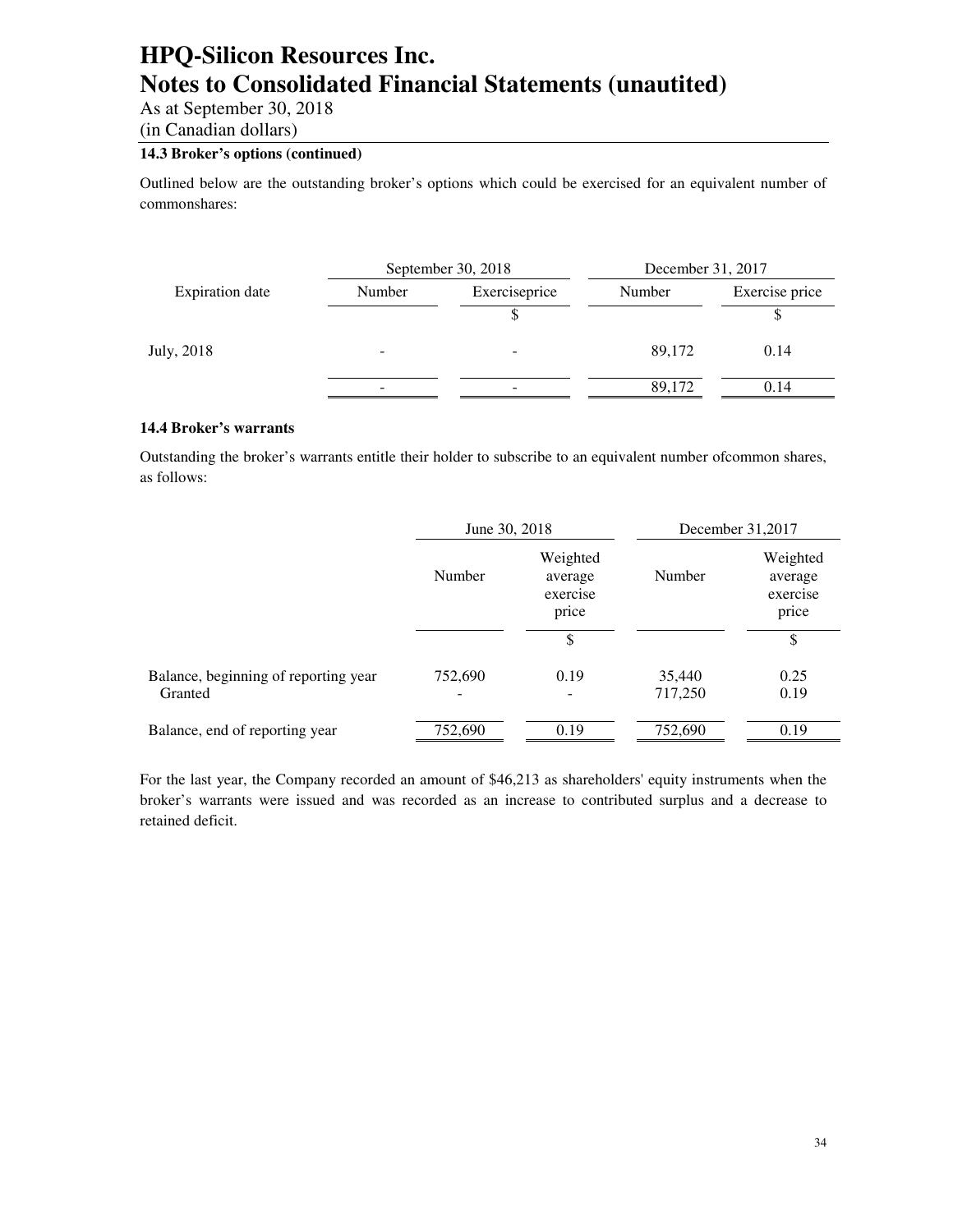### 14.3 Broker's options (continued)

Outlined below are the outstanding broker's options which could be exercised for an equivalent number of commonshares:

| Expiration date | September 30, 2018 | | December 31, 2017 | |
|---|---|---|---|---|
| | Number | Exerciseprice | Number | Exercise price |
| | | $ | | $ |
| July, 2018 | - | - | 89,172 | 0.14 |
| | - | - | 89,172 | 0.14 |

### 14.4 Broker's warrants

Outstanding the broker's warrants entitle their holder to subscribe to an equivalent number ofcommon shares, as follows:

| | June 30, 2018 | | December 31,2017 | |
|---|---|---|---|---|
| | Number | Weighted average exercise price | Number | Weighted average exercise price |
| | | $ | | $ |
| Balance, beginning of reporting year | 752,690 | 0.19 | 35,440 | 0.25 |
| Granted | - | - | 717,250 | 0.19 |
| Balance, end of reporting year | 752,690 | 0.19 | 752,690 | 0.19 |

For the last year, the Company recorded an amount of $46,213 as shareholders' equity instruments when the broker's warrants were issued and was recorded as an increase to contributed surplus and a decrease to retained deficit.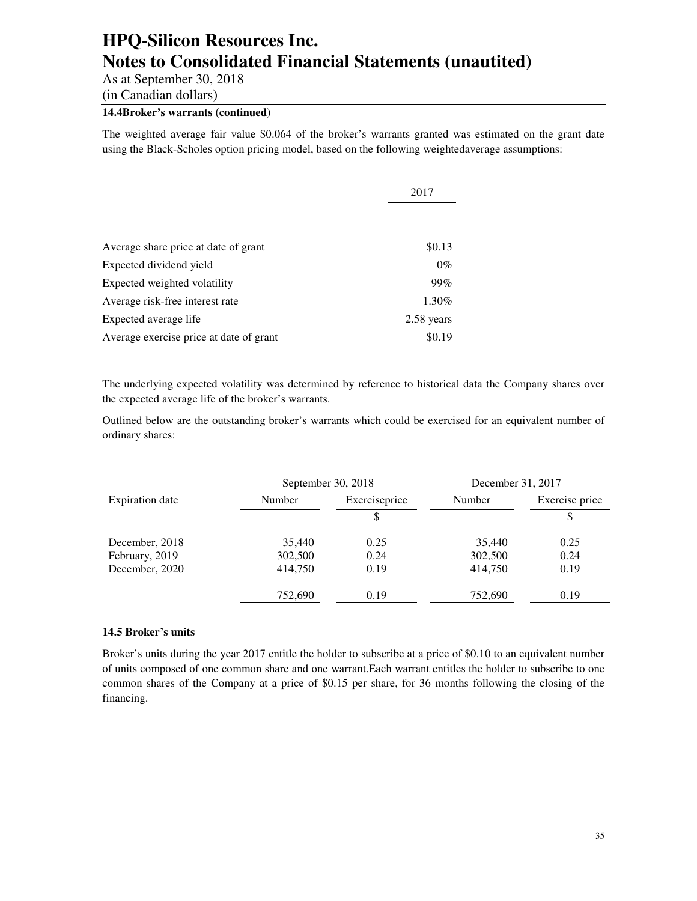# HPQ-Silicon Resources Inc.
# Notes to Consolidated Financial Statements (unautited)

As at September 30, 2018
(in Canadian dollars)

### 14.4Broker's warrants (continued)

The weighted average fair value $0.064 of the broker's warrants granted was estimated on the grant date using the Black-Scholes option pricing model, based on the following weightedaverage assumptions:

| | 2017 |
|---|---|
| Average share price at date of grant | $0.13 |
| Expected dividend yield | 0% |
| Expected weighted volatility | 99% |
| Average risk-free interest rate | 1.30% |
| Expected average life | 2.58 years |
| Average exercise price at date of grant | $0.19 |

The underlying expected volatility was determined by reference to historical data the Company shares over the expected average life of the broker's warrants.

Outlined below are the outstanding broker's warrants which could be exercised for an equivalent number of ordinary shares:

| | September 30, 2018 | | December 31, 2017 | |
|---|---|---|---|---|
| Expiration date | Number | Exerciseprice | Number | Exercise price |
| | | $ | | $ |
| December, 2018 | 35,440 | 0.25 | 35,440 | 0.25 |
| February, 2019 | 302,500 | 0.24 | 302,500 | 0.24 |
| December, 2020 | 414,750 | 0.19 | 414,750 | 0.19 |
| | 752,690 | 0.19 | 752,690 | 0.19 |

### 14.5 Broker's units

Broker's units during the year 2017 entitle the holder to subscribe at a price of $0.10 to an equivalent number of units composed of one common share and one warrant.Each warrant entitles the holder to subscribe to one common shares of the Company at a price of $0.15 per share, for 36 months following the closing of the financing.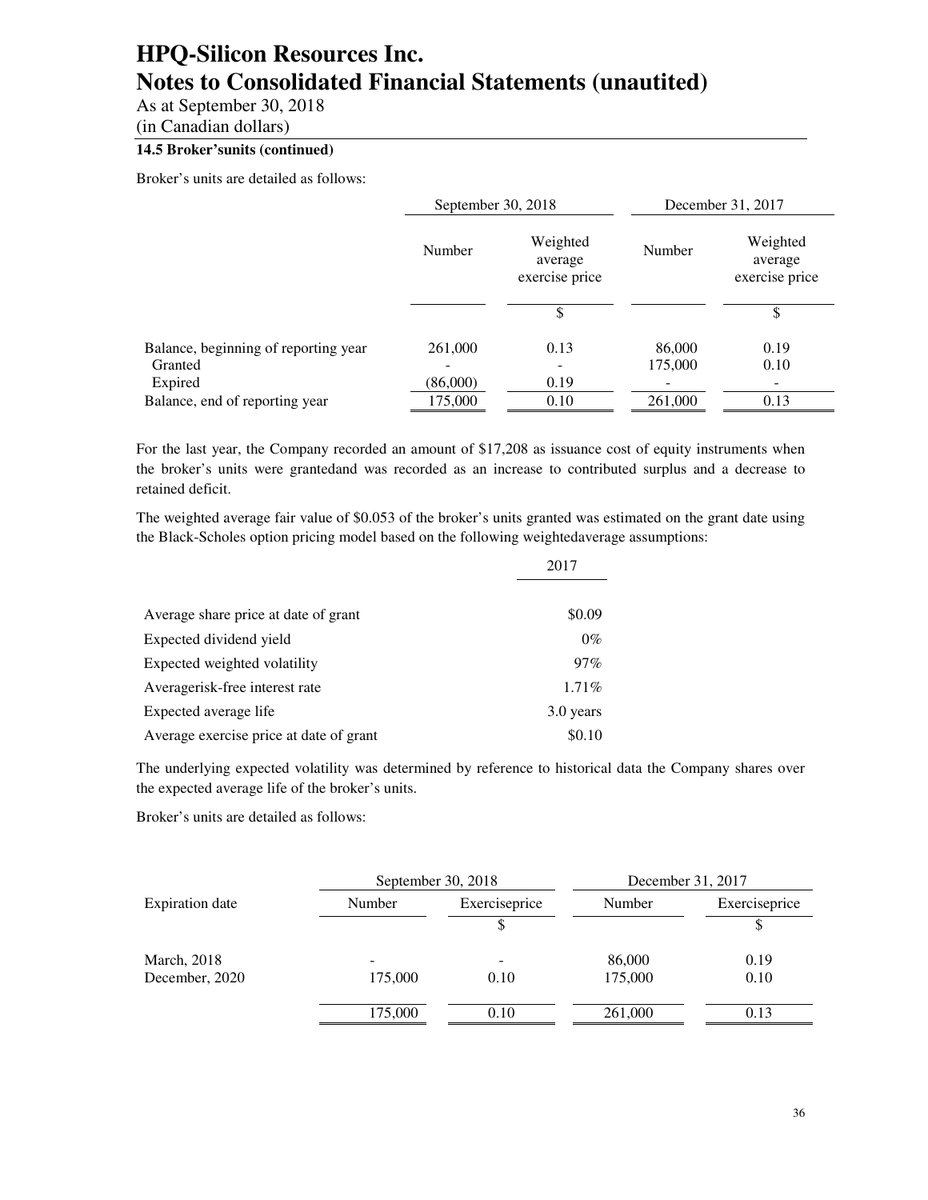# HPQ-Silicon Resources Inc.
# Notes to Consolidated Financial Statements (unautited)

As at September 30, 2018
(in Canadian dollars)

**14.5 Broker'sunits (continued)**

Broker's units are detailed as follows:

| | September 30, 2018 | | December 31, 2017 | |
|---|---|---|---|---|
| | Number | Weighted average exercise price | Number | Weighted average exercise price |
| | | $ | | $ |
| Balance, beginning of reporting year | 261,000 | 0.13 | 86,000 | 0.19 |
| Granted | - | - | 175,000 | 0.10 |
| Expired | (86,000) | 0.19 | - | - |
| Balance, end of reporting year | 175,000 | 0.10 | 261,000 | 0.13 |

For the last year, the Company recorded an amount of $17,208 as issuance cost of equity instruments when the broker's units were grantedand was recorded as an increase to contributed surplus and a decrease to retained deficit.

The weighted average fair value of $0.053 of the broker's units granted was estimated on the grant date using the Black-Scholes option pricing model based on the following weightedaverage assumptions:

| | 2017 |
|---|---|
| Average share price at date of grant | $0.09 |
| Expected dividend yield | 0% |
| Expected weighted volatility | 97% |
| Averagerisk-free interest rate | 1.71% |
| Expected average life | 3.0 years |
| Average exercise price at date of grant | $0.10 |

The underlying expected volatility was determined by reference to historical data the Company shares over the expected average life of the broker's units.

Broker's units are detailed as follows:

| | September 30, 2018 | | December 31, 2017 | |
|---|---|---|---|---|
| Expiration date | Number | Exerciseprice | Number | Exerciseprice |
| | | $ | | $ |
| March, 2018 | - | - | 86,000 | 0.19 |
| December, 2020 | 175,000 | 0.10 | 175,000 | 0.10 |
| | 175,000 | 0.10 | 261,000 | 0.13 |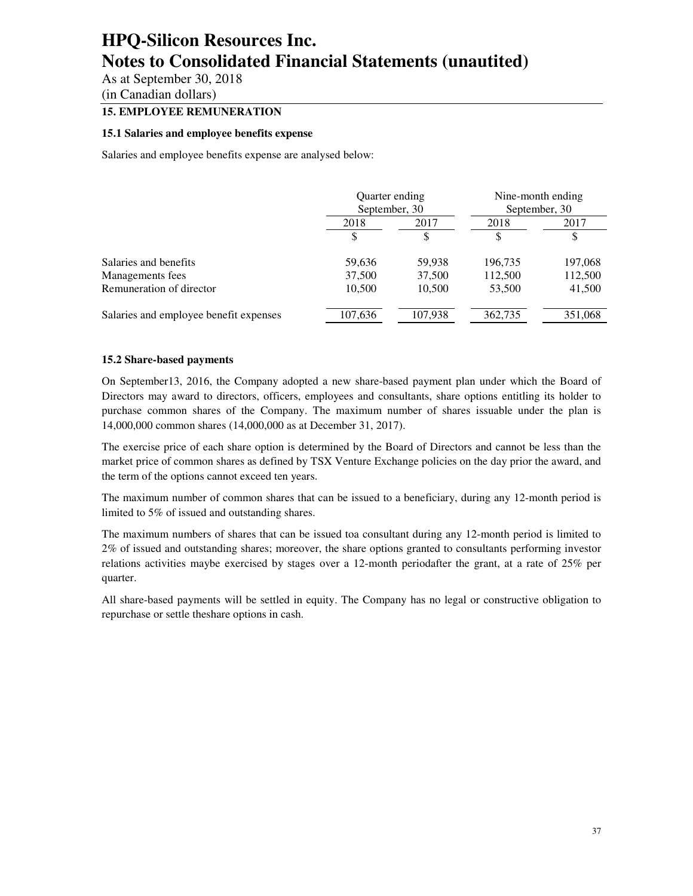# HPQ-Silicon Resources Inc.
# Notes to Consolidated Financial Statements (unautited)

As at September 30, 2018
(in Canadian dollars)

## 15. EMPLOYEE REMUNERATION

### 15.1 Salaries and employee benefits expense

Salaries and employee benefits expense are analysed below:

| | Quarter ending September, 30 | | Nine-month ending September, 30 | |
|---|---|---|---|---|
| | 2018 | 2017 | 2018 | 2017 |
| | $ | $ | $ | $ |
| Salaries and benefits | 59,636 | 59,938 | 196,735 | 197,068 |
| Managements fees | 37,500 | 37,500 | 112,500 | 112,500 |
| Remuneration of director | 10,500 | 10,500 | 53,500 | 41,500 |
| Salaries and employee benefit expenses | 107,636 | 107,938 | 362,735 | 351,068 |

### 15.2 Share-based payments

On September13, 2016, the Company adopted a new share-based payment plan under which the Board of Directors may award to directors, officers, employees and consultants, share options entitling its holder to purchase common shares of the Company. The maximum number of shares issuable under the plan is 14,000,000 common shares (14,000,000 as at December 31, 2017).

The exercise price of each share option is determined by the Board of Directors and cannot be less than the market price of common shares as defined by TSX Venture Exchange policies on the day prior the award, and the term of the options cannot exceed ten years.

The maximum number of common shares that can be issued to a beneficiary, during any 12-month period is limited to 5% of issued and outstanding shares.

The maximum numbers of shares that can be issued toa consultant during any 12-month period is limited to 2% of issued and outstanding shares; moreover, the share options granted to consultants performing investor relations activities maybe exercised by stages over a 12-month periodafter the grant, at a rate of 25% per quarter.

All share-based payments will be settled in equity. The Company has no legal or constructive obligation to repurchase or settle theshare options in cash.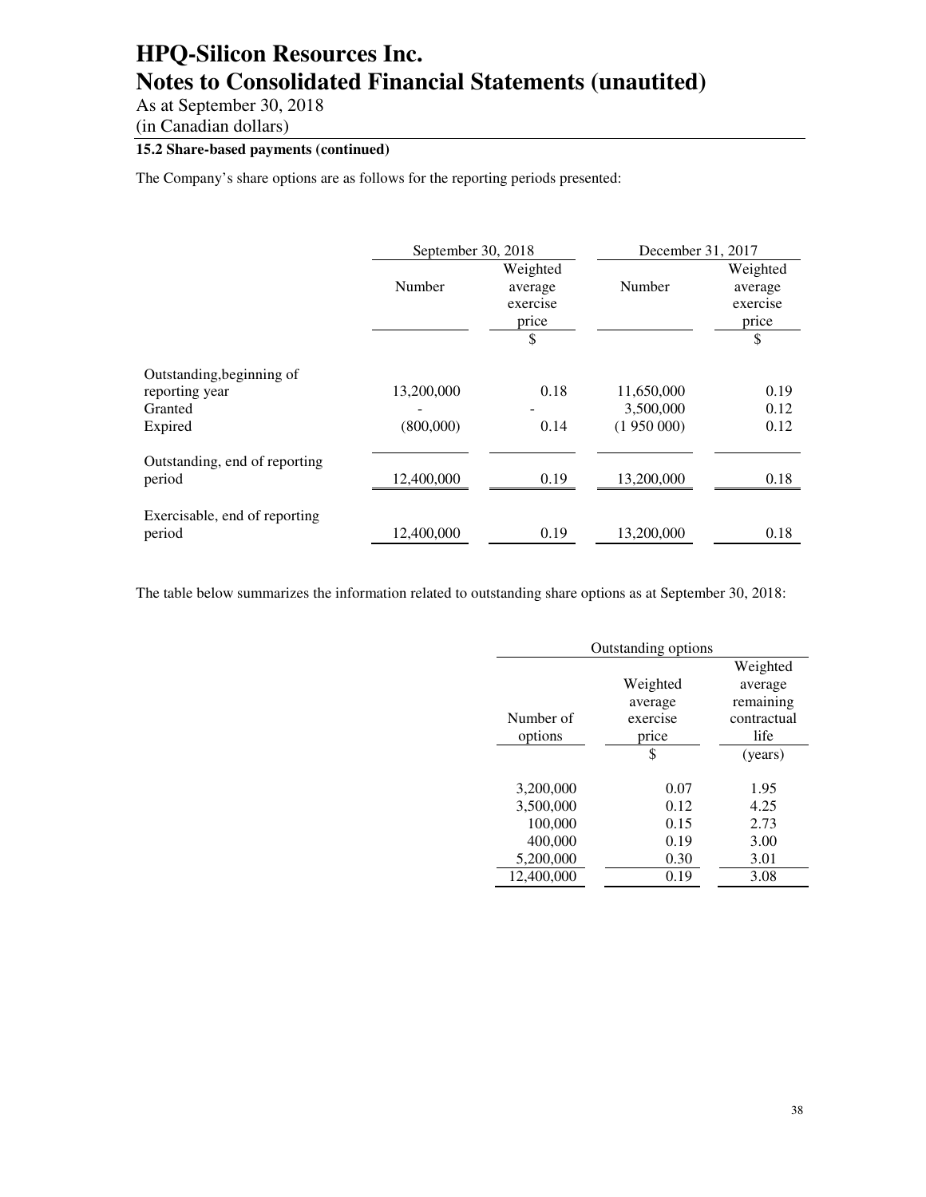# HPQ-Silicon Resources Inc.
# Notes to Consolidated Financial Statements (unautited)

As at September 30, 2018
(in Canadian dollars)

**15.2 Share-based payments (continued)**

The Company's share options are as follows for the reporting periods presented:

| | September 30, 2018 | | December 31, 2017 | |
|---|---|---|---|---|
| | Number | Weighted average exercise price | Number | Weighted average exercise price |
| | | $ | | $ |
| Outstanding,beginning of reporting year | 13,200,000 | 0.18 | 11,650,000 | 0.19 |
| Granted | - | - | 3,500,000 | 0.12 |
| Expired | (800,000) | 0.14 | (1 950 000) | 0.12 |
| Outstanding, end of reporting period | 12,400,000 | 0.19 | 13,200,000 | 0.18 |
| Exercisable, end of reporting period | 12,400,000 | 0.19 | 13,200,000 | 0.18 |

The table below summarizes the information related to outstanding share options as at September 30, 2018:

| Outstanding options | | |
|---|---|---|
| Number of options | Weighted average exercise price | Weighted average remaining contractual life |
| | $ | (years) |
| 3,200,000 | 0.07 | 1.95 |
| 3,500,000 | 0.12 | 4.25 |
| 100,000 | 0.15 | 2.73 |
| 400,000 | 0.19 | 3.00 |
| 5,200,000 | 0.30 | 3.01 |
| 12,400,000 | 0.19 | 3.08 |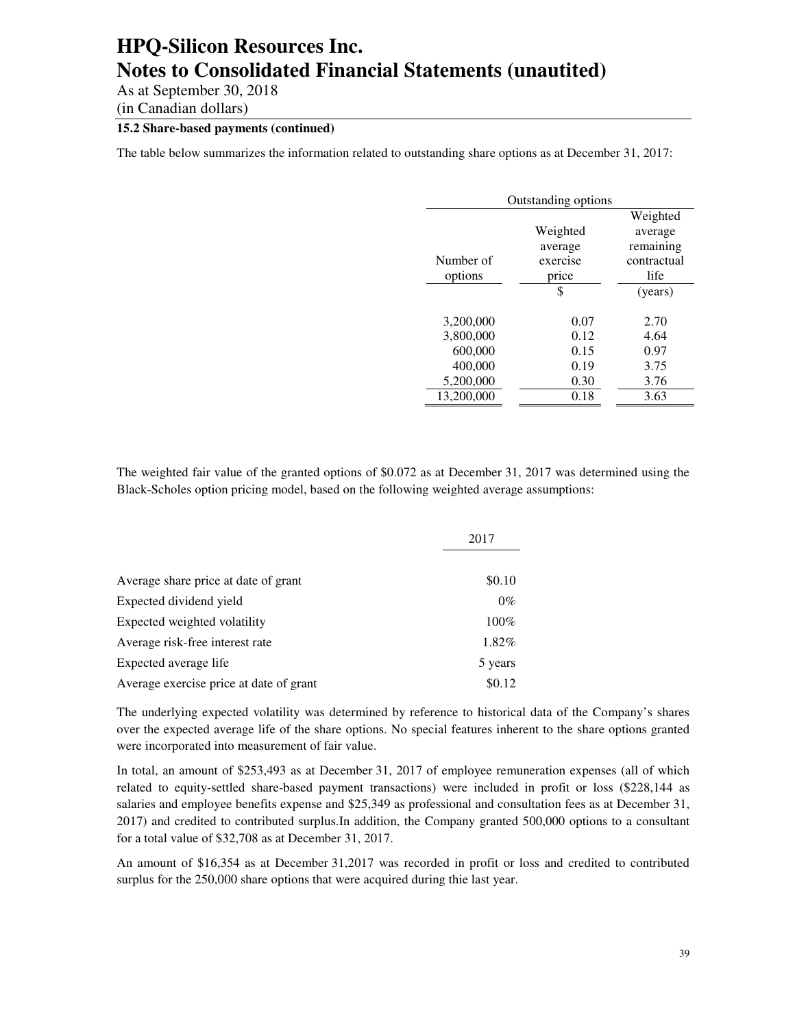# HPQ-Silicon Resources Inc.
# Notes to Consolidated Financial Statements (unautited)

As at September 30, 2018
(in Canadian dollars)

**15.2 Share-based payments (continued)**

The table below summarizes the information related to outstanding share options as at December 31, 2017:

| Outstanding options | | |
|---|---|---|
| Number of options | Weighted average exercise price | Weighted average remaining contractual life |
| | $ | (years) |
| 3,200,000 | 0.07 | 2.70 |
| 3,800,000 | 0.12 | 4.64 |
| 600,000 | 0.15 | 0.97 |
| 400,000 | 0.19 | 3.75 |
| 5,200,000 | 0.30 | 3.76 |
| 13,200,000 | 0.18 | 3.63 |

The weighted fair value of the granted options of \$0.072 as at December 31, 2017 was determined using the Black-Scholes option pricing model, based on the following weighted average assumptions:

| | 2017 |
|---|---|
| Average share price at date of grant | \$0.10 |
| Expected dividend yield | 0% |
| Expected weighted volatility | 100% |
| Average risk-free interest rate | 1.82% |
| Expected average life | 5 years |
| Average exercise price at date of grant | \$0.12 |

The underlying expected volatility was determined by reference to historical data of the Company's shares over the expected average life of the share options. No special features inherent to the share options granted were incorporated into measurement of fair value.

In total, an amount of \$253,493 as at December 31, 2017 of employee remuneration expenses (all of which related to equity-settled share-based payment transactions) were included in profit or loss (\$228,144 as salaries and employee benefits expense and \$25,349 as professional and consultation fees as at December 31, 2017) and credited to contributed surplus.In addition, the Company granted 500,000 options to a consultant for a total value of \$32,708 as at December 31, 2017.

An amount of \$16,354 as at December 31,2017 was recorded in profit or loss and credited to contributed surplus for the 250,000 share options that were acquired during thie last year.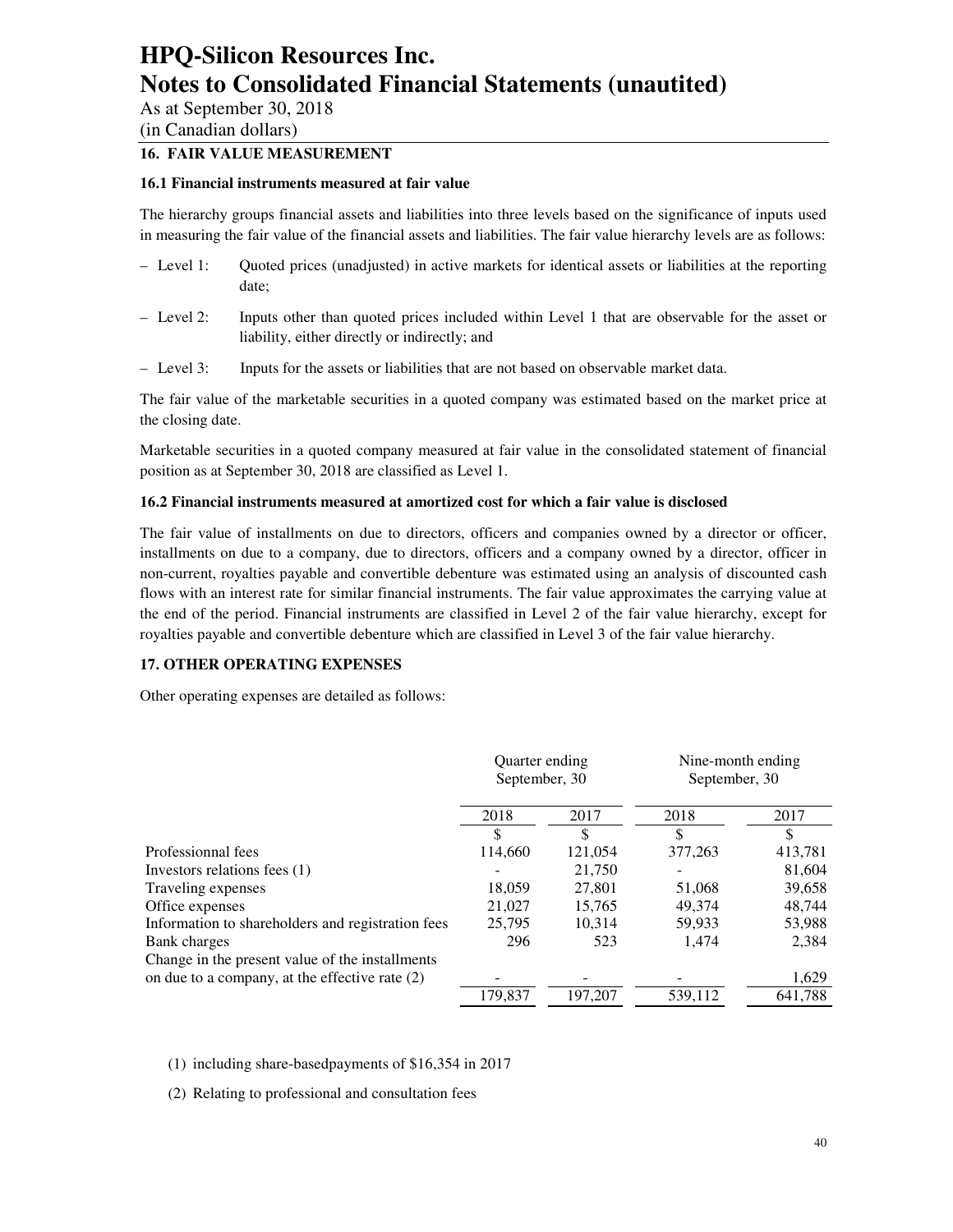# HPQ-Silicon Resources Inc.
# Notes to Consolidated Financial Statements (unautited)

As at September 30, 2018
(in Canadian dollars)

## 16. FAIR VALUE MEASUREMENT

### 16.1 Financial instruments measured at fair value

The hierarchy groups financial assets and liabilities into three levels based on the significance of inputs used in measuring the fair value of the financial assets and liabilities. The fair value hierarchy levels are as follows:

- Level 1: Quoted prices (unadjusted) in active markets for identical assets or liabilities at the reporting date;
- Level 2: Inputs other than quoted prices included within Level 1 that are observable for the asset or liability, either directly or indirectly; and
- Level 3: Inputs for the assets or liabilities that are not based on observable market data.

The fair value of the marketable securities in a quoted company was estimated based on the market price at the closing date.

Marketable securities in a quoted company measured at fair value in the consolidated statement of financial position as at September 30, 2018 are classified as Level 1.

### 16.2 Financial instruments measured at amortized cost for which a fair value is disclosed

The fair value of installments on due to directors, officers and companies owned by a director or officer, installments on due to a company, due to directors, officers and a company owned by a director, officer in non-current, royalties payable and convertible debenture was estimated using an analysis of discounted cash flows with an interest rate for similar financial instruments. The fair value approximates the carrying value at the end of the period. Financial instruments are classified in Level 2 of the fair value hierarchy, except for royalties payable and convertible debenture which are classified in Level 3 of the fair value hierarchy.

## 17. OTHER OPERATING EXPENSES

Other operating expenses are detailed as follows:

| | Quarter ending September, 30 | | Nine-month ending September, 30 | |
|---|---|---|---|---|
| | 2018 | 2017 | 2018 | 2017 |
| | $ | $ | $ | $ |
| Professionnal fees | 114,660 | 121,054 | 377,263 | 413,781 |
| Investors relations fees (1) | - | 21,750 | - | 81,604 |
| Traveling expenses | 18,059 | 27,801 | 51,068 | 39,658 |
| Office expenses | 21,027 | 15,765 | 49,374 | 48,744 |
| Information to shareholders and registration fees | 25,795 | 10,314 | 59,933 | 53,988 |
| Bank charges | 296 | 523 | 1,474 | 2,384 |
| Change in the present value of the installments on due to a company, at the effective rate (2) | - | - | - | 1,629 |
| | 179,837 | 197,207 | 539,112 | 641,788 |

(1) including share-basedpayments of $16,354 in 2017

(2) Relating to professional and consultation fees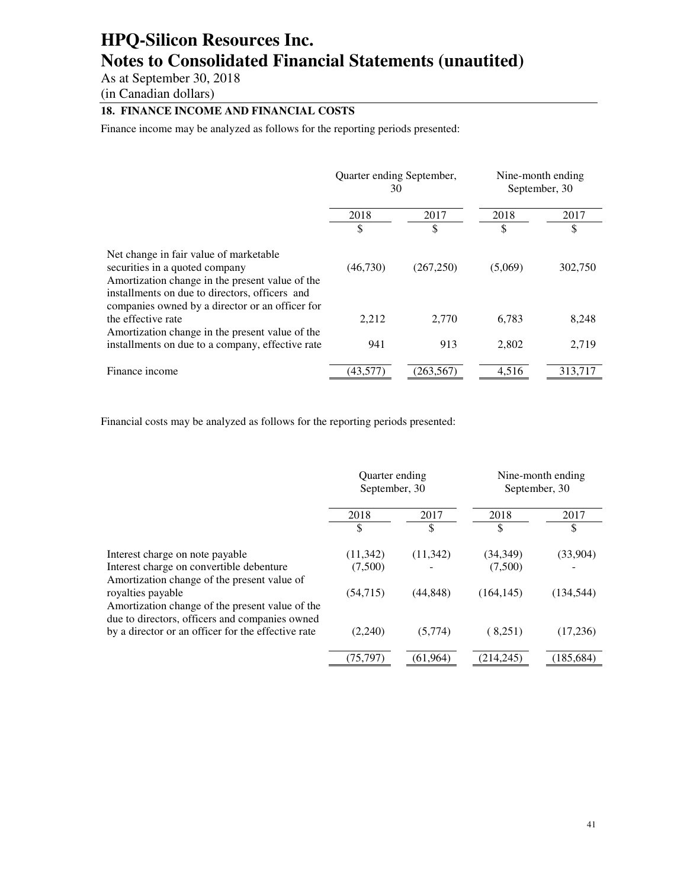# HPQ-Silicon Resources Inc.
# Notes to Consolidated Financial Statements (unautited)

As at September 30, 2018
(in Canadian dollars)

## 18. FINANCE INCOME AND FINANCIAL COSTS

Finance income may be analyzed as follows for the reporting periods presented:

| | Quarter ending September, 30 | | Nine-month ending September, 30 | |
|---|---|---|---|---|
| | 2018 | 2017 | 2018 | 2017 |
| | $ | $ | $ | $ |
| Net change in fair value of marketable securities in a quoted company | (46,730) | (267,250) | (5,069) | 302,750 |
| Amortization change in the present value of the installments on due to directors, officers and companies owned by a director or an officer for the effective rate | 2,212 | 2,770 | 6,783 | 8,248 |
| Amortization change in the present value of the installments on due to a company, effective rate | 941 | 913 | 2,802 | 2,719 |
| Finance income | (43,577) | (263,567) | 4,516 | 313,717 |

Financial costs may be analyzed as follows for the reporting periods presented:

| | Quarter ending September, 30 | | Nine-month ending September, 30 | |
|---|---|---|---|---|
| | 2018 | 2017 | 2018 | 2017 |
| | $ | $ | $ | $ |
| Interest charge on note payable | (11,342) | (11,342) | (34,349) | (33,904) |
| Interest charge on convertible debenture | (7,500) | - | (7,500) | - |
| Amortization change of the present value of royalties payable | (54,715) | (44,848) | (164,145) | (134,544) |
| Amortization change of the present value of the due to directors, officers and companies owned by a director or an officer for the effective rate | (2,240) | (5,774) | ( 8,251) | (17,236) |
| | (75,797) | (61,964) | (214,245) | (185,684) |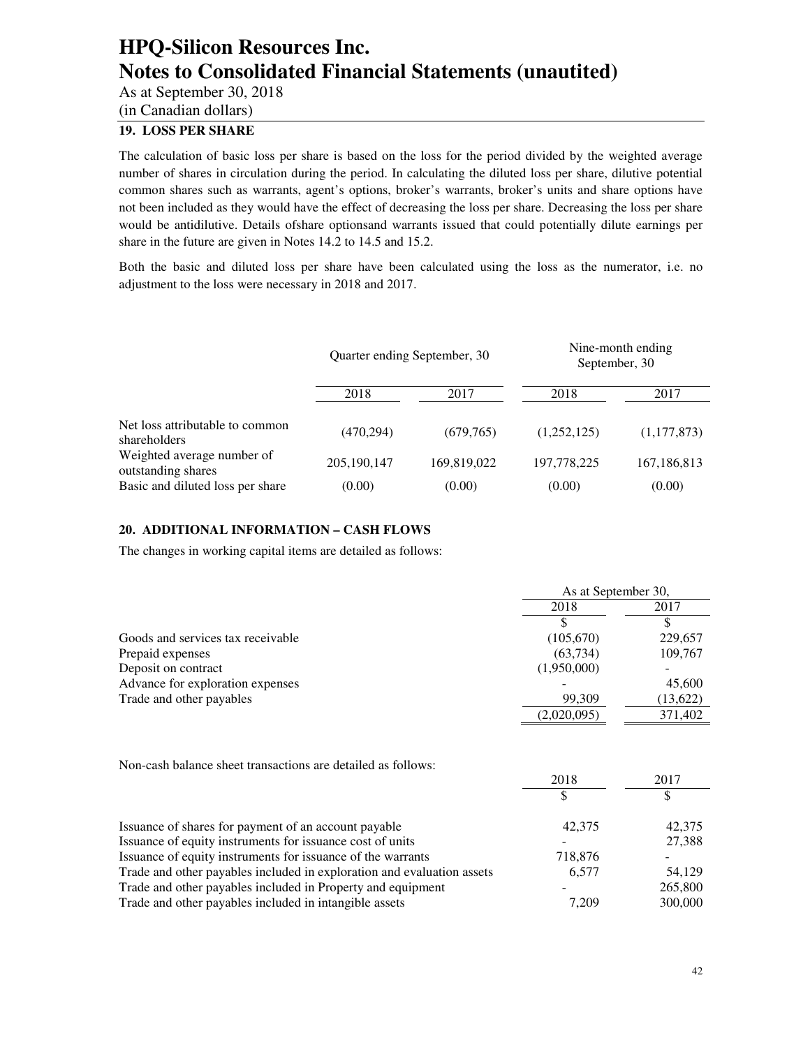# HPQ-Silicon Resources Inc.
# Notes to Consolidated Financial Statements (unautited)

As at September 30, 2018
(in Canadian dollars)

## 19. LOSS PER SHARE

The calculation of basic loss per share is based on the loss for the period divided by the weighted average number of shares in circulation during the period. In calculating the diluted loss per share, dilutive potential common shares such as warrants, agent's options, broker's warrants, broker's units and share options have not been included as they would have the effect of decreasing the loss per share. Decreasing the loss per share would be antidilutive. Details ofshare optionsand warrants issued that could potentially dilute earnings per share in the future are given in Notes 14.2 to 14.5 and 15.2.

Both the basic and diluted loss per share have been calculated using the loss as the numerator, i.e. no adjustment to the loss were necessary in 2018 and 2017.

| | Quarter ending September, 30 | | Nine-month ending September, 30 | |
|---|---|---|---|---|
| | 2018 | 2017 | 2018 | 2017 |
| Net loss attributable to common shareholders | (470,294) | (679,765) | (1,252,125) | (1,177,873) |
| Weighted average number of outstanding shares | 205,190,147 | 169,819,022 | 197,778,225 | 167,186,813 |
| Basic and diluted loss per share | (0.00) | (0.00) | (0.00) | (0.00) |

## 20. ADDITIONAL INFORMATION – CASH FLOWS

The changes in working capital items are detailed as follows:

| | As at September 30, | |
|---|---|---|
| | 2018 | 2017 |
| | $ | $ |
| Goods and services tax receivable | (105,670) | 229,657 |
| Prepaid expenses | (63,734) | 109,767 |
| Deposit on contract | (1,950,000) | - |
| Advance for exploration expenses | - | 45,600 |
| Trade and other payables | 99,309 | (13,622) |
| | (2,020,095) | 371,402 |

Non-cash balance sheet transactions are detailed as follows:

| | 2018 | 2017 |
|---|---|---|
| | $ | $ |
| Issuance of shares for payment of an account payable | 42,375 | 42,375 |
| Issuance of equity instruments for issuance cost of units | - | 27,388 |
| Issuance of equity instruments for issuance of the warrants | 718,876 | - |
| Trade and other payables included in exploration and evaluation assets | 6,577 | 54,129 |
| Trade and other payables included in Property and equipment | - | 265,800 |
| Trade and other payables included in intangible assets | 7,209 | 300,000 |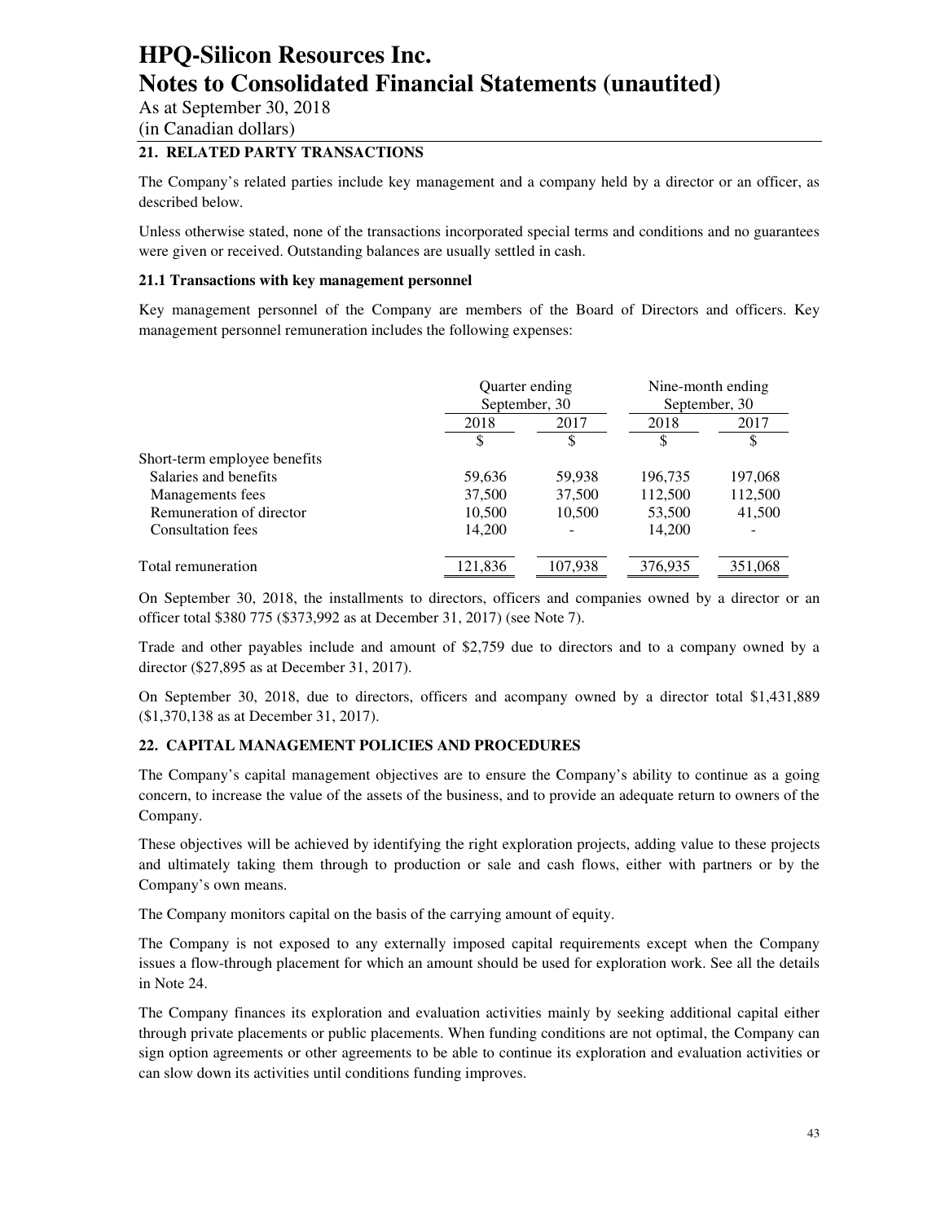# HPQ-Silicon Resources Inc.
# Notes to Consolidated Financial Statements (unautited)

As at September 30, 2018
(in Canadian dollars)

## 21. RELATED PARTY TRANSACTIONS

The Company's related parties include key management and a company held by a director or an officer, as described below.

Unless otherwise stated, none of the transactions incorporated special terms and conditions and no guarantees were given or received. Outstanding balances are usually settled in cash.

### 21.1 Transactions with key management personnel

Key management personnel of the Company are members of the Board of Directors and officers. Key management personnel remuneration includes the following expenses:

| | Quarter ending September, 30 | | Nine-month ending September, 30 | |
|---|---|---|---|---|
| | 2018 | 2017 | 2018 | 2017 |
| | $ | $ | $ | $ |
| Short-term employee benefits | | | | |
| Salaries and benefits | 59,636 | 59,938 | 196,735 | 197,068 |
| Managements fees | 37,500 | 37,500 | 112,500 | 112,500 |
| Remuneration of director | 10,500 | 10,500 | 53,500 | 41,500 |
| Consultation fees | 14,200 | - | 14,200 | - |
| Total remuneration | 121,836 | 107,938 | 376,935 | 351,068 |

On September 30, 2018, the installments to directors, officers and companies owned by a director or an officer total $380 775 ($373,992 as at December 31, 2017) (see Note 7).

Trade and other payables include and amount of $2,759 due to directors and to a company owned by a director ($27,895 as at December 31, 2017).

On September 30, 2018, due to directors, officers and acompany owned by a director total $1,431,889 ($1,370,138 as at December 31, 2017).

## 22. CAPITAL MANAGEMENT POLICIES AND PROCEDURES

The Company's capital management objectives are to ensure the Company's ability to continue as a going concern, to increase the value of the assets of the business, and to provide an adequate return to owners of the Company.

These objectives will be achieved by identifying the right exploration projects, adding value to these projects and ultimately taking them through to production or sale and cash flows, either with partners or by the Company's own means.

The Company monitors capital on the basis of the carrying amount of equity.

The Company is not exposed to any externally imposed capital requirements except when the Company issues a flow-through placement for which an amount should be used for exploration work. See all the details in Note 24.

The Company finances its exploration and evaluation activities mainly by seeking additional capital either through private placements or public placements. When funding conditions are not optimal, the Company can sign option agreements or other agreements to be able to continue its exploration and evaluation activities or can slow down its activities until conditions funding improves.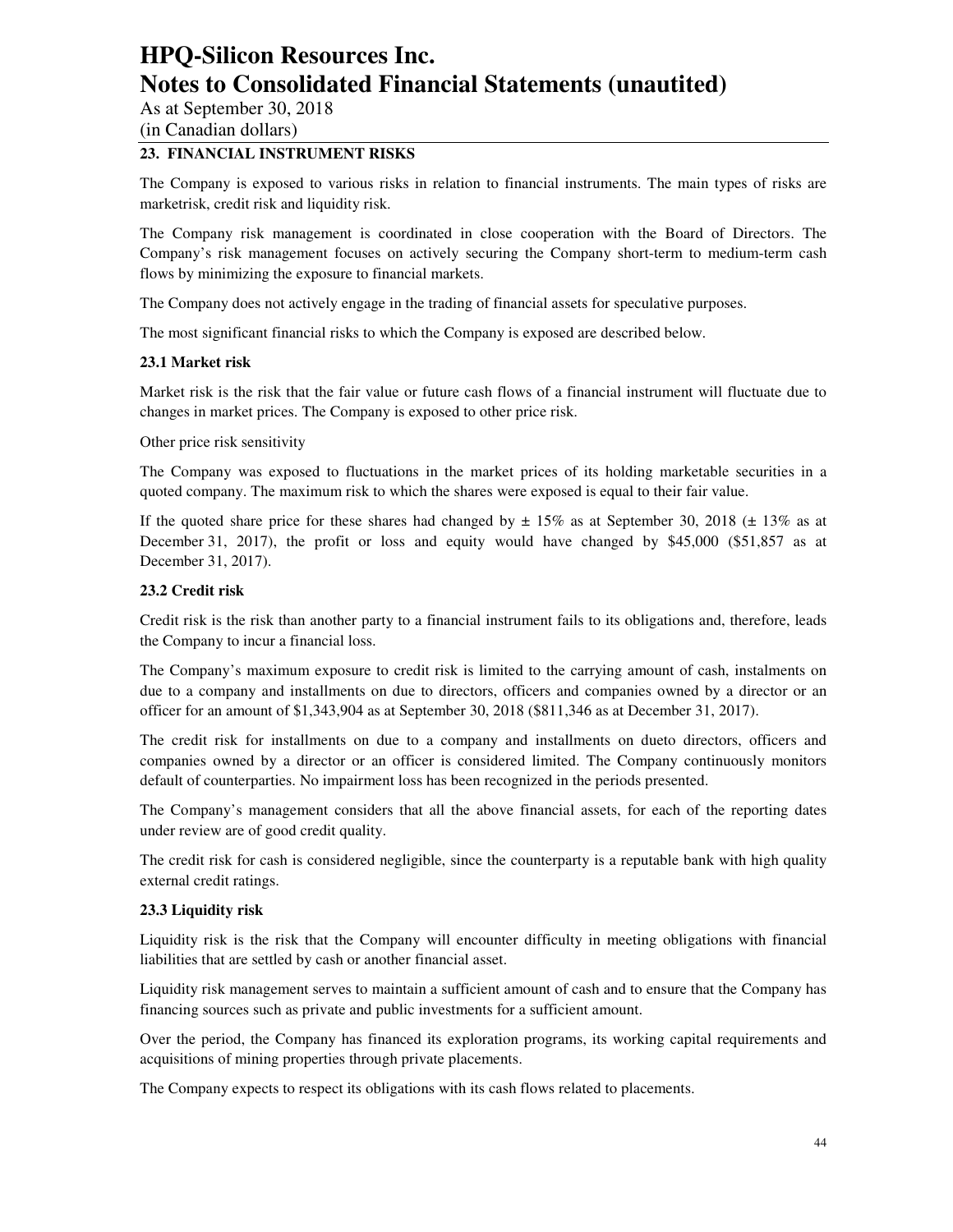# HPQ-Silicon Resources Inc.
# Notes to Consolidated Financial Statements (unautited)

As at September 30, 2018
(in Canadian dollars)

## 23. FINANCIAL INSTRUMENT RISKS

The Company is exposed to various risks in relation to financial instruments. The main types of risks are marketrisk, credit risk and liquidity risk.

The Company risk management is coordinated in close cooperation with the Board of Directors. The Company's risk management focuses on actively securing the Company short-term to medium-term cash flows by minimizing the exposure to financial markets.

The Company does not actively engage in the trading of financial assets for speculative purposes.

The most significant financial risks to which the Company is exposed are described below.

### 23.1 Market risk

Market risk is the risk that the fair value or future cash flows of a financial instrument will fluctuate due to changes in market prices. The Company is exposed to other price risk.

Other price risk sensitivity

The Company was exposed to fluctuations in the market prices of its holding marketable securities in a quoted company. The maximum risk to which the shares were exposed is equal to their fair value.

If the quoted share price for these shares had changed by ± 15% as at September 30, 2018 (± 13% as at December 31, 2017), the profit or loss and equity would have changed by $45,000 ($51,857 as at December 31, 2017).

### 23.2 Credit risk

Credit risk is the risk than another party to a financial instrument fails to its obligations and, therefore, leads the Company to incur a financial loss.

The Company's maximum exposure to credit risk is limited to the carrying amount of cash, instalments on due to a company and installments on due to directors, officers and companies owned by a director or an officer for an amount of $1,343,904 as at September 30, 2018 ($811,346 as at December 31, 2017).

The credit risk for installments on due to a company and installments on dueto directors, officers and companies owned by a director or an officer is considered limited. The Company continuously monitors default of counterparties. No impairment loss has been recognized in the periods presented.

The Company's management considers that all the above financial assets, for each of the reporting dates under review are of good credit quality.

The credit risk for cash is considered negligible, since the counterparty is a reputable bank with high quality external credit ratings.

### 23.3 Liquidity risk

Liquidity risk is the risk that the Company will encounter difficulty in meeting obligations with financial liabilities that are settled by cash or another financial asset.

Liquidity risk management serves to maintain a sufficient amount of cash and to ensure that the Company has financing sources such as private and public investments for a sufficient amount.

Over the period, the Company has financed its exploration programs, its working capital requirements and acquisitions of mining properties through private placements.

The Company expects to respect its obligations with its cash flows related to placements.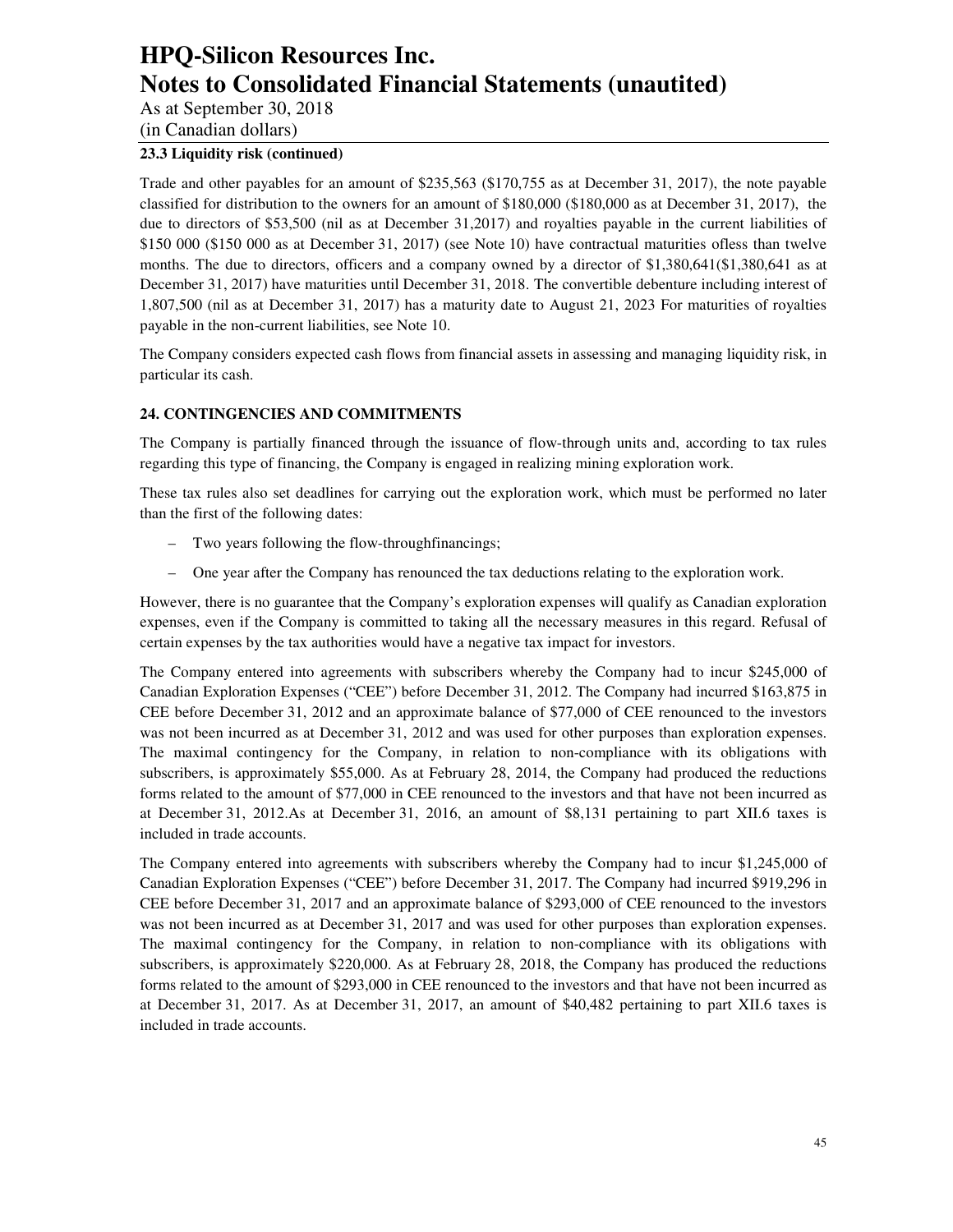**23.3 Liquidity risk (continued)**

Trade and other payables for an amount of $235,563 ($170,755 as at December 31, 2017), the note payable classified for distribution to the owners for an amount of $180,000 ($180,000 as at December 31, 2017), the due to directors of $53,500 (nil as at December 31,2017) and royalties payable in the current liabilities of $150 000 ($150 000 as at December 31, 2017) (see Note 10) have contractual maturities ofless than twelve months. The due to directors, officers and a company owned by a director of $1,380,641($1,380,641 as at December 31, 2017) have maturities until December 31, 2018. The convertible debenture including interest of 1,807,500 (nil as at December 31, 2017) has a maturity date to August 21, 2023 For maturities of royalties payable in the non-current liabilities, see Note 10.

The Company considers expected cash flows from financial assets in assessing and managing liquidity risk, in particular its cash.

## 24. CONTINGENCIES AND COMMITMENTS

The Company is partially financed through the issuance of flow-through units and, according to tax rules regarding this type of financing, the Company is engaged in realizing mining exploration work.

These tax rules also set deadlines for carrying out the exploration work, which must be performed no later than the first of the following dates:

- Two years following the flow-throughfinancings;
- One year after the Company has renounced the tax deductions relating to the exploration work.

However, there is no guarantee that the Company's exploration expenses will qualify as Canadian exploration expenses, even if the Company is committed to taking all the necessary measures in this regard. Refusal of certain expenses by the tax authorities would have a negative tax impact for investors.

The Company entered into agreements with subscribers whereby the Company had to incur $245,000 of Canadian Exploration Expenses ("CEE") before December 31, 2012. The Company had incurred $163,875 in CEE before December 31, 2012 and an approximate balance of $77,000 of CEE renounced to the investors was not been incurred as at December 31, 2012 and was used for other purposes than exploration expenses. The maximal contingency for the Company, in relation to non-compliance with its obligations with subscribers, is approximately $55,000. As at February 28, 2014, the Company had produced the reductions forms related to the amount of $77,000 in CEE renounced to the investors and that have not been incurred as at December 31, 2012.As at December 31, 2016, an amount of $8,131 pertaining to part XII.6 taxes is included in trade accounts.

The Company entered into agreements with subscribers whereby the Company had to incur $1,245,000 of Canadian Exploration Expenses ("CEE") before December 31, 2017. The Company had incurred $919,296 in CEE before December 31, 2017 and an approximate balance of $293,000 of CEE renounced to the investors was not been incurred as at December 31, 2017 and was used for other purposes than exploration expenses. The maximal contingency for the Company, in relation to non-compliance with its obligations with subscribers, is approximately $220,000. As at February 28, 2018, the Company has produced the reductions forms related to the amount of $293,000 in CEE renounced to the investors and that have not been incurred as at December 31, 2017. As at December 31, 2017, an amount of $40,482 pertaining to part XII.6 taxes is included in trade accounts.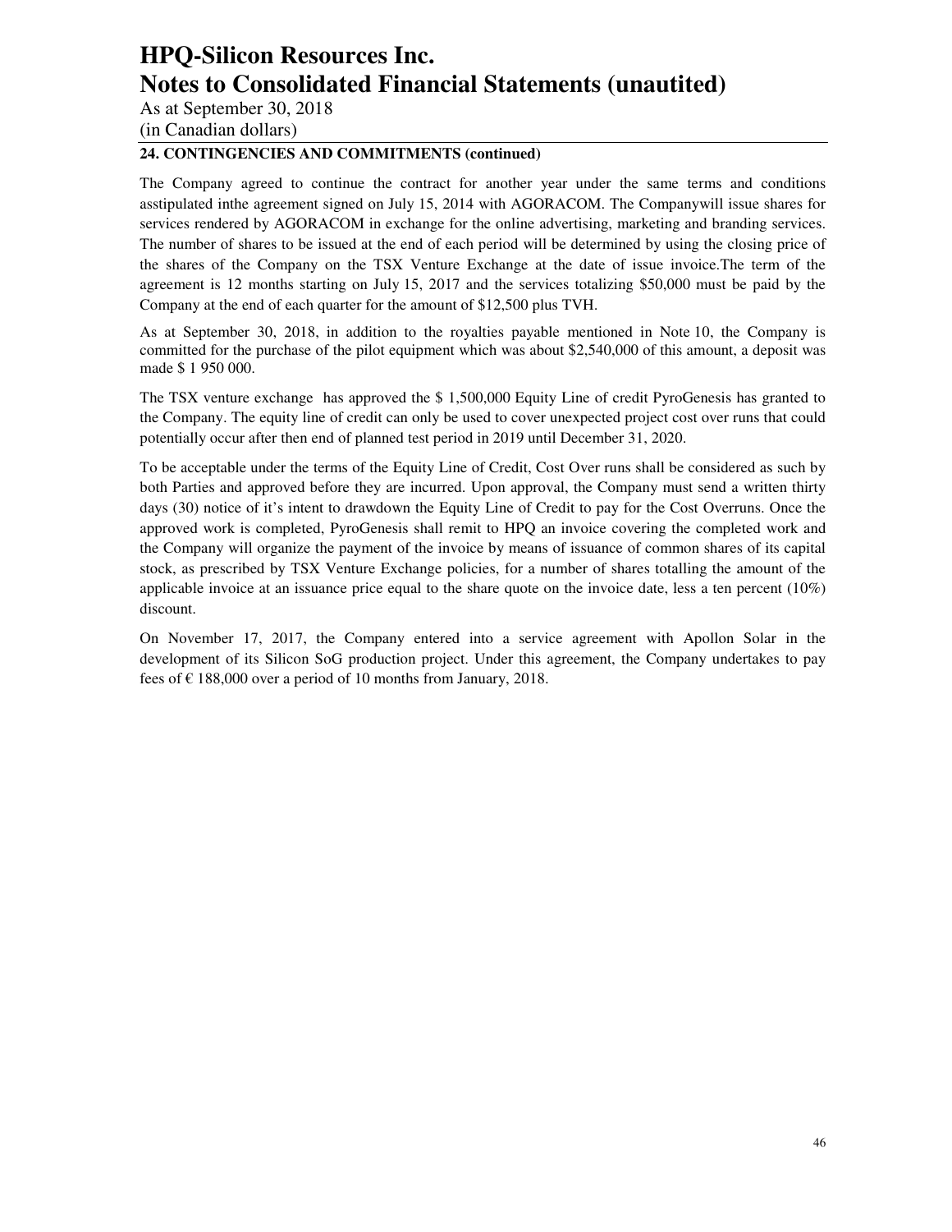### 24. CONTINGENCIES AND COMMITMENTS (continued)

The Company agreed to continue the contract for another year under the same terms and conditions asstipulated inthe agreement signed on July 15, 2014 with AGORACOM. The Companywill issue shares for services rendered by AGORACOM in exchange for the online advertising, marketing and branding services. The number of shares to be issued at the end of each period will be determined by using the closing price of the shares of the Company on the TSX Venture Exchange at the date of issue invoice.The term of the agreement is 12 months starting on July 15, 2017 and the services totalizing $50,000 must be paid by the Company at the end of each quarter for the amount of $12,500 plus TVH.

As at September 30, 2018, in addition to the royalties payable mentioned in Note 10, the Company is committed for the purchase of the pilot equipment which was about $2,540,000 of this amount, a deposit was made $ 1 950 000.

The TSX venture exchange has approved the $ 1,500,000 Equity Line of credit PyroGenesis has granted to the Company. The equity line of credit can only be used to cover unexpected project cost over runs that could potentially occur after then end of planned test period in 2019 until December 31, 2020.

To be acceptable under the terms of the Equity Line of Credit, Cost Over runs shall be considered as such by both Parties and approved before they are incurred. Upon approval, the Company must send a written thirty days (30) notice of it's intent to drawdown the Equity Line of Credit to pay for the Cost Overruns. Once the approved work is completed, PyroGenesis shall remit to HPQ an invoice covering the completed work and the Company will organize the payment of the invoice by means of issuance of common shares of its capital stock, as prescribed by TSX Venture Exchange policies, for a number of shares totalling the amount of the applicable invoice at an issuance price equal to the share quote on the invoice date, less a ten percent (10%) discount.

On November 17, 2017, the Company entered into a service agreement with Apollon Solar in the development of its Silicon SoG production project. Under this agreement, the Company undertakes to pay fees of € 188,000 over a period of 10 months from January, 2018.